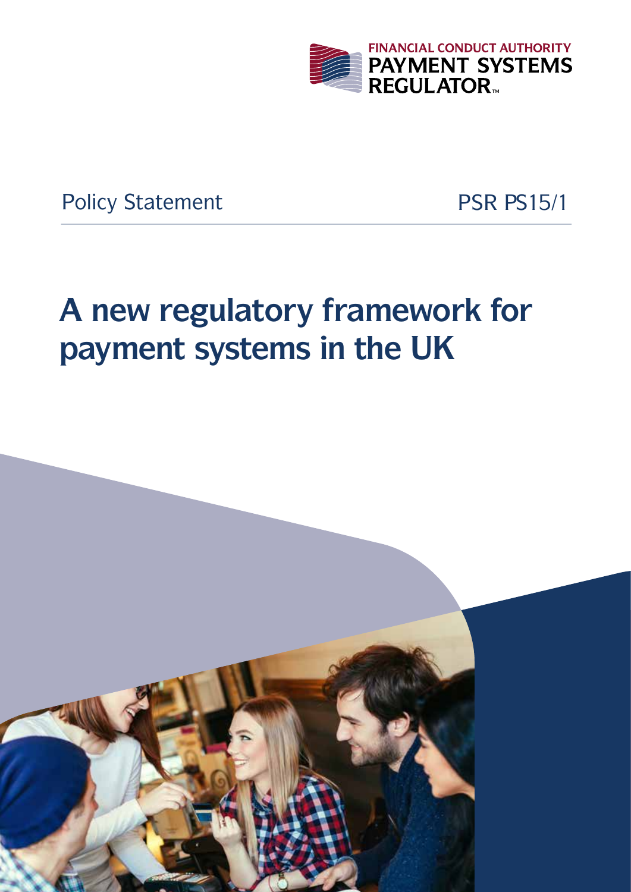FINANCIAL CONDUCT AUTHORITY
PAYMENT SYSTEMS REGULATOR

Policy Statement PSR PS15/1

# A new regulatory framework for payment systems in the UK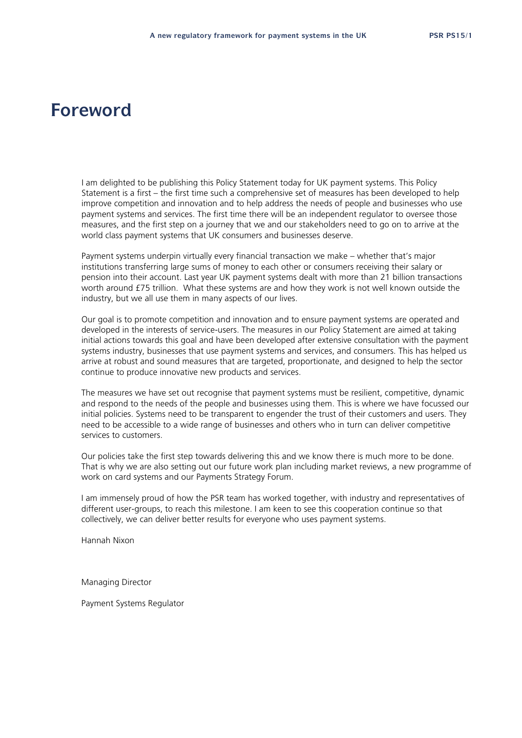# Foreword

I am delighted to be publishing this Policy Statement today for UK payment systems. This Policy Statement is a first – the first time such a comprehensive set of measures has been developed to help improve competition and innovation and to help address the needs of people and businesses who use payment systems and services. The first time there will be an independent regulator to oversee those measures, and the first step on a journey that we and our stakeholders need to go on to arrive at the world class payment systems that UK consumers and businesses deserve.

Payment systems underpin virtually every financial transaction we make – whether that's major institutions transferring large sums of money to each other or consumers receiving their salary or pension into their account. Last year UK payment systems dealt with more than 21 billion transactions worth around £75 trillion. What these systems are and how they work is not well known outside the industry, but we all use them in many aspects of our lives.

Our goal is to promote competition and innovation and to ensure payment systems are operated and developed in the interests of service-users. The measures in our Policy Statement are aimed at taking initial actions towards this goal and have been developed after extensive consultation with the payment systems industry, businesses that use payment systems and services, and consumers. This has helped us arrive at robust and sound measures that are targeted, proportionate, and designed to help the sector continue to produce innovative new products and services.

The measures we have set out recognise that payment systems must be resilient, competitive, dynamic and respond to the needs of the people and businesses using them. This is where we have focussed our initial policies. Systems need to be transparent to engender the trust of their customers and users. They need to be accessible to a wide range of businesses and others who in turn can deliver competitive services to customers.

Our policies take the first step towards delivering this and we know there is much more to be done. That is why we are also setting out our future work plan including market reviews, a new programme of work on card systems and our Payments Strategy Forum.

I am immensely proud of how the PSR team has worked together, with industry and representatives of different user-groups, to reach this milestone. I am keen to see this cooperation continue so that collectively, we can deliver better results for everyone who uses payment systems.

Hannah Nixon

Managing Director

Payment Systems Regulator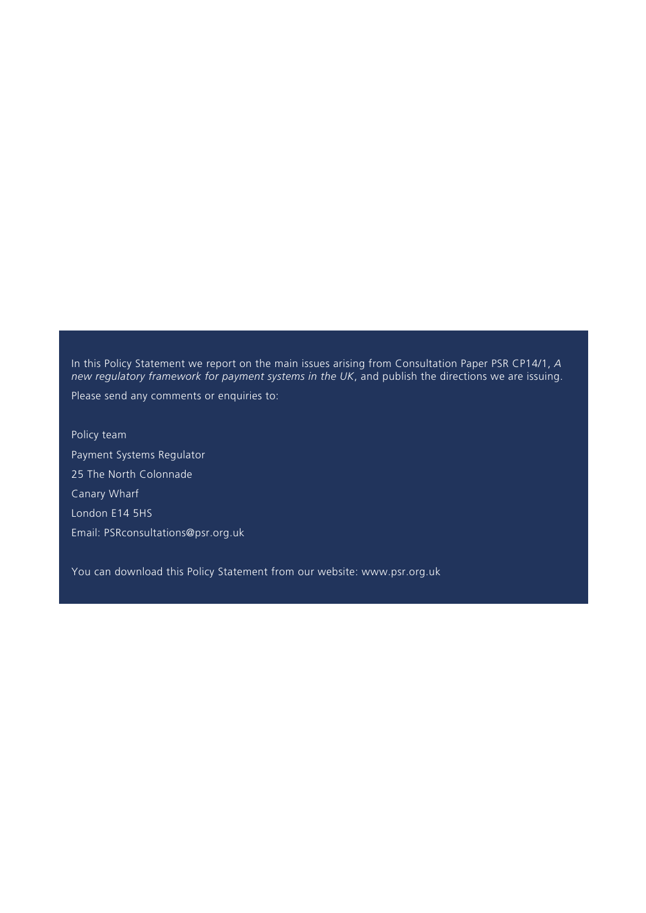In this Policy Statement we report on the main issues arising from Consultation Paper PSR CP14/1, *A new regulatory framework for payment systems in the UK*, and publish the directions we are issuing.

Please send any comments or enquiries to:

Policy team

Payment Systems Regulator

25 The North Colonnade

Canary Wharf

London E14 5HS

Email: PSRconsultations@psr.org.uk

You can download this Policy Statement from our website: www.psr.org.uk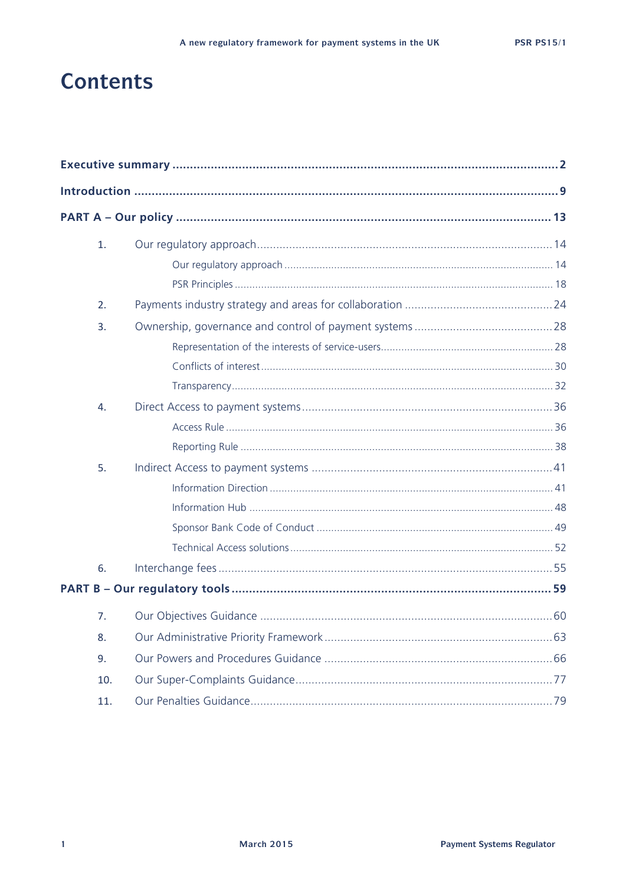# Contents

**Executive summary** ........................................ **2**

**Introduction** ........................................ **9**

**PART A – Our policy** ........................................ **13**

1. Our regulatory approach ........................................ 14
   - Our regulatory approach ........................................ 14
   - PSR Principles ........................................ 18
2. Payments industry strategy and areas for collaboration ........................................ 24
3. Ownership, governance and control of payment systems ........................................ 28
   - Representation of the interests of service-users ........................................ 28
   - Conflicts of interest ........................................ 30
   - Transparency ........................................ 32
4. Direct Access to payment systems ........................................ 36
   - Access Rule ........................................ 36
   - Reporting Rule ........................................ 38
5. Indirect Access to payment systems ........................................ 41
   - Information Direction ........................................ 41
   - Information Hub ........................................ 48
   - Sponsor Bank Code of Conduct ........................................ 49
   - Technical Access solutions ........................................ 52
6. Interchange fees ........................................ 55

**PART B – Our regulatory tools** ........................................ **59**

7. Our Objectives Guidance ........................................ 60
8. Our Administrative Priority Framework ........................................ 63
9. Our Powers and Procedures Guidance ........................................ 66
10. Our Super-Complaints Guidance ........................................ 77
11. Our Penalties Guidance ........................................ 79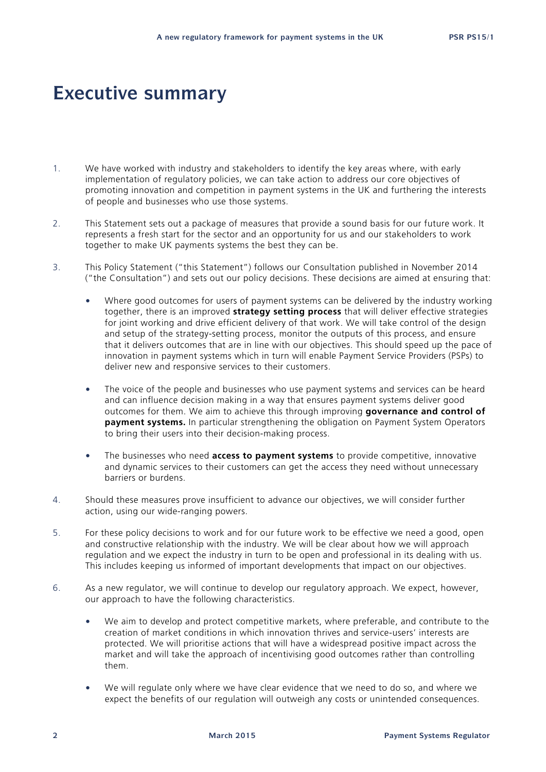# Executive summary

1. We have worked with industry and stakeholders to identify the key areas where, with early implementation of regulatory policies, we can take action to address our core objectives of promoting innovation and competition in payment systems in the UK and furthering the interests of people and businesses who use those systems.

2. This Statement sets out a package of measures that provide a sound basis for our future work. It represents a fresh start for the sector and an opportunity for us and our stakeholders to work together to make UK payments systems the best they can be.

3. This Policy Statement ("this Statement") follows our Consultation published in November 2014 ("the Consultation") and sets out our policy decisions. These decisions are aimed at ensuring that:

   - Where good outcomes for users of payment systems can be delivered by the industry working together, there is an improved **strategy setting process** that will deliver effective strategies for joint working and drive efficient delivery of that work. We will take control of the design and setup of the strategy-setting process, monitor the outputs of this process, and ensure that it delivers outcomes that are in line with our objectives. This should speed up the pace of innovation in payment systems which in turn will enable Payment Service Providers (PSPs) to deliver new and responsive services to their customers.

   - The voice of the people and businesses who use payment systems and services can be heard and can influence decision making in a way that ensures payment systems deliver good outcomes for them. We aim to achieve this through improving **governance and control of payment systems.** In particular strengthening the obligation on Payment System Operators to bring their users into their decision-making process.

   - The businesses who need **access to payment systems** to provide competitive, innovative and dynamic services to their customers can get the access they need without unnecessary barriers or burdens.

4. Should these measures prove insufficient to advance our objectives, we will consider further action, using our wide-ranging powers.

5. For these policy decisions to work and for our future work to be effective we need a good, open and constructive relationship with the industry. We will be clear about how we will approach regulation and we expect the industry in turn to be open and professional in its dealing with us. This includes keeping us informed of important developments that impact on our objectives.

6. As a new regulator, we will continue to develop our regulatory approach. We expect, however, our approach to have the following characteristics.

   - We aim to develop and protect competitive markets, where preferable, and contribute to the creation of market conditions in which innovation thrives and service-users' interests are protected. We will prioritise actions that will have a widespread positive impact across the market and will take the approach of incentivising good outcomes rather than controlling them.

   - We will regulate only where we have clear evidence that we need to do so, and where we expect the benefits of our regulation will outweigh any costs or unintended consequences.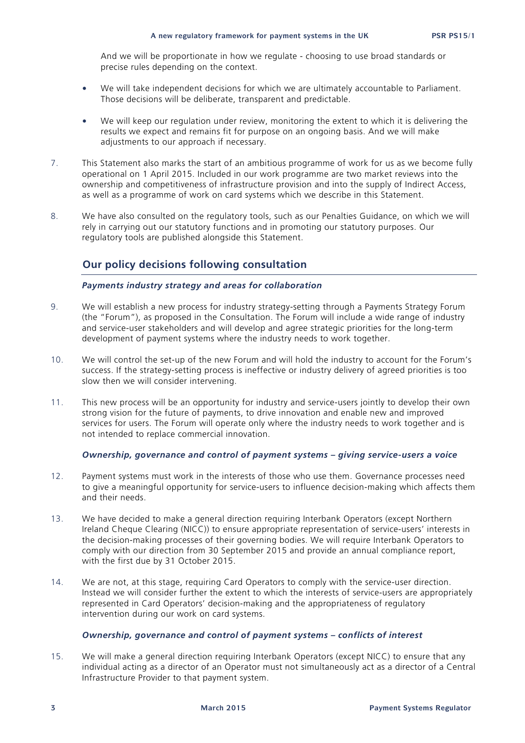And we will be proportionate in how we regulate - choosing to use broad standards or precise rules depending on the context.

- We will take independent decisions for which we are ultimately accountable to Parliament. Those decisions will be deliberate, transparent and predictable.
- We will keep our regulation under review, monitoring the extent to which it is delivering the results we expect and remains fit for purpose on an ongoing basis. And we will make adjustments to our approach if necessary.

7. This Statement also marks the start of an ambitious programme of work for us as we become fully operational on 1 April 2015. Included in our work programme are two market reviews into the ownership and competitiveness of infrastructure provision and into the supply of Indirect Access, as well as a programme of work on card systems which we describe in this Statement.

8. We have also consulted on the regulatory tools, such as our Penalties Guidance, on which we will rely in carrying out our statutory functions and in promoting our statutory purposes. Our regulatory tools are published alongside this Statement.

## Our policy decisions following consultation

### *Payments industry strategy and areas for collaboration*

9. We will establish a new process for industry strategy-setting through a Payments Strategy Forum (the "Forum"), as proposed in the Consultation. The Forum will include a wide range of industry and service-user stakeholders and will develop and agree strategic priorities for the long-term development of payment systems where the industry needs to work together.

10. We will control the set-up of the new Forum and will hold the industry to account for the Forum's success. If the strategy-setting process is ineffective or industry delivery of agreed priorities is too slow then we will consider intervening.

11. This new process will be an opportunity for industry and service-users jointly to develop their own strong vision for the future of payments, to drive innovation and enable new and improved services for users. The Forum will operate only where the industry needs to work together and is not intended to replace commercial innovation.

### *Ownership, governance and control of payment systems – giving service-users a voice*

12. Payment systems must work in the interests of those who use them. Governance processes need to give a meaningful opportunity for service-users to influence decision-making which affects them and their needs.

13. We have decided to make a general direction requiring Interbank Operators (except Northern Ireland Cheque Clearing (NICC)) to ensure appropriate representation of service-users' interests in the decision-making processes of their governing bodies. We will require Interbank Operators to comply with our direction from 30 September 2015 and provide an annual compliance report, with the first due by 31 October 2015.

14. We are not, at this stage, requiring Card Operators to comply with the service-user direction. Instead we will consider further the extent to which the interests of service-users are appropriately represented in Card Operators' decision-making and the appropriateness of regulatory intervention during our work on card systems.

### *Ownership, governance and control of payment systems – conflicts of interest*

15. We will make a general direction requiring Interbank Operators (except NICC) to ensure that any individual acting as a director of an Operator must not simultaneously act as a director of a Central Infrastructure Provider to that payment system.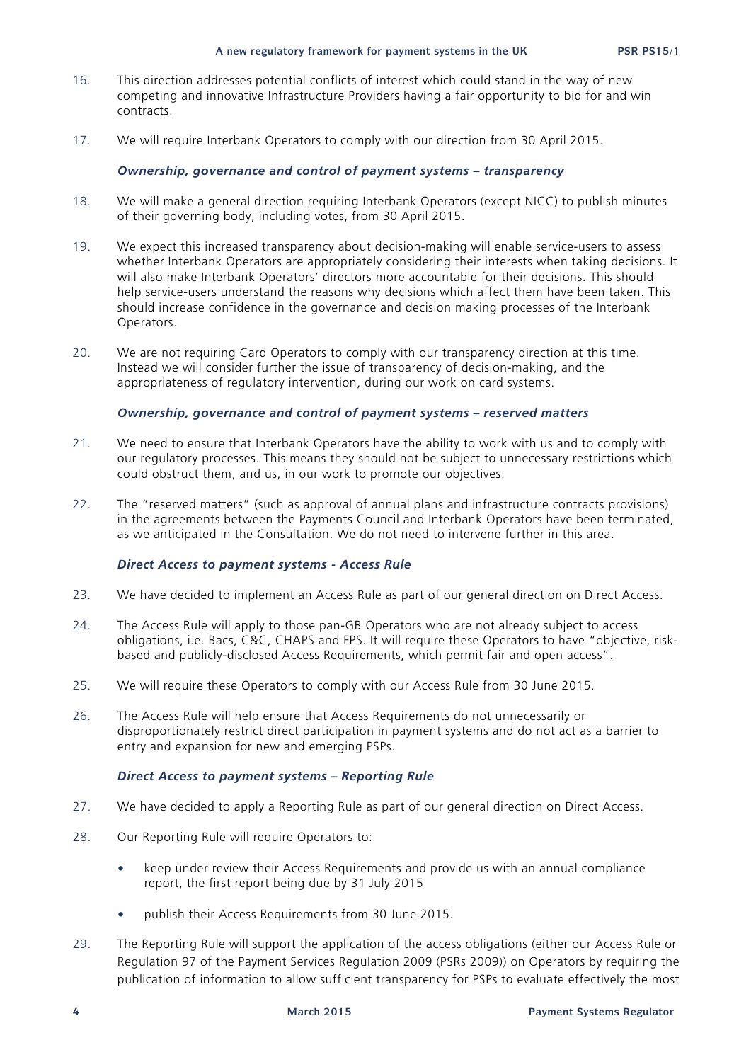16. This direction addresses potential conflicts of interest which could stand in the way of new competing and innovative Infrastructure Providers having a fair opportunity to bid for and win contracts.

17. We will require Interbank Operators to comply with our direction from 30 April 2015.

### *Ownership, governance and control of payment systems – transparency*

18. We will make a general direction requiring Interbank Operators (except NICC) to publish minutes of their governing body, including votes, from 30 April 2015.

19. We expect this increased transparency about decision-making will enable service-users to assess whether Interbank Operators are appropriately considering their interests when taking decisions. It will also make Interbank Operators' directors more accountable for their decisions. This should help service-users understand the reasons why decisions which affect them have been taken. This should increase confidence in the governance and decision making processes of the Interbank Operators.

20. We are not requiring Card Operators to comply with our transparency direction at this time. Instead we will consider further the issue of transparency of decision-making, and the appropriateness of regulatory intervention, during our work on card systems.

### *Ownership, governance and control of payment systems – reserved matters*

21. We need to ensure that Interbank Operators have the ability to work with us and to comply with our regulatory processes. This means they should not be subject to unnecessary restrictions which could obstruct them, and us, in our work to promote our objectives.

22. The "reserved matters" (such as approval of annual plans and infrastructure contracts provisions) in the agreements between the Payments Council and Interbank Operators have been terminated, as we anticipated in the Consultation. We do not need to intervene further in this area.

### *Direct Access to payment systems - Access Rule*

23. We have decided to implement an Access Rule as part of our general direction on Direct Access.

24. The Access Rule will apply to those pan-GB Operators who are not already subject to access obligations, i.e. Bacs, C&C, CHAPS and FPS. It will require these Operators to have "objective, risk-based and publicly-disclosed Access Requirements, which permit fair and open access".

25. We will require these Operators to comply with our Access Rule from 30 June 2015.

26. The Access Rule will help ensure that Access Requirements do not unnecessarily or disproportionately restrict direct participation in payment systems and do not act as a barrier to entry and expansion for new and emerging PSPs.

### *Direct Access to payment systems – Reporting Rule*

27. We have decided to apply a Reporting Rule as part of our general direction on Direct Access.

28. Our Reporting Rule will require Operators to:

    - keep under review their Access Requirements and provide us with an annual compliance report, the first report being due by 31 July 2015
    - publish their Access Requirements from 30 June 2015.

29. The Reporting Rule will support the application of the access obligations (either our Access Rule or Regulation 97 of the Payment Services Regulation 2009 (PSRs 2009)) on Operators by requiring the publication of information to allow sufficient transparency for PSPs to evaluate effectively the most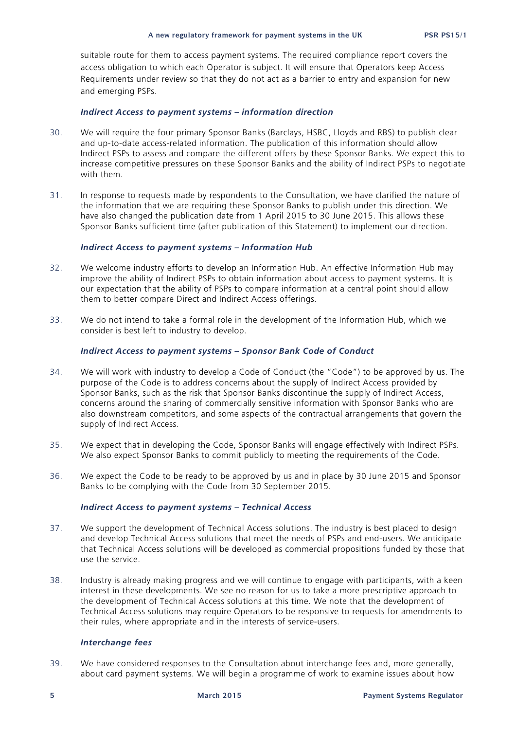suitable route for them to access payment systems. The required compliance report covers the access obligation to which each Operator is subject. It will ensure that Operators keep Access Requirements under review so that they do not act as a barrier to entry and expansion for new and emerging PSPs.

#### *Indirect Access to payment systems – information direction*

30. We will require the four primary Sponsor Banks (Barclays, HSBC, Lloyds and RBS) to publish clear and up-to-date access-related information. The publication of this information should allow Indirect PSPs to assess and compare the different offers by these Sponsor Banks. We expect this to increase competitive pressures on these Sponsor Banks and the ability of Indirect PSPs to negotiate with them.

31. In response to requests made by respondents to the Consultation, we have clarified the nature of the information that we are requiring these Sponsor Banks to publish under this direction. We have also changed the publication date from 1 April 2015 to 30 June 2015. This allows these Sponsor Banks sufficient time (after publication of this Statement) to implement our direction.

#### *Indirect Access to payment systems – Information Hub*

32. We welcome industry efforts to develop an Information Hub. An effective Information Hub may improve the ability of Indirect PSPs to obtain information about access to payment systems. It is our expectation that the ability of PSPs to compare information at a central point should allow them to better compare Direct and Indirect Access offerings.

33. We do not intend to take a formal role in the development of the Information Hub, which we consider is best left to industry to develop.

#### *Indirect Access to payment systems – Sponsor Bank Code of Conduct*

34. We will work with industry to develop a Code of Conduct (the "Code") to be approved by us. The purpose of the Code is to address concerns about the supply of Indirect Access provided by Sponsor Banks, such as the risk that Sponsor Banks discontinue the supply of Indirect Access, concerns around the sharing of commercially sensitive information with Sponsor Banks who are also downstream competitors, and some aspects of the contractual arrangements that govern the supply of Indirect Access.

35. We expect that in developing the Code, Sponsor Banks will engage effectively with Indirect PSPs. We also expect Sponsor Banks to commit publicly to meeting the requirements of the Code.

36. We expect the Code to be ready to be approved by us and in place by 30 June 2015 and Sponsor Banks to be complying with the Code from 30 September 2015.

#### *Indirect Access to payment systems – Technical Access*

37. We support the development of Technical Access solutions. The industry is best placed to design and develop Technical Access solutions that meet the needs of PSPs and end-users. We anticipate that Technical Access solutions will be developed as commercial propositions funded by those that use the service.

38. Industry is already making progress and we will continue to engage with participants, with a keen interest in these developments. We see no reason for us to take a more prescriptive approach to the development of Technical Access solutions at this time. We note that the development of Technical Access solutions may require Operators to be responsive to requests for amendments to their rules, where appropriate and in the interests of service-users.

#### *Interchange fees*

39. We have considered responses to the Consultation about interchange fees and, more generally, about card payment systems. We will begin a programme of work to examine issues about how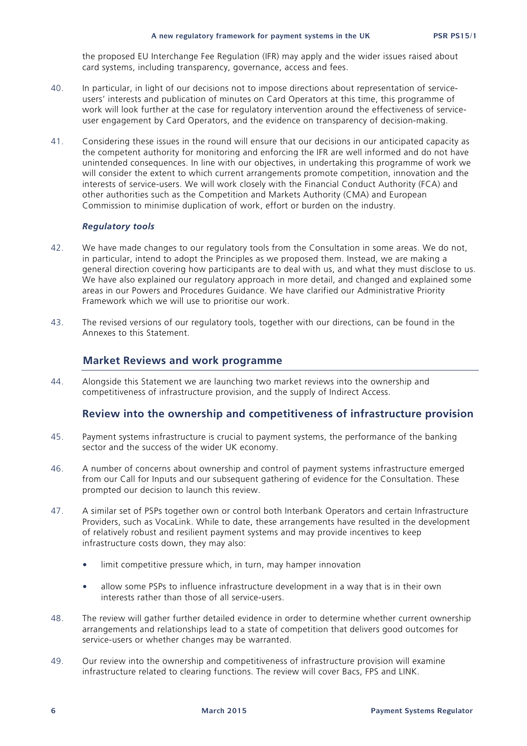the proposed EU Interchange Fee Regulation (IFR) may apply and the wider issues raised about card systems, including transparency, governance, access and fees.

40. In particular, in light of our decisions not to impose directions about representation of service-users' interests and publication of minutes on Card Operators at this time, this programme of work will look further at the case for regulatory intervention around the effectiveness of service-user engagement by Card Operators, and the evidence on transparency of decision-making.

41. Considering these issues in the round will ensure that our decisions in our anticipated capacity as the competent authority for monitoring and enforcing the IFR are well informed and do not have unintended consequences. In line with our objectives, in undertaking this programme of work we will consider the extent to which current arrangements promote competition, innovation and the interests of service-users. We will work closely with the Financial Conduct Authority (FCA) and other authorities such as the Competition and Markets Authority (CMA) and European Commission to minimise duplication of work, effort or burden on the industry.

***Regulatory tools***

42. We have made changes to our regulatory tools from the Consultation in some areas. We do not, in particular, intend to adopt the Principles as we proposed them. Instead, we are making a general direction covering how participants are to deal with us, and what they must disclose to us. We have also explained our regulatory approach in more detail, and changed and explained some areas in our Powers and Procedures Guidance. We have clarified our Administrative Priority Framework which we will use to prioritise our work.

43. The revised versions of our regulatory tools, together with our directions, can be found in the Annexes to this Statement.

## Market Reviews and work programme

44. Alongside this Statement we are launching two market reviews into the ownership and competitiveness of infrastructure provision, and the supply of Indirect Access.

## Review into the ownership and competitiveness of infrastructure provision

45. Payment systems infrastructure is crucial to payment systems, the performance of the banking sector and the success of the wider UK economy.

46. A number of concerns about ownership and control of payment systems infrastructure emerged from our Call for Inputs and our subsequent gathering of evidence for the Consultation. These prompted our decision to launch this review.

47. A similar set of PSPs together own or control both Interbank Operators and certain Infrastructure Providers, such as VocaLink. While to date, these arrangements have resulted in the development of relatively robust and resilient payment systems and may provide incentives to keep infrastructure costs down, they may also:

- limit competitive pressure which, in turn, may hamper innovation
- allow some PSPs to influence infrastructure development in a way that is in their own interests rather than those of all service-users.

48. The review will gather further detailed evidence in order to determine whether current ownership arrangements and relationships lead to a state of competition that delivers good outcomes for service-users or whether changes may be warranted.

49. Our review into the ownership and competitiveness of infrastructure provision will examine infrastructure related to clearing functions. The review will cover Bacs, FPS and LINK.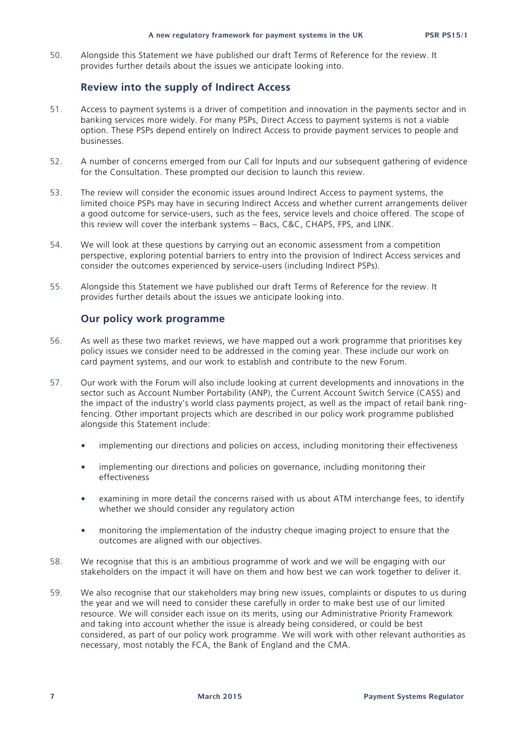50. Alongside this Statement we have published our draft Terms of Reference for the review. It provides further details about the issues we anticipate looking into.

## Review into the supply of Indirect Access

51. Access to payment systems is a driver of competition and innovation in the payments sector and in banking services more widely. For many PSPs, Direct Access to payment systems is not a viable option. These PSPs depend entirely on Indirect Access to provide payment services to people and businesses.

52. A number of concerns emerged from our Call for Inputs and our subsequent gathering of evidence for the Consultation. These prompted our decision to launch this review.

53. The review will consider the economic issues around Indirect Access to payment systems, the limited choice PSPs may have in securing Indirect Access and whether current arrangements deliver a good outcome for service-users, such as the fees, service levels and choice offered. The scope of this review will cover the interbank systems – Bacs, C&C, CHAPS, FPS, and LINK.

54. We will look at these questions by carrying out an economic assessment from a competition perspective, exploring potential barriers to entry into the provision of Indirect Access services and consider the outcomes experienced by service-users (including Indirect PSPs).

55. Alongside this Statement we have published our draft Terms of Reference for the review. It provides further details about the issues we anticipate looking into.

## Our policy work programme

56. As well as these two market reviews, we have mapped out a work programme that prioritises key policy issues we consider need to be addressed in the coming year. These include our work on card payment systems, and our work to establish and contribute to the new Forum.

57. Our work with the Forum will also include looking at current developments and innovations in the sector such as Account Number Portability (ANP), the Current Account Switch Service (CASS) and the impact of the industry's world class payments project, as well as the impact of retail bank ring-fencing. Other important projects which are described in our policy work programme published alongside this Statement include:

- implementing our directions and policies on access, including monitoring their effectiveness
- implementing our directions and policies on governance, including monitoring their effectiveness
- examining in more detail the concerns raised with us about ATM interchange fees, to identify whether we should consider any regulatory action
- monitoring the implementation of the industry cheque imaging project to ensure that the outcomes are aligned with our objectives.

58. We recognise that this is an ambitious programme of work and we will be engaging with our stakeholders on the impact it will have on them and how best we can work together to deliver it.

59. We also recognise that our stakeholders may bring new issues, complaints or disputes to us during the year and we will need to consider these carefully in order to make best use of our limited resource. We will consider each issue on its merits, using our Administrative Priority Framework and taking into account whether the issue is already being considered, or could be best considered, as part of our policy work programme. We will work with other relevant authorities as necessary, most notably the FCA, the Bank of England and the CMA.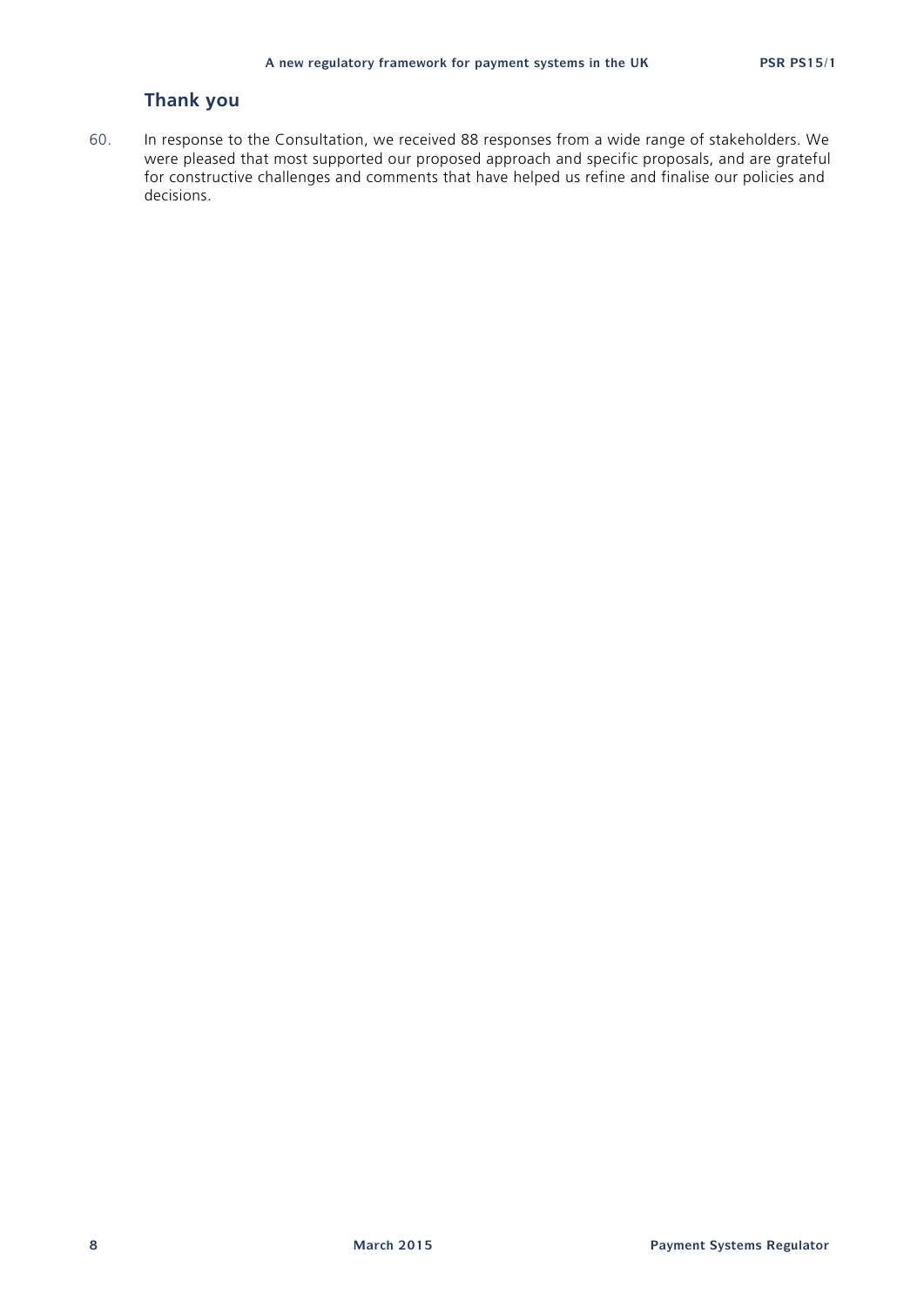## Thank you

60. In response to the Consultation, we received 88 responses from a wide range of stakeholders. We were pleased that most supported our proposed approach and specific proposals, and are grateful for constructive challenges and comments that have helped us refine and finalise our policies and decisions.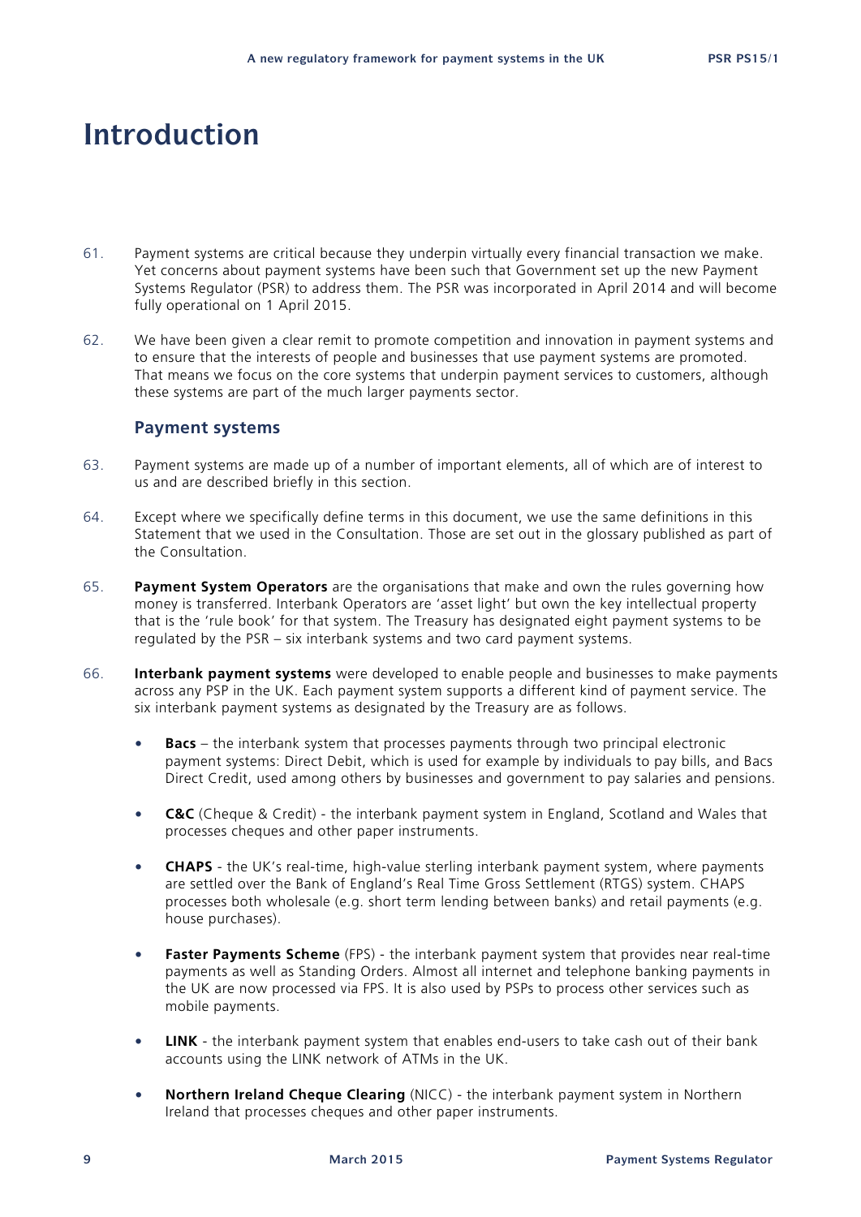# Introduction

61. Payment systems are critical because they underpin virtually every financial transaction we make. Yet concerns about payment systems have been such that Government set up the new Payment Systems Regulator (PSR) to address them. The PSR was incorporated in April 2014 and will become fully operational on 1 April 2015.

62. We have been given a clear remit to promote competition and innovation in payment systems and to ensure that the interests of people and businesses that use payment systems are promoted. That means we focus on the core systems that underpin payment services to customers, although these systems are part of the much larger payments sector.

## Payment systems

63. Payment systems are made up of a number of important elements, all of which are of interest to us and are described briefly in this section.

64. Except where we specifically define terms in this document, we use the same definitions in this Statement that we used in the Consultation. Those are set out in the glossary published as part of the Consultation.

65. **Payment System Operators** are the organisations that make and own the rules governing how money is transferred. Interbank Operators are 'asset light' but own the key intellectual property that is the 'rule book' for that system. The Treasury has designated eight payment systems to be regulated by the PSR – six interbank systems and two card payment systems.

66. **Interbank payment systems** were developed to enable people and businesses to make payments across any PSP in the UK. Each payment system supports a different kind of payment service. The six interbank payment systems as designated by the Treasury are as follows.

- **Bacs** – the interbank system that processes payments through two principal electronic payment systems: Direct Debit, which is used for example by individuals to pay bills, and Bacs Direct Credit, used among others by businesses and government to pay salaries and pensions.
- **C&C** (Cheque & Credit) - the interbank payment system in England, Scotland and Wales that processes cheques and other paper instruments.
- **CHAPS** - the UK's real-time, high-value sterling interbank payment system, where payments are settled over the Bank of England's Real Time Gross Settlement (RTGS) system. CHAPS processes both wholesale (e.g. short term lending between banks) and retail payments (e.g. house purchases).
- **Faster Payments Scheme** (FPS) - the interbank payment system that provides near real-time payments as well as Standing Orders. Almost all internet and telephone banking payments in the UK are now processed via FPS. It is also used by PSPs to process other services such as mobile payments.
- **LINK** - the interbank payment system that enables end-users to take cash out of their bank accounts using the LINK network of ATMs in the UK.
- **Northern Ireland Cheque Clearing** (NICC) - the interbank payment system in Northern Ireland that processes cheques and other paper instruments.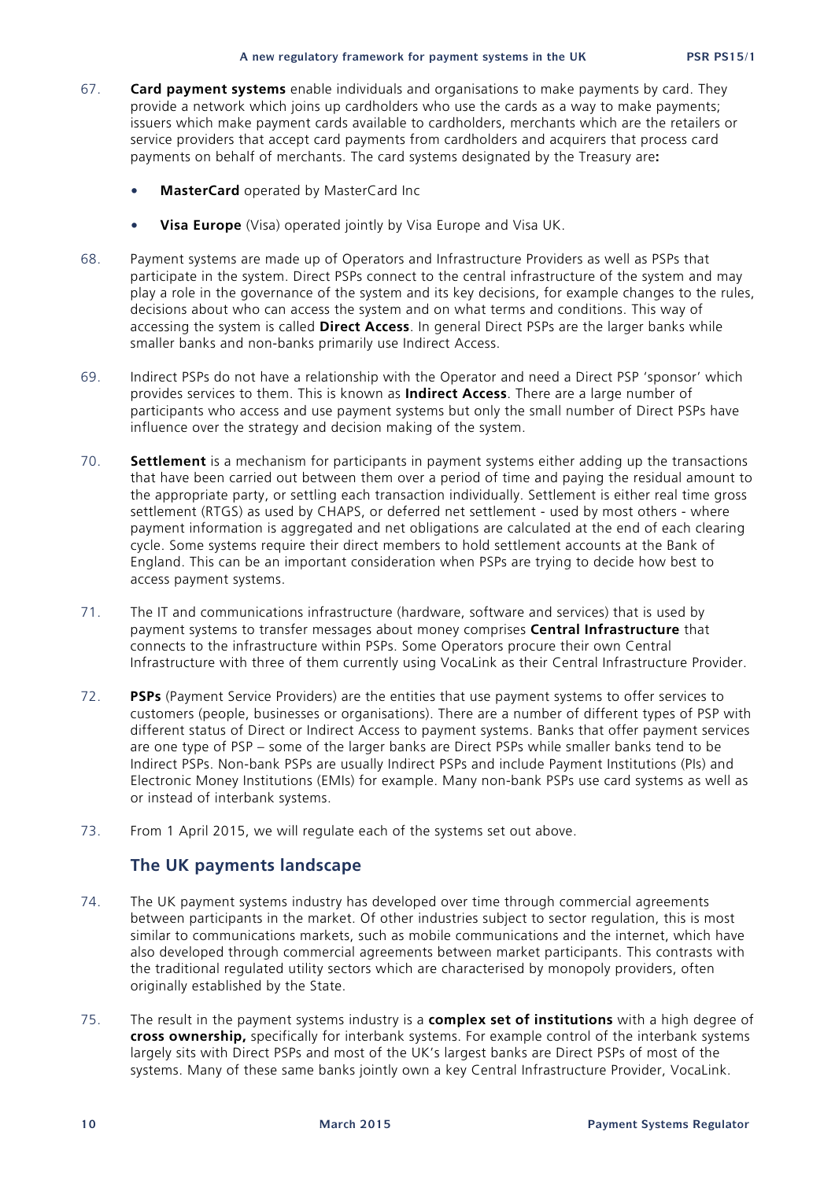67. **Card payment systems** enable individuals and organisations to make payments by card. They provide a network which joins up cardholders who use the cards as a way to make payments; issuers which make payment cards available to cardholders, merchants which are the retailers or service providers that accept card payments from cardholders and acquirers that process card payments on behalf of merchants. The card systems designated by the Treasury are**:**

   - **MasterCard** operated by MasterCard Inc
   - **Visa Europe** (Visa) operated jointly by Visa Europe and Visa UK.

68. Payment systems are made up of Operators and Infrastructure Providers as well as PSPs that participate in the system. Direct PSPs connect to the central infrastructure of the system and may play a role in the governance of the system and its key decisions, for example changes to the rules, decisions about who can access the system and on what terms and conditions. This way of accessing the system is called **Direct Access**. In general Direct PSPs are the larger banks while smaller banks and non-banks primarily use Indirect Access.

69. Indirect PSPs do not have a relationship with the Operator and need a Direct PSP 'sponsor' which provides services to them. This is known as **Indirect Access**. There are a large number of participants who access and use payment systems but only the small number of Direct PSPs have influence over the strategy and decision making of the system.

70. **Settlement** is a mechanism for participants in payment systems either adding up the transactions that have been carried out between them over a period of time and paying the residual amount to the appropriate party, or settling each transaction individually. Settlement is either real time gross settlement (RTGS) as used by CHAPS, or deferred net settlement - used by most others - where payment information is aggregated and net obligations are calculated at the end of each clearing cycle. Some systems require their direct members to hold settlement accounts at the Bank of England. This can be an important consideration when PSPs are trying to decide how best to access payment systems.

71. The IT and communications infrastructure (hardware, software and services) that is used by payment systems to transfer messages about money comprises **Central Infrastructure** that connects to the infrastructure within PSPs. Some Operators procure their own Central Infrastructure with three of them currently using VocaLink as their Central Infrastructure Provider.

72. **PSPs** (Payment Service Providers) are the entities that use payment systems to offer services to customers (people, businesses or organisations). There are a number of different types of PSP with different status of Direct or Indirect Access to payment systems. Banks that offer payment services are one type of PSP – some of the larger banks are Direct PSPs while smaller banks tend to be Indirect PSPs. Non-bank PSPs are usually Indirect PSPs and include Payment Institutions (PIs) and Electronic Money Institutions (EMIs) for example. Many non-bank PSPs use card systems as well as or instead of interbank systems.

73. From 1 April 2015, we will regulate each of the systems set out above.

## The UK payments landscape

74. The UK payment systems industry has developed over time through commercial agreements between participants in the market. Of other industries subject to sector regulation, this is most similar to communications markets, such as mobile communications and the internet, which have also developed through commercial agreements between market participants. This contrasts with the traditional regulated utility sectors which are characterised by monopoly providers, often originally established by the State.

75. The result in the payment systems industry is a **complex set of institutions** with a high degree of **cross ownership,** specifically for interbank systems. For example control of the interbank systems largely sits with Direct PSPs and most of the UK's largest banks are Direct PSPs of most of the systems. Many of these same banks jointly own a key Central Infrastructure Provider, VocaLink.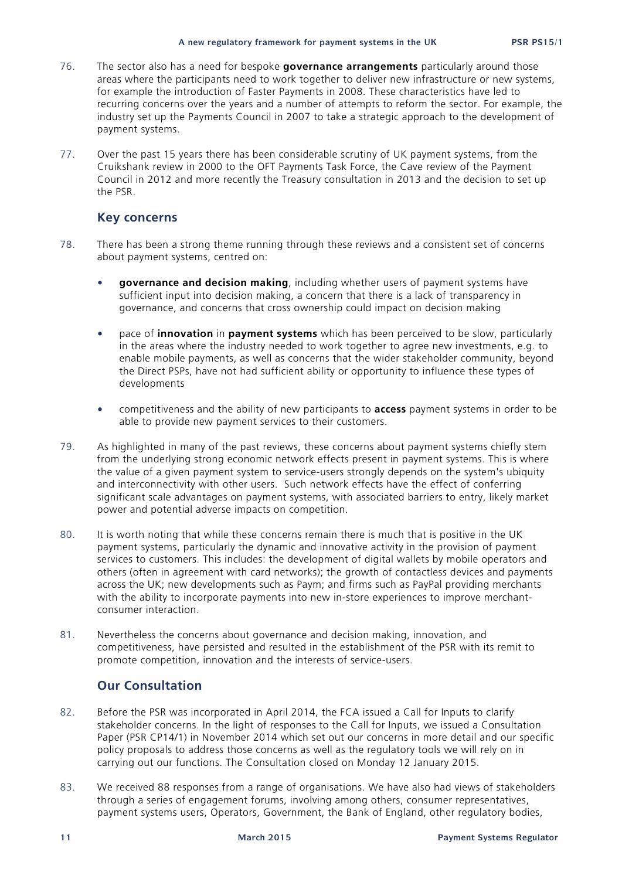76. The sector also has a need for bespoke **governance arrangements** particularly around those areas where the participants need to work together to deliver new infrastructure or new systems, for example the introduction of Faster Payments in 2008. These characteristics have led to recurring concerns over the years and a number of attempts to reform the sector. For example, the industry set up the Payments Council in 2007 to take a strategic approach to the development of payment systems.

77. Over the past 15 years there has been considerable scrutiny of UK payment systems, from the Cruikshank review in 2000 to the OFT Payments Task Force, the Cave review of the Payment Council in 2012 and more recently the Treasury consultation in 2013 and the decision to set up the PSR.

## Key concerns

78. There has been a strong theme running through these reviews and a consistent set of concerns about payment systems, centred on:

- **governance and decision making**, including whether users of payment systems have sufficient input into decision making, a concern that there is a lack of transparency in governance, and concerns that cross ownership could impact on decision making
- pace of **innovation** in **payment systems** which has been perceived to be slow, particularly in the areas where the industry needed to work together to agree new investments, e.g. to enable mobile payments, as well as concerns that the wider stakeholder community, beyond the Direct PSPs, have not had sufficient ability or opportunity to influence these types of developments
- competitiveness and the ability of new participants to **access** payment systems in order to be able to provide new payment services to their customers.

79. As highlighted in many of the past reviews, these concerns about payment systems chiefly stem from the underlying strong economic network effects present in payment systems. This is where the value of a given payment system to service-users strongly depends on the system's ubiquity and interconnectivity with other users. Such network effects have the effect of conferring significant scale advantages on payment systems, with associated barriers to entry, likely market power and potential adverse impacts on competition.

80. It is worth noting that while these concerns remain there is much that is positive in the UK payment systems, particularly the dynamic and innovative activity in the provision of payment services to customers. This includes: the development of digital wallets by mobile operators and others (often in agreement with card networks); the growth of contactless devices and payments across the UK; new developments such as Paym; and firms such as PayPal providing merchants with the ability to incorporate payments into new in-store experiences to improve merchant-consumer interaction.

81. Nevertheless the concerns about governance and decision making, innovation, and competitiveness, have persisted and resulted in the establishment of the PSR with its remit to promote competition, innovation and the interests of service-users.

## Our Consultation

82. Before the PSR was incorporated in April 2014, the FCA issued a Call for Inputs to clarify stakeholder concerns. In the light of responses to the Call for Inputs, we issued a Consultation Paper (PSR CP14/1) in November 2014 which set out our concerns in more detail and our specific policy proposals to address those concerns as well as the regulatory tools we will rely on in carrying out our functions. The Consultation closed on Monday 12 January 2015.

83. We received 88 responses from a range of organisations. We have also had views of stakeholders through a series of engagement forums, involving among others, consumer representatives, payment systems users, Operators, Government, the Bank of England, other regulatory bodies,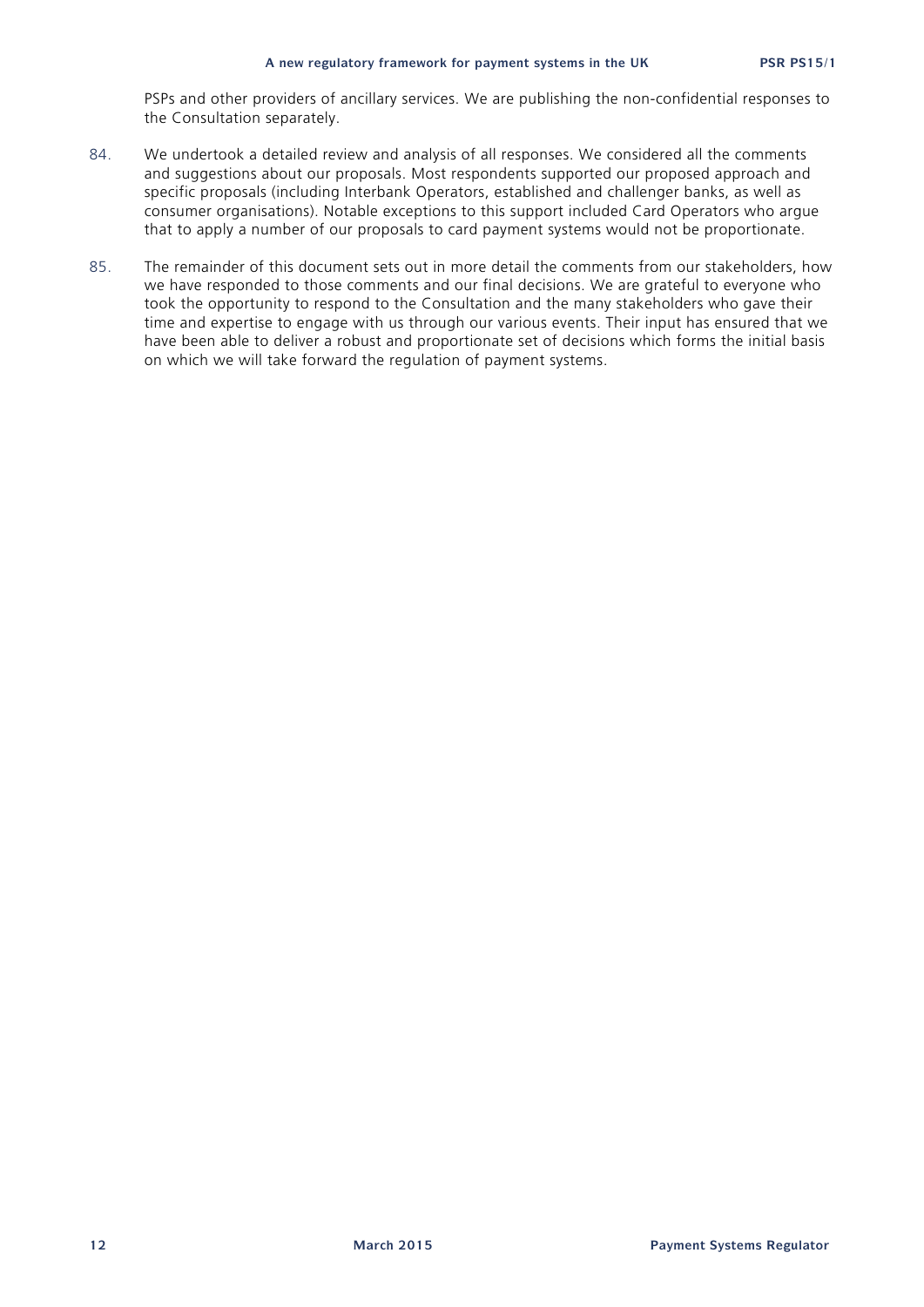PSPs and other providers of ancillary services. We are publishing the non-confidential responses to the Consultation separately.

84. We undertook a detailed review and analysis of all responses. We considered all the comments and suggestions about our proposals. Most respondents supported our proposed approach and specific proposals (including Interbank Operators, established and challenger banks, as well as consumer organisations). Notable exceptions to this support included Card Operators who argue that to apply a number of our proposals to card payment systems would not be proportionate.

85. The remainder of this document sets out in more detail the comments from our stakeholders, how we have responded to those comments and our final decisions. We are grateful to everyone who took the opportunity to respond to the Consultation and the many stakeholders who gave their time and expertise to engage with us through our various events. Their input has ensured that we have been able to deliver a robust and proportionate set of decisions which forms the initial basis on which we will take forward the regulation of payment systems.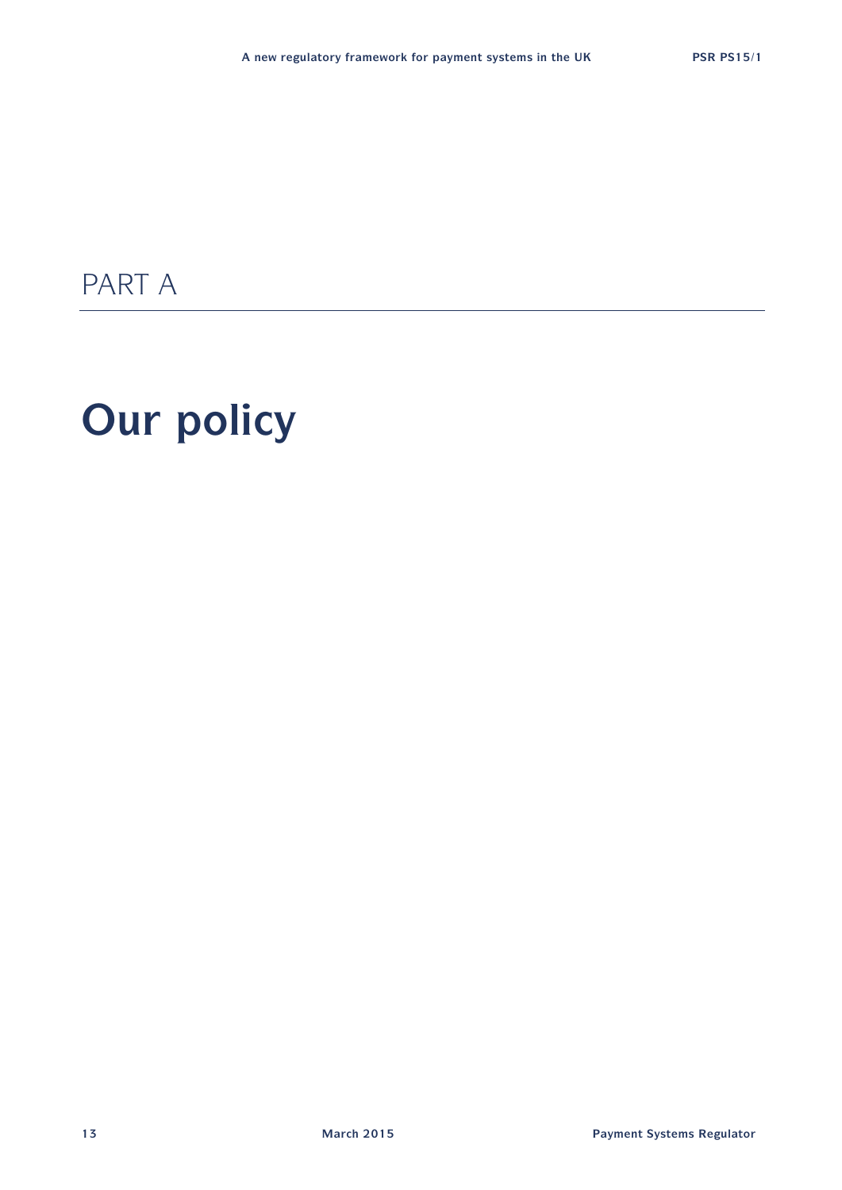PART A

# Our policy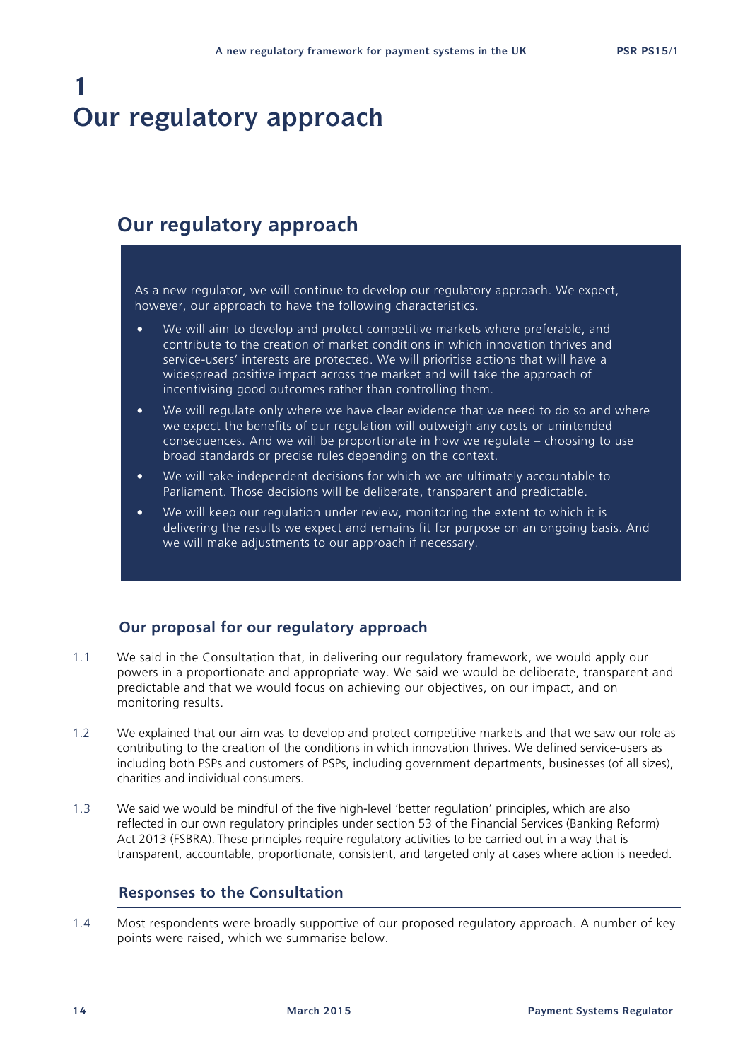# 1
# Our regulatory approach

## Our regulatory approach

As a new regulator, we will continue to develop our regulatory approach. We expect, however, our approach to have the following characteristics.

- We will aim to develop and protect competitive markets where preferable, and contribute to the creation of market conditions in which innovation thrives and service-users' interests are protected. We will prioritise actions that will have a widespread positive impact across the market and will take the approach of incentivising good outcomes rather than controlling them.
- We will regulate only where we have clear evidence that we need to do so and where we expect the benefits of our regulation will outweigh any costs or unintended consequences. And we will be proportionate in how we regulate – choosing to use broad standards or precise rules depending on the context.
- We will take independent decisions for which we are ultimately accountable to Parliament. Those decisions will be deliberate, transparent and predictable.
- We will keep our regulation under review, monitoring the extent to which it is delivering the results we expect and remains fit for purpose on an ongoing basis. And we will make adjustments to our approach if necessary.

### Our proposal for our regulatory approach

1.1 We said in the Consultation that, in delivering our regulatory framework, we would apply our powers in a proportionate and appropriate way. We said we would be deliberate, transparent and predictable and that we would focus on achieving our objectives, on our impact, and on monitoring results.

1.2 We explained that our aim was to develop and protect competitive markets and that we saw our role as contributing to the creation of the conditions in which innovation thrives. We defined service-users as including both PSPs and customers of PSPs, including government departments, businesses (of all sizes), charities and individual consumers.

1.3 We said we would be mindful of the five high-level 'better regulation' principles, which are also reflected in our own regulatory principles under section 53 of the Financial Services (Banking Reform) Act 2013 (FSBRA). These principles require regulatory activities to be carried out in a way that is transparent, accountable, proportionate, consistent, and targeted only at cases where action is needed.

### Responses to the Consultation

1.4 Most respondents were broadly supportive of our proposed regulatory approach. A number of key points were raised, which we summarise below.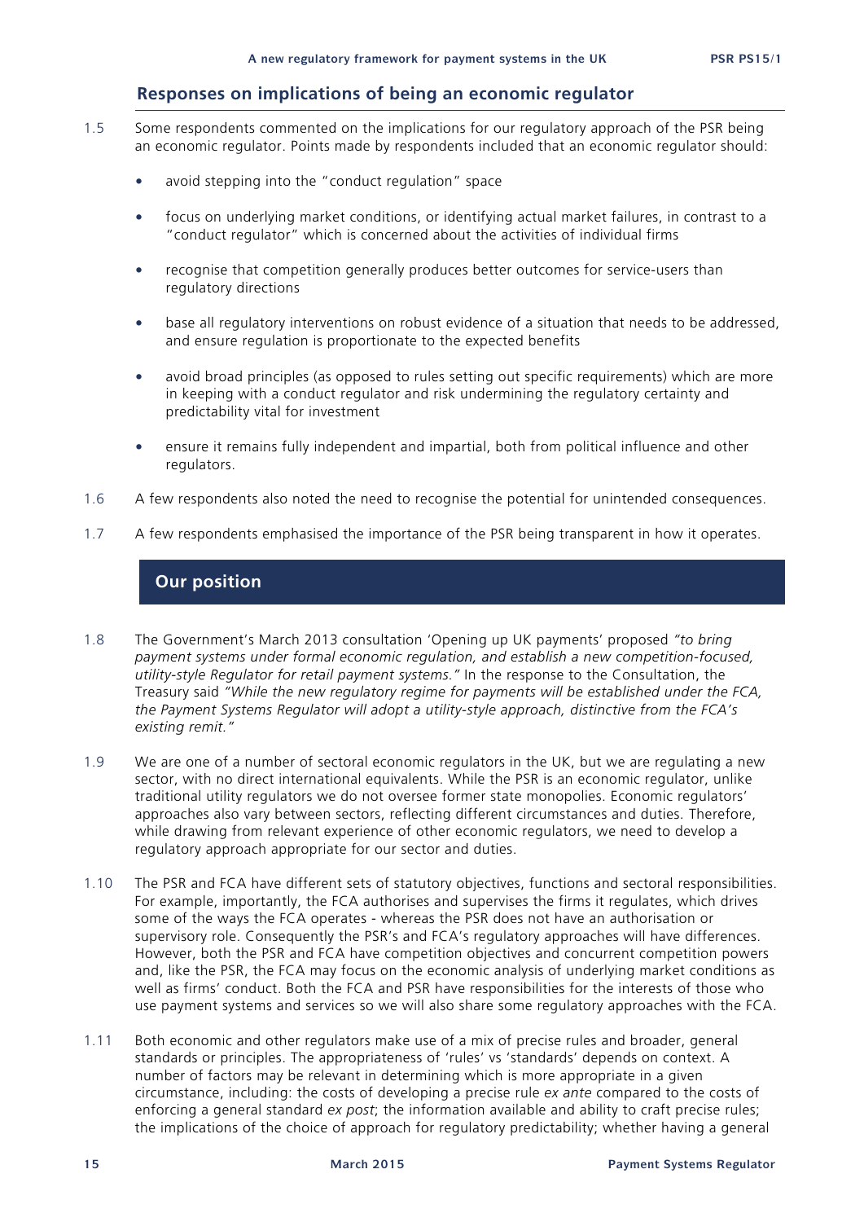## Responses on implications of being an economic regulator

1.5 Some respondents commented on the implications for our regulatory approach of the PSR being an economic regulator. Points made by respondents included that an economic regulator should:

- avoid stepping into the "conduct regulation" space
- focus on underlying market conditions, or identifying actual market failures, in contrast to a "conduct regulator" which is concerned about the activities of individual firms
- recognise that competition generally produces better outcomes for service-users than regulatory directions
- base all regulatory interventions on robust evidence of a situation that needs to be addressed, and ensure regulation is proportionate to the expected benefits
- avoid broad principles (as opposed to rules setting out specific requirements) which are more in keeping with a conduct regulator and risk undermining the regulatory certainty and predictability vital for investment
- ensure it remains fully independent and impartial, both from political influence and other regulators.

1.6 A few respondents also noted the need to recognise the potential for unintended consequences.

1.7 A few respondents emphasised the importance of the PSR being transparent in how it operates.

## Our position

1.8 The Government's March 2013 consultation 'Opening up UK payments' proposed *"to bring payment systems under formal economic regulation, and establish a new competition-focused, utility-style Regulator for retail payment systems."* In the response to the Consultation, the Treasury said *"While the new regulatory regime for payments will be established under the FCA, the Payment Systems Regulator will adopt a utility-style approach, distinctive from the FCA's existing remit."*

1.9 We are one of a number of sectoral economic regulators in the UK, but we are regulating a new sector, with no direct international equivalents. While the PSR is an economic regulator, unlike traditional utility regulators we do not oversee former state monopolies. Economic regulators' approaches also vary between sectors, reflecting different circumstances and duties. Therefore, while drawing from relevant experience of other economic regulators, we need to develop a regulatory approach appropriate for our sector and duties.

1.10 The PSR and FCA have different sets of statutory objectives, functions and sectoral responsibilities. For example, importantly, the FCA authorises and supervises the firms it regulates, which drives some of the ways the FCA operates - whereas the PSR does not have an authorisation or supervisory role. Consequently the PSR's and FCA's regulatory approaches will have differences. However, both the PSR and FCA have competition objectives and concurrent competition powers and, like the PSR, the FCA may focus on the economic analysis of underlying market conditions as well as firms' conduct. Both the FCA and PSR have responsibilities for the interests of those who use payment systems and services so we will also share some regulatory approaches with the FCA.

1.11 Both economic and other regulators make use of a mix of precise rules and broader, general standards or principles. The appropriateness of 'rules' vs 'standards' depends on context. A number of factors may be relevant in determining which is more appropriate in a given circumstance, including: the costs of developing a precise rule *ex ante* compared to the costs of enforcing a general standard *ex post*; the information available and ability to craft precise rules; the implications of the choice of approach for regulatory predictability; whether having a general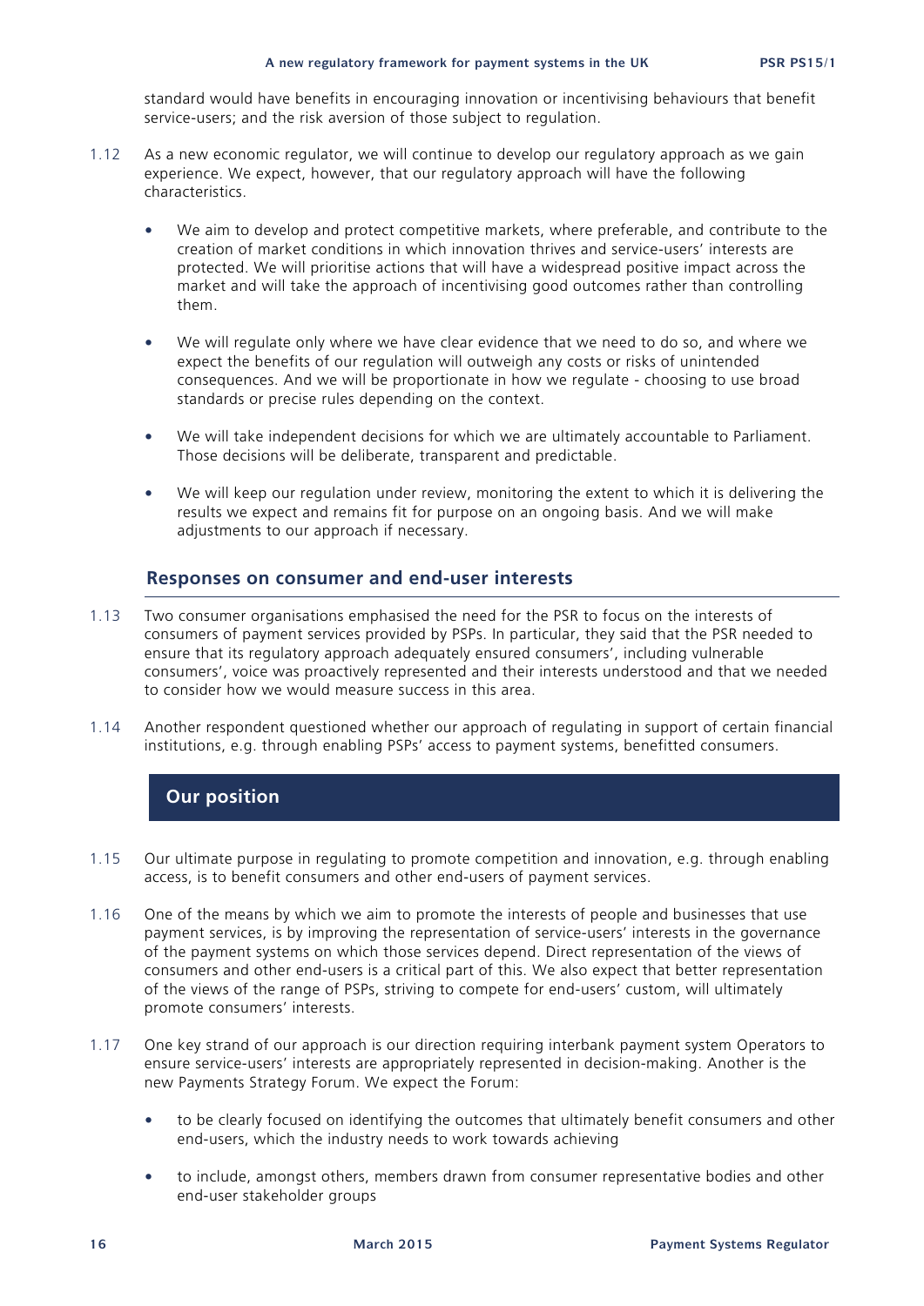standard would have benefits in encouraging innovation or incentivising behaviours that benefit service-users; and the risk aversion of those subject to regulation.

1.12 As a new economic regulator, we will continue to develop our regulatory approach as we gain experience. We expect, however, that our regulatory approach will have the following characteristics.

- We aim to develop and protect competitive markets, where preferable, and contribute to the creation of market conditions in which innovation thrives and service-users' interests are protected. We will prioritise actions that will have a widespread positive impact across the market and will take the approach of incentivising good outcomes rather than controlling them.
- We will regulate only where we have clear evidence that we need to do so, and where we expect the benefits of our regulation will outweigh any costs or risks of unintended consequences. And we will be proportionate in how we regulate - choosing to use broad standards or precise rules depending on the context.
- We will take independent decisions for which we are ultimately accountable to Parliament. Those decisions will be deliberate, transparent and predictable.
- We will keep our regulation under review, monitoring the extent to which it is delivering the results we expect and remains fit for purpose on an ongoing basis. And we will make adjustments to our approach if necessary.

### Responses on consumer and end-user interests

1.13 Two consumer organisations emphasised the need for the PSR to focus on the interests of consumers of payment services provided by PSPs. In particular, they said that the PSR needed to ensure that its regulatory approach adequately ensured consumers', including vulnerable consumers', voice was proactively represented and their interests understood and that we needed to consider how we would measure success in this area.

1.14 Another respondent questioned whether our approach of regulating in support of certain financial institutions, e.g. through enabling PSPs' access to payment systems, benefitted consumers.

## Our position

1.15 Our ultimate purpose in regulating to promote competition and innovation, e.g. through enabling access, is to benefit consumers and other end-users of payment services.

1.16 One of the means by which we aim to promote the interests of people and businesses that use payment services, is by improving the representation of service-users' interests in the governance of the payment systems on which those services depend. Direct representation of the views of consumers and other end-users is a critical part of this. We also expect that better representation of the views of the range of PSPs, striving to compete for end-users' custom, will ultimately promote consumers' interests.

1.17 One key strand of our approach is our direction requiring interbank payment system Operators to ensure service-users' interests are appropriately represented in decision-making. Another is the new Payments Strategy Forum. We expect the Forum:

- to be clearly focused on identifying the outcomes that ultimately benefit consumers and other end-users, which the industry needs to work towards achieving
- to include, amongst others, members drawn from consumer representative bodies and other end-user stakeholder groups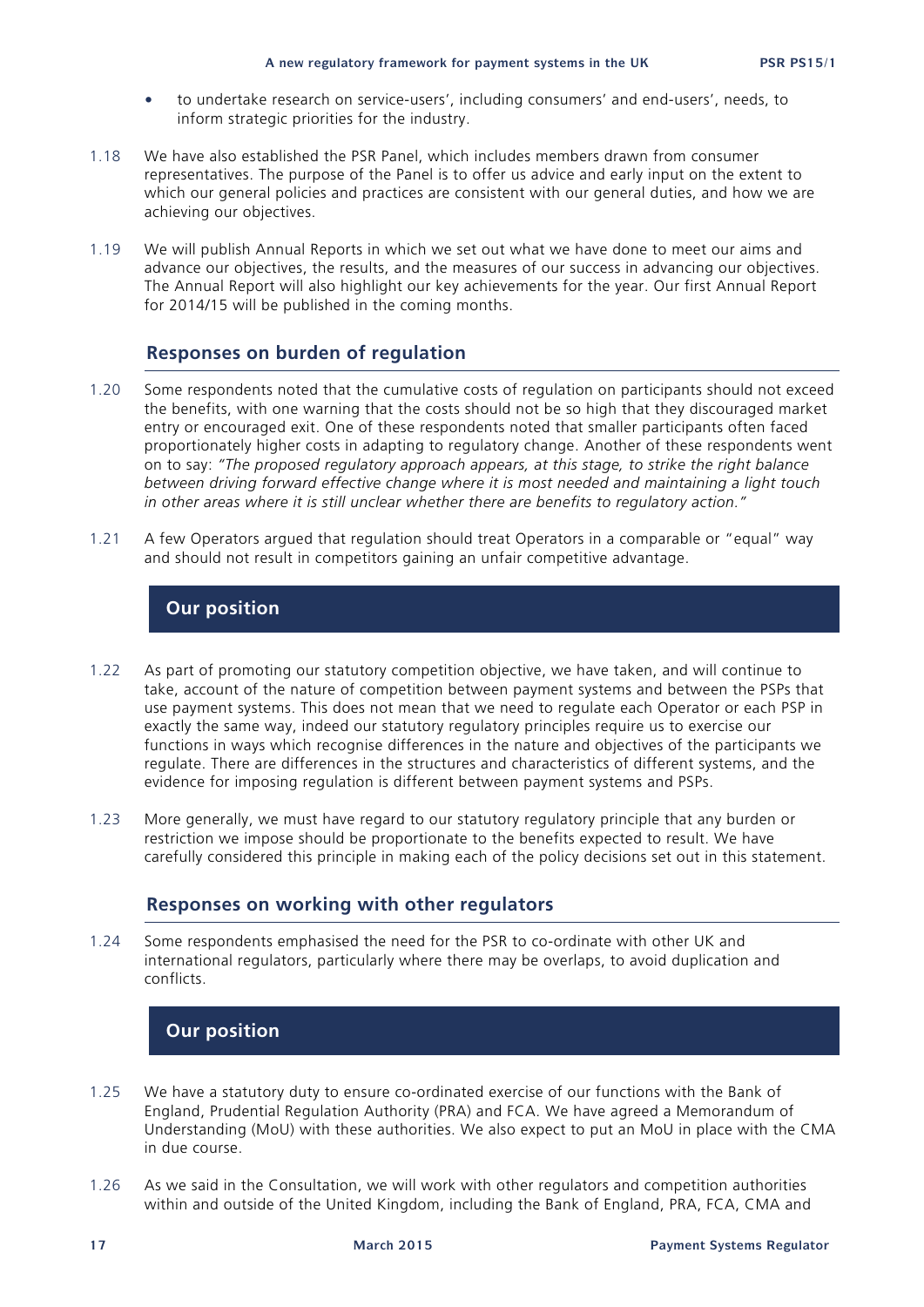- to undertake research on service-users', including consumers' and end-users', needs, to inform strategic priorities for the industry.

1.18 We have also established the PSR Panel, which includes members drawn from consumer representatives. The purpose of the Panel is to offer us advice and early input on the extent to which our general policies and practices are consistent with our general duties, and how we are achieving our objectives.

1.19 We will publish Annual Reports in which we set out what we have done to meet our aims and advance our objectives, the results, and the measures of our success in advancing our objectives. The Annual Report will also highlight our key achievements for the year. Our first Annual Report for 2014/15 will be published in the coming months.

### Responses on burden of regulation

1.20 Some respondents noted that the cumulative costs of regulation on participants should not exceed the benefits, with one warning that the costs should not be so high that they discouraged market entry or encouraged exit. One of these respondents noted that smaller participants often faced proportionately higher costs in adapting to regulatory change. Another of these respondents went on to say: *"The proposed regulatory approach appears, at this stage, to strike the right balance between driving forward effective change where it is most needed and maintaining a light touch in other areas where it is still unclear whether there are benefits to regulatory action."*

1.21 A few Operators argued that regulation should treat Operators in a comparable or "equal" way and should not result in competitors gaining an unfair competitive advantage.

### Our position

1.22 As part of promoting our statutory competition objective, we have taken, and will continue to take, account of the nature of competition between payment systems and between the PSPs that use payment systems. This does not mean that we need to regulate each Operator or each PSP in exactly the same way, indeed our statutory regulatory principles require us to exercise our functions in ways which recognise differences in the nature and objectives of the participants we regulate. There are differences in the structures and characteristics of different systems, and the evidence for imposing regulation is different between payment systems and PSPs.

1.23 More generally, we must have regard to our statutory regulatory principle that any burden or restriction we impose should be proportionate to the benefits expected to result. We have carefully considered this principle in making each of the policy decisions set out in this statement.

### Responses on working with other regulators

1.24 Some respondents emphasised the need for the PSR to co-ordinate with other UK and international regulators, particularly where there may be overlaps, to avoid duplication and conflicts.

### Our position

1.25 We have a statutory duty to ensure co-ordinated exercise of our functions with the Bank of England, Prudential Regulation Authority (PRA) and FCA. We have agreed a Memorandum of Understanding (MoU) with these authorities. We also expect to put an MoU in place with the CMA in due course.

1.26 As we said in the Consultation, we will work with other regulators and competition authorities within and outside of the United Kingdom, including the Bank of England, PRA, FCA, CMA and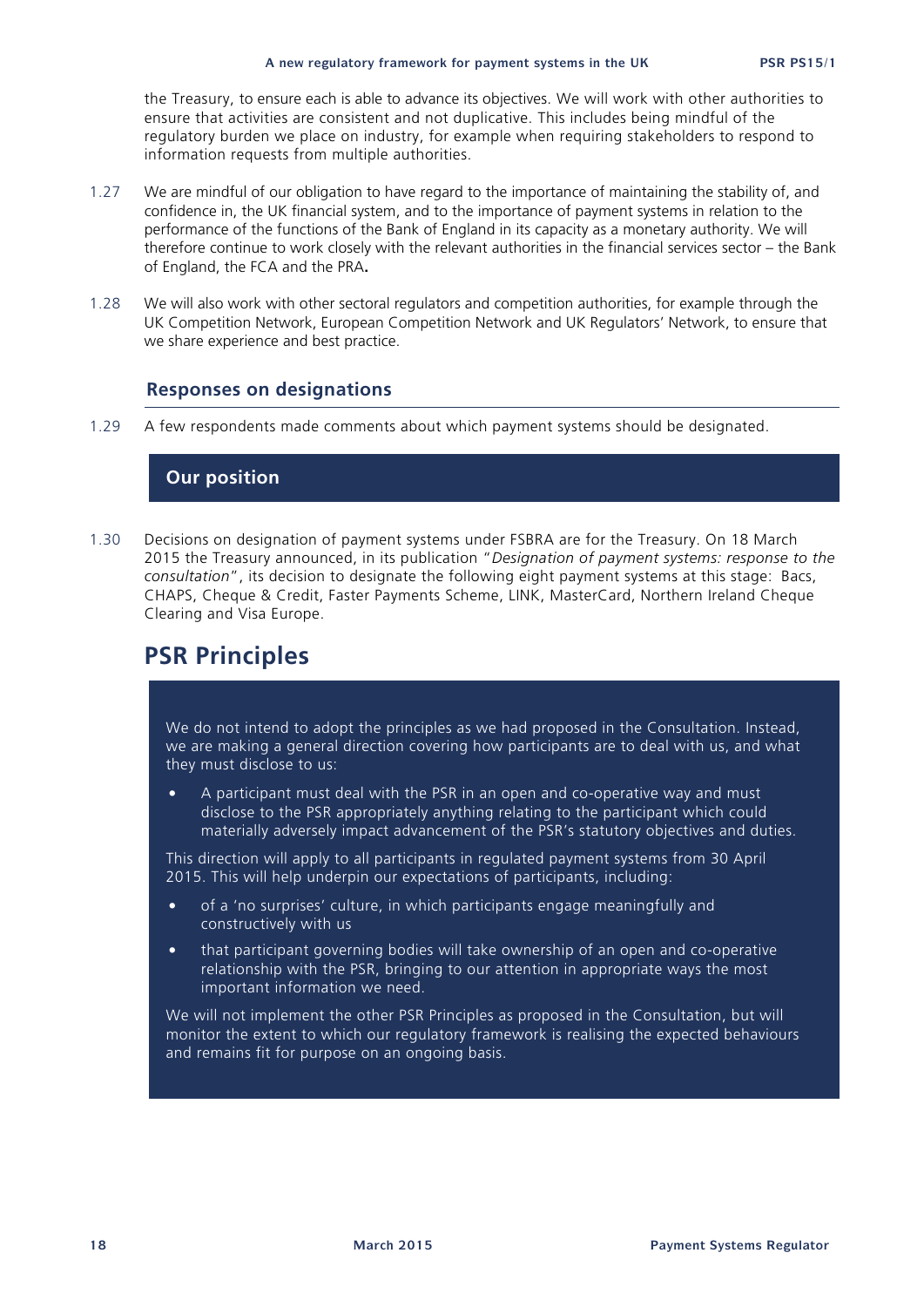the Treasury, to ensure each is able to advance its objectives. We will work with other authorities to ensure that activities are consistent and not duplicative. This includes being mindful of the regulatory burden we place on industry, for example when requiring stakeholders to respond to information requests from multiple authorities.

1.27 We are mindful of our obligation to have regard to the importance of maintaining the stability of, and confidence in, the UK financial system, and to the importance of payment systems in relation to the performance of the functions of the Bank of England in its capacity as a monetary authority. We will therefore continue to work closely with the relevant authorities in the financial services sector – the Bank of England, the FCA and the PRA**.**

1.28 We will also work with other sectoral regulators and competition authorities, for example through the UK Competition Network, European Competition Network and UK Regulators' Network, to ensure that we share experience and best practice.

### Responses on designations

1.29 A few respondents made comments about which payment systems should be designated.

#### Our position

1.30 Decisions on designation of payment systems under FSBRA are for the Treasury. On 18 March 2015 the Treasury announced, in its publication "*Designation of payment systems: response to the consultation*", its decision to designate the following eight payment systems at this stage: Bacs, CHAPS, Cheque & Credit, Faster Payments Scheme, LINK, MasterCard, Northern Ireland Cheque Clearing and Visa Europe.

## PSR Principles

We do not intend to adopt the principles as we had proposed in the Consultation. Instead, we are making a general direction covering how participants are to deal with us, and what they must disclose to us:

- A participant must deal with the PSR in an open and co-operative way and must disclose to the PSR appropriately anything relating to the participant which could materially adversely impact advancement of the PSR's statutory objectives and duties.

This direction will apply to all participants in regulated payment systems from 30 April 2015. This will help underpin our expectations of participants, including:

- of a 'no surprises' culture, in which participants engage meaningfully and constructively with us
- that participant governing bodies will take ownership of an open and co-operative relationship with the PSR, bringing to our attention in appropriate ways the most important information we need.

We will not implement the other PSR Principles as proposed in the Consultation, but will monitor the extent to which our regulatory framework is realising the expected behaviours and remains fit for purpose on an ongoing basis.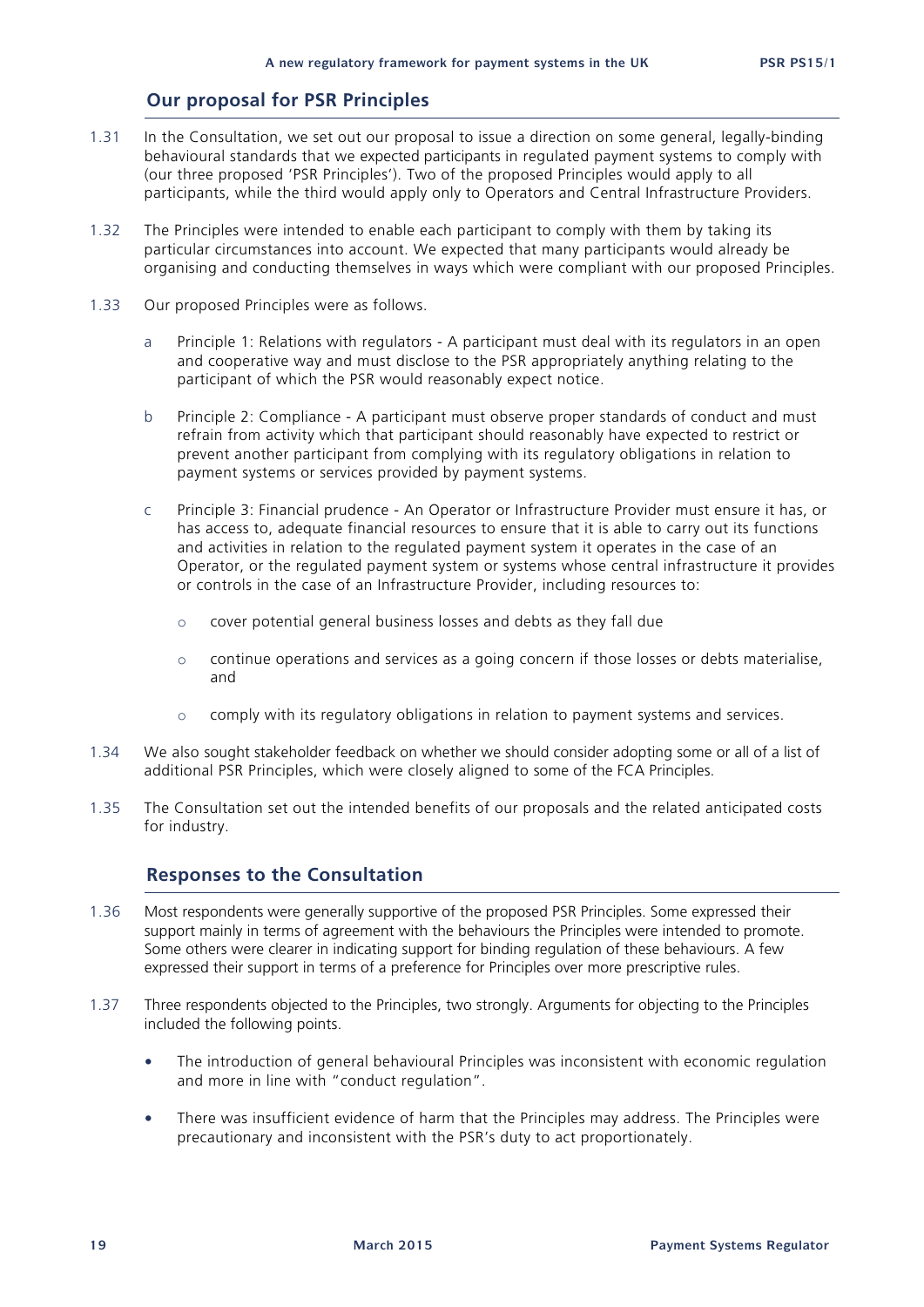## Our proposal for PSR Principles

1.31 In the Consultation, we set out our proposal to issue a direction on some general, legally-binding behavioural standards that we expected participants in regulated payment systems to comply with (our three proposed 'PSR Principles'). Two of the proposed Principles would apply to all participants, while the third would apply only to Operators and Central Infrastructure Providers.

1.32 The Principles were intended to enable each participant to comply with them by taking its particular circumstances into account. We expected that many participants would already be organising and conducting themselves in ways which were compliant with our proposed Principles.

1.33 Our proposed Principles were as follows.

a. Principle 1: Relations with regulators - A participant must deal with its regulators in an open and cooperative way and must disclose to the PSR appropriately anything relating to the participant of which the PSR would reasonably expect notice.

b. Principle 2: Compliance - A participant must observe proper standards of conduct and must refrain from activity which that participant should reasonably have expected to restrict or prevent another participant from complying with its regulatory obligations in relation to payment systems or services provided by payment systems.

c. Principle 3: Financial prudence - An Operator or Infrastructure Provider must ensure it has, or has access to, adequate financial resources to ensure that it is able to carry out its functions and activities in relation to the regulated payment system it operates in the case of an Operator, or the regulated payment system or systems whose central infrastructure it provides or controls in the case of an Infrastructure Provider, including resources to:

   - cover potential general business losses and debts as they fall due
   - continue operations and services as a going concern if those losses or debts materialise, and
   - comply with its regulatory obligations in relation to payment systems and services.

1.34 We also sought stakeholder feedback on whether we should consider adopting some or all of a list of additional PSR Principles, which were closely aligned to some of the FCA Principles.

1.35 The Consultation set out the intended benefits of our proposals and the related anticipated costs for industry.

## Responses to the Consultation

1.36 Most respondents were generally supportive of the proposed PSR Principles. Some expressed their support mainly in terms of agreement with the behaviours the Principles were intended to promote. Some others were clearer in indicating support for binding regulation of these behaviours. A few expressed their support in terms of a preference for Principles over more prescriptive rules.

1.37 Three respondents objected to the Principles, two strongly. Arguments for objecting to the Principles included the following points.

- The introduction of general behavioural Principles was inconsistent with economic regulation and more in line with "conduct regulation".
- There was insufficient evidence of harm that the Principles may address. The Principles were precautionary and inconsistent with the PSR's duty to act proportionately.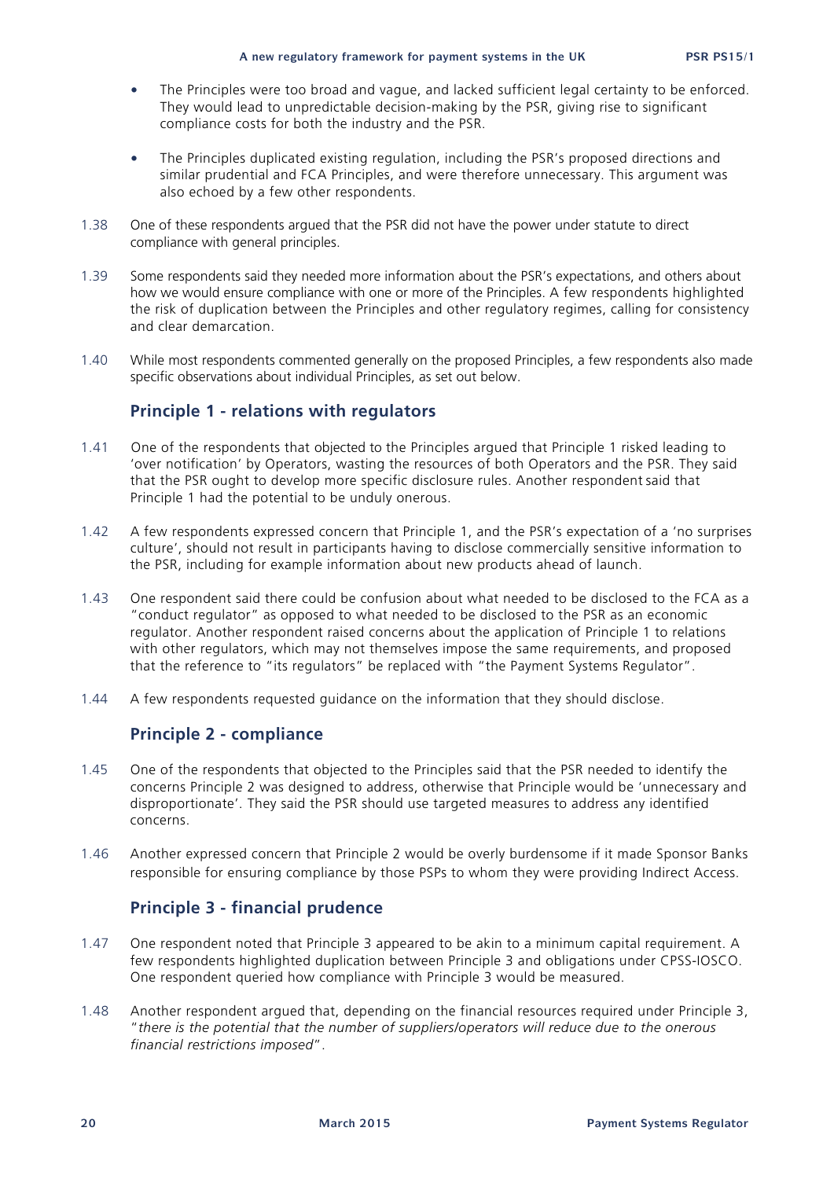- The Principles were too broad and vague, and lacked sufficient legal certainty to be enforced. They would lead to unpredictable decision-making by the PSR, giving rise to significant compliance costs for both the industry and the PSR.
- The Principles duplicated existing regulation, including the PSR's proposed directions and similar prudential and FCA Principles, and were therefore unnecessary. This argument was also echoed by a few other respondents.

1.38 One of these respondents argued that the PSR did not have the power under statute to direct compliance with general principles.

1.39 Some respondents said they needed more information about the PSR's expectations, and others about how we would ensure compliance with one or more of the Principles. A few respondents highlighted the risk of duplication between the Principles and other regulatory regimes, calling for consistency and clear demarcation.

1.40 While most respondents commented generally on the proposed Principles, a few respondents also made specific observations about individual Principles, as set out below.

### Principle 1 - relations with regulators

1.41 One of the respondents that objected to the Principles argued that Principle 1 risked leading to 'over notification' by Operators, wasting the resources of both Operators and the PSR. They said that the PSR ought to develop more specific disclosure rules. Another respondent said that Principle 1 had the potential to be unduly onerous.

1.42 A few respondents expressed concern that Principle 1, and the PSR's expectation of a 'no surprises culture', should not result in participants having to disclose commercially sensitive information to the PSR, including for example information about new products ahead of launch.

1.43 One respondent said there could be confusion about what needed to be disclosed to the FCA as a "conduct regulator" as opposed to what needed to be disclosed to the PSR as an economic regulator. Another respondent raised concerns about the application of Principle 1 to relations with other regulators, which may not themselves impose the same requirements, and proposed that the reference to "its regulators" be replaced with "the Payment Systems Regulator".

1.44 A few respondents requested guidance on the information that they should disclose.

### Principle 2 - compliance

1.45 One of the respondents that objected to the Principles said that the PSR needed to identify the concerns Principle 2 was designed to address, otherwise that Principle would be 'unnecessary and disproportionate'. They said the PSR should use targeted measures to address any identified concerns.

1.46 Another expressed concern that Principle 2 would be overly burdensome if it made Sponsor Banks responsible for ensuring compliance by those PSPs to whom they were providing Indirect Access.

### Principle 3 - financial prudence

1.47 One respondent noted that Principle 3 appeared to be akin to a minimum capital requirement. A few respondents highlighted duplication between Principle 3 and obligations under CPSS-IOSCO. One respondent queried how compliance with Principle 3 would be measured.

1.48 Another respondent argued that, depending on the financial resources required under Principle 3, "*there is the potential that the number of suppliers/operators will reduce due to the onerous financial restrictions imposed*".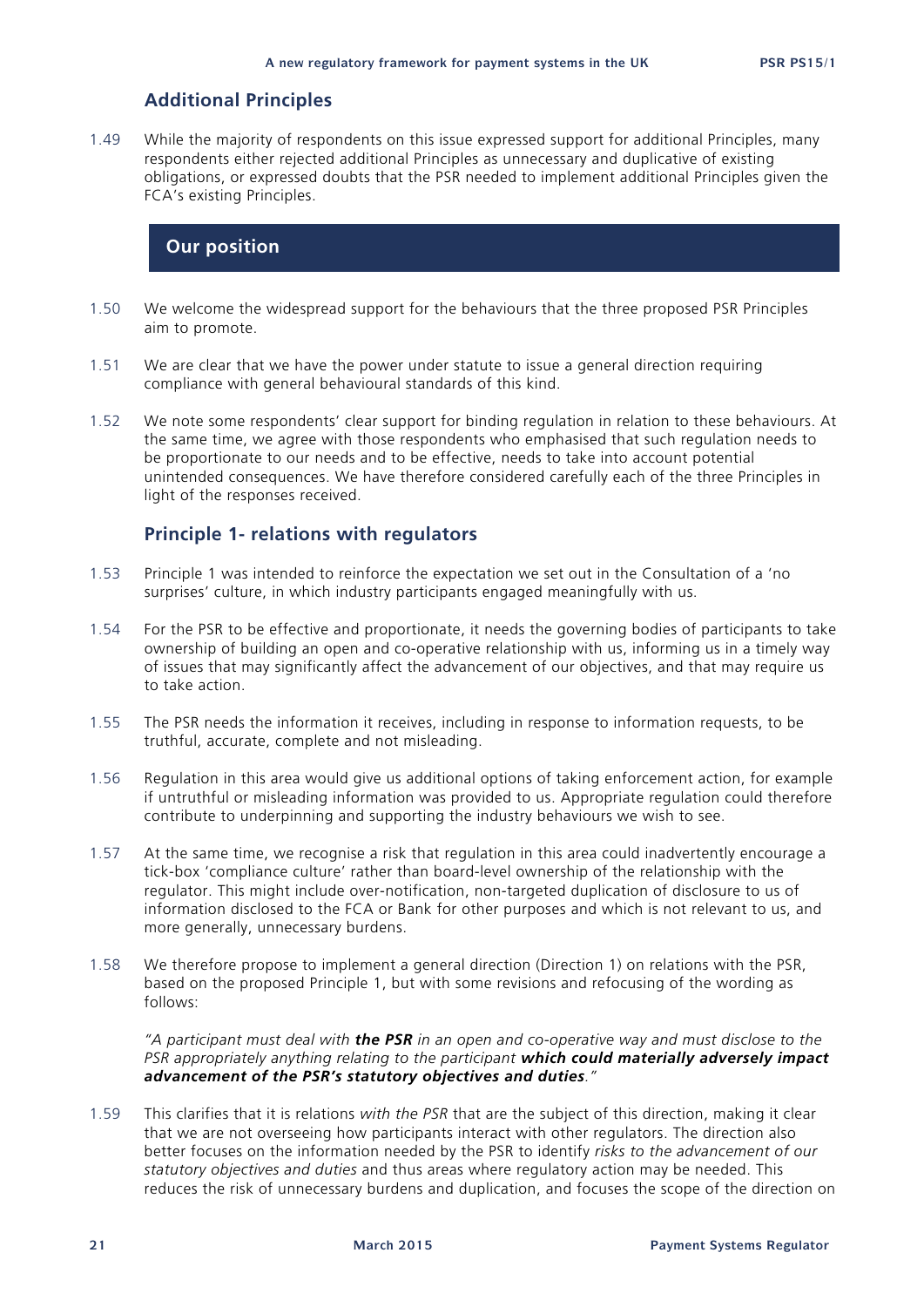## Additional Principles

1.49 While the majority of respondents on this issue expressed support for additional Principles, many respondents either rejected additional Principles as unnecessary and duplicative of existing obligations, or expressed doubts that the PSR needed to implement additional Principles given the FCA's existing Principles.

## Our position

1.50 We welcome the widespread support for the behaviours that the three proposed PSR Principles aim to promote.

1.51 We are clear that we have the power under statute to issue a general direction requiring compliance with general behavioural standards of this kind.

1.52 We note some respondents' clear support for binding regulation in relation to these behaviours. At the same time, we agree with those respondents who emphasised that such regulation needs to be proportionate to our needs and to be effective, needs to take into account potential unintended consequences. We have therefore considered carefully each of the three Principles in light of the responses received.

### Principle 1- relations with regulators

1.53 Principle 1 was intended to reinforce the expectation we set out in the Consultation of a 'no surprises' culture, in which industry participants engaged meaningfully with us.

1.54 For the PSR to be effective and proportionate, it needs the governing bodies of participants to take ownership of building an open and co-operative relationship with us, informing us in a timely way of issues that may significantly affect the advancement of our objectives, and that may require us to take action.

1.55 The PSR needs the information it receives, including in response to information requests, to be truthful, accurate, complete and not misleading.

1.56 Regulation in this area would give us additional options of taking enforcement action, for example if untruthful or misleading information was provided to us. Appropriate regulation could therefore contribute to underpinning and supporting the industry behaviours we wish to see.

1.57 At the same time, we recognise a risk that regulation in this area could inadvertently encourage a tick-box 'compliance culture' rather than board-level ownership of the relationship with the regulator. This might include over-notification, non-targeted duplication of disclosure to us of information disclosed to the FCA or Bank for other purposes and which is not relevant to us, and more generally, unnecessary burdens.

1.58 We therefore propose to implement a general direction (Direction 1) on relations with the PSR, based on the proposed Principle 1, but with some revisions and refocusing of the wording as follows:

*"A participant must deal with **the PSR** in an open and co-operative way and must disclose to the PSR appropriately anything relating to the participant **which could materially adversely impact advancement of the PSR's statutory objectives and duties**."*

1.59 This clarifies that it is relations *with the PSR* that are the subject of this direction, making it clear that we are not overseeing how participants interact with other regulators. The direction also better focuses on the information needed by the PSR to identify *risks to the advancement of our statutory objectives and duties* and thus areas where regulatory action may be needed. This reduces the risk of unnecessary burdens and duplication, and focuses the scope of the direction on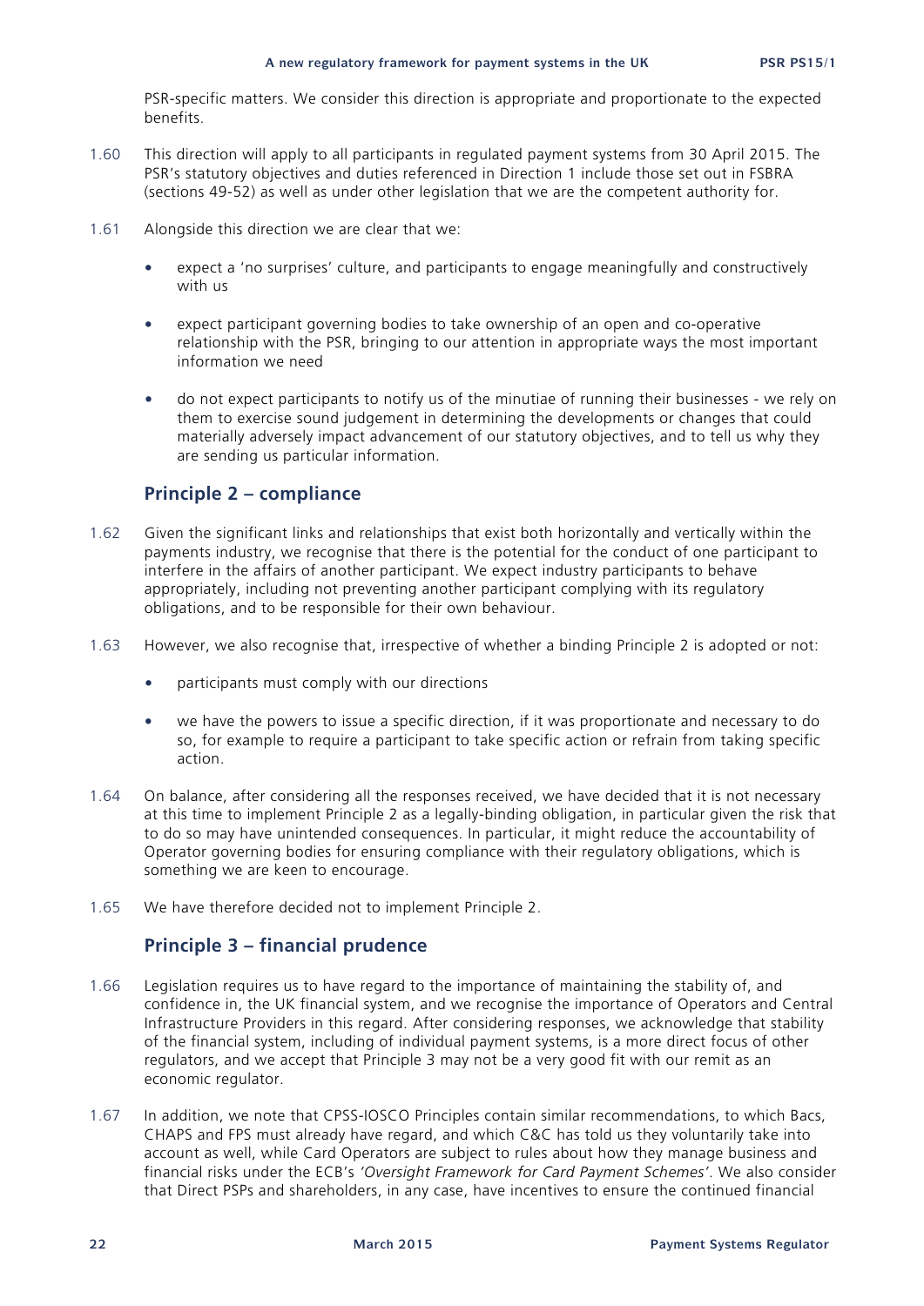PSR-specific matters. We consider this direction is appropriate and proportionate to the expected benefits.

1.60 This direction will apply to all participants in regulated payment systems from 30 April 2015. The PSR's statutory objectives and duties referenced in Direction 1 include those set out in FSBRA (sections 49-52) as well as under other legislation that we are the competent authority for.

1.61 Alongside this direction we are clear that we:

- expect a 'no surprises' culture, and participants to engage meaningfully and constructively with us
- expect participant governing bodies to take ownership of an open and co-operative relationship with the PSR, bringing to our attention in appropriate ways the most important information we need
- do not expect participants to notify us of the minutiae of running their businesses - we rely on them to exercise sound judgement in determining the developments or changes that could materially adversely impact advancement of our statutory objectives, and to tell us why they are sending us particular information.

## Principle 2 – compliance

1.62 Given the significant links and relationships that exist both horizontally and vertically within the payments industry, we recognise that there is the potential for the conduct of one participant to interfere in the affairs of another participant. We expect industry participants to behave appropriately, including not preventing another participant complying with its regulatory obligations, and to be responsible for their own behaviour.

1.63 However, we also recognise that, irrespective of whether a binding Principle 2 is adopted or not:

- participants must comply with our directions
- we have the powers to issue a specific direction, if it was proportionate and necessary to do so, for example to require a participant to take specific action or refrain from taking specific action.

1.64 On balance, after considering all the responses received, we have decided that it is not necessary at this time to implement Principle 2 as a legally-binding obligation, in particular given the risk that to do so may have unintended consequences. In particular, it might reduce the accountability of Operator governing bodies for ensuring compliance with their regulatory obligations, which is something we are keen to encourage.

1.65 We have therefore decided not to implement Principle 2.

## Principle 3 – financial prudence

1.66 Legislation requires us to have regard to the importance of maintaining the stability of, and confidence in, the UK financial system, and we recognise the importance of Operators and Central Infrastructure Providers in this regard. After considering responses, we acknowledge that stability of the financial system, including of individual payment systems, is a more direct focus of other regulators, and we accept that Principle 3 may not be a very good fit with our remit as an economic regulator.

1.67 In addition, we note that CPSS-IOSCO Principles contain similar recommendations, to which Bacs, CHAPS and FPS must already have regard, and which C&C has told us they voluntarily take into account as well, while Card Operators are subject to rules about how they manage business and financial risks under the ECB's *'Oversight Framework for Card Payment Schemes'*. We also consider that Direct PSPs and shareholders, in any case, have incentives to ensure the continued financial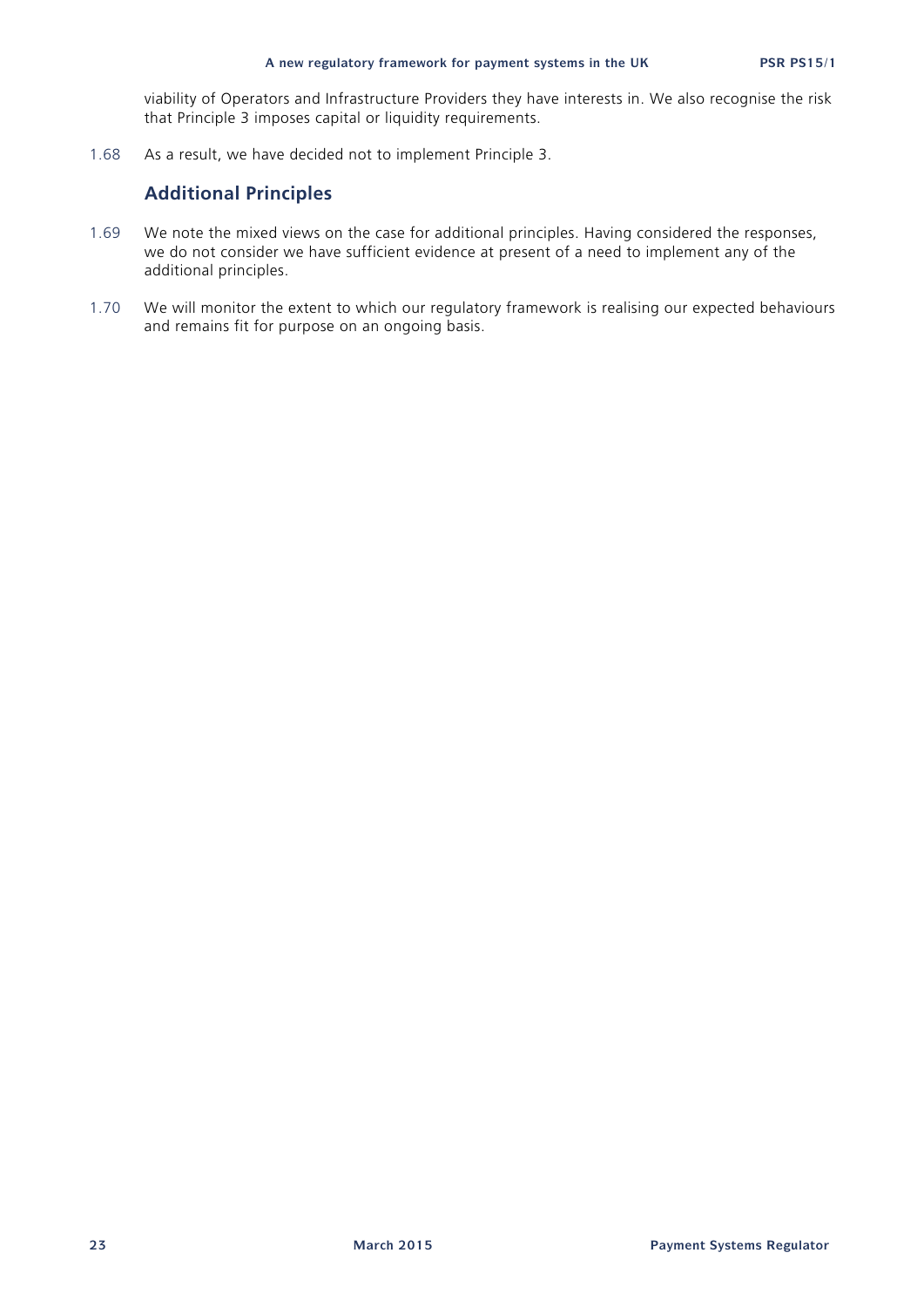viability of Operators and Infrastructure Providers they have interests in. We also recognise the risk that Principle 3 imposes capital or liquidity requirements.

1.68 As a result, we have decided not to implement Principle 3.

## Additional Principles

1.69 We note the mixed views on the case for additional principles. Having considered the responses, we do not consider we have sufficient evidence at present of a need to implement any of the additional principles.

1.70 We will monitor the extent to which our regulatory framework is realising our expected behaviours and remains fit for purpose on an ongoing basis.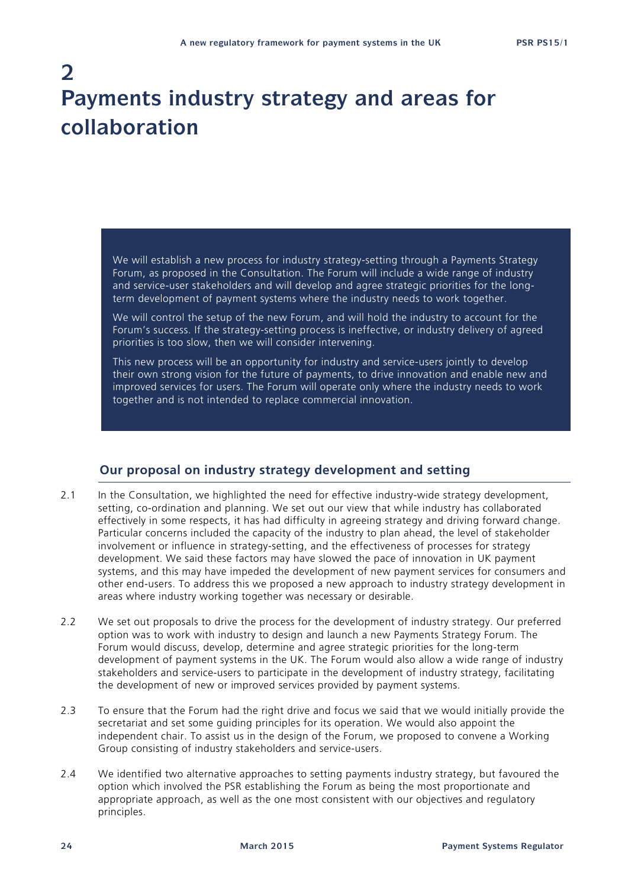# 2 Payments industry strategy and areas for collaboration

> We will establish a new process for industry strategy-setting through a Payments Strategy Forum, as proposed in the Consultation. The Forum will include a wide range of industry and service-user stakeholders and will develop and agree strategic priorities for the long-term development of payment systems where the industry needs to work together.
>
> We will control the setup of the new Forum, and will hold the industry to account for the Forum's success. If the strategy-setting process is ineffective, or industry delivery of agreed priorities is too slow, then we will consider intervening.
>
> This new process will be an opportunity for industry and service-users jointly to develop their own strong vision for the future of payments, to drive innovation and enable new and improved services for users. The Forum will operate only where the industry needs to work together and is not intended to replace commercial innovation.

## Our proposal on industry strategy development and setting

2.1 In the Consultation, we highlighted the need for effective industry-wide strategy development, setting, co-ordination and planning. We set out our view that while industry has collaborated effectively in some respects, it has had difficulty in agreeing strategy and driving forward change. Particular concerns included the capacity of the industry to plan ahead, the level of stakeholder involvement or influence in strategy-setting, and the effectiveness of processes for strategy development. We said these factors may have slowed the pace of innovation in UK payment systems, and this may have impeded the development of new payment services for consumers and other end-users. To address this we proposed a new approach to industry strategy development in areas where industry working together was necessary or desirable.

2.2 We set out proposals to drive the process for the development of industry strategy. Our preferred option was to work with industry to design and launch a new Payments Strategy Forum. The Forum would discuss, develop, determine and agree strategic priorities for the long-term development of payment systems in the UK. The Forum would also allow a wide range of industry stakeholders and service-users to participate in the development of industry strategy, facilitating the development of new or improved services provided by payment systems.

2.3 To ensure that the Forum had the right drive and focus we said that we would initially provide the secretariat and set some guiding principles for its operation. We would also appoint the independent chair. To assist us in the design of the Forum, we proposed to convene a Working Group consisting of industry stakeholders and service-users.

2.4 We identified two alternative approaches to setting payments industry strategy, but favoured the option which involved the PSR establishing the Forum as being the most proportionate and appropriate approach, as well as the one most consistent with our objectives and regulatory principles.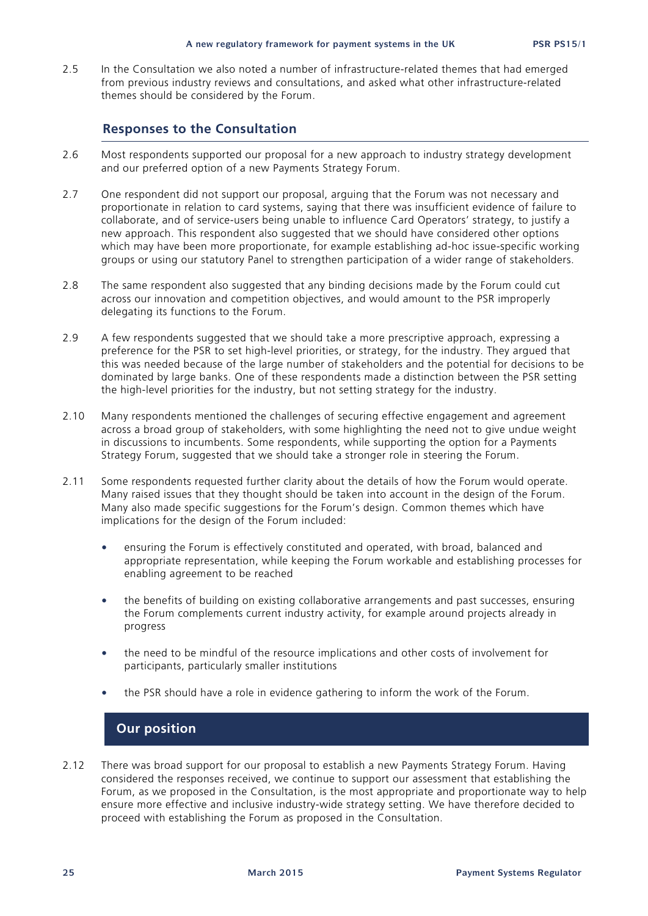2.5 In the Consultation we also noted a number of infrastructure-related themes that had emerged from previous industry reviews and consultations, and asked what other infrastructure-related themes should be considered by the Forum.

## Responses to the Consultation

2.6 Most respondents supported our proposal for a new approach to industry strategy development and our preferred option of a new Payments Strategy Forum.

2.7 One respondent did not support our proposal, arguing that the Forum was not necessary and proportionate in relation to card systems, saying that there was insufficient evidence of failure to collaborate, and of service-users being unable to influence Card Operators' strategy, to justify a new approach. This respondent also suggested that we should have considered other options which may have been more proportionate, for example establishing ad-hoc issue-specific working groups or using our statutory Panel to strengthen participation of a wider range of stakeholders.

2.8 The same respondent also suggested that any binding decisions made by the Forum could cut across our innovation and competition objectives, and would amount to the PSR improperly delegating its functions to the Forum.

2.9 A few respondents suggested that we should take a more prescriptive approach, expressing a preference for the PSR to set high-level priorities, or strategy, for the industry. They argued that this was needed because of the large number of stakeholders and the potential for decisions to be dominated by large banks. One of these respondents made a distinction between the PSR setting the high-level priorities for the industry, but not setting strategy for the industry.

2.10 Many respondents mentioned the challenges of securing effective engagement and agreement across a broad group of stakeholders, with some highlighting the need not to give undue weight in discussions to incumbents. Some respondents, while supporting the option for a Payments Strategy Forum, suggested that we should take a stronger role in steering the Forum.

2.11 Some respondents requested further clarity about the details of how the Forum would operate. Many raised issues that they thought should be taken into account in the design of the Forum. Many also made specific suggestions for the Forum's design. Common themes which have implications for the design of the Forum included:

- ensuring the Forum is effectively constituted and operated, with broad, balanced and appropriate representation, while keeping the Forum workable and establishing processes for enabling agreement to be reached
- the benefits of building on existing collaborative arrangements and past successes, ensuring the Forum complements current industry activity, for example around projects already in progress
- the need to be mindful of the resource implications and other costs of involvement for participants, particularly smaller institutions
- the PSR should have a role in evidence gathering to inform the work of the Forum.

## Our position

2.12 There was broad support for our proposal to establish a new Payments Strategy Forum. Having considered the responses received, we continue to support our assessment that establishing the Forum, as we proposed in the Consultation, is the most appropriate and proportionate way to help ensure more effective and inclusive industry-wide strategy setting. We have therefore decided to proceed with establishing the Forum as proposed in the Consultation.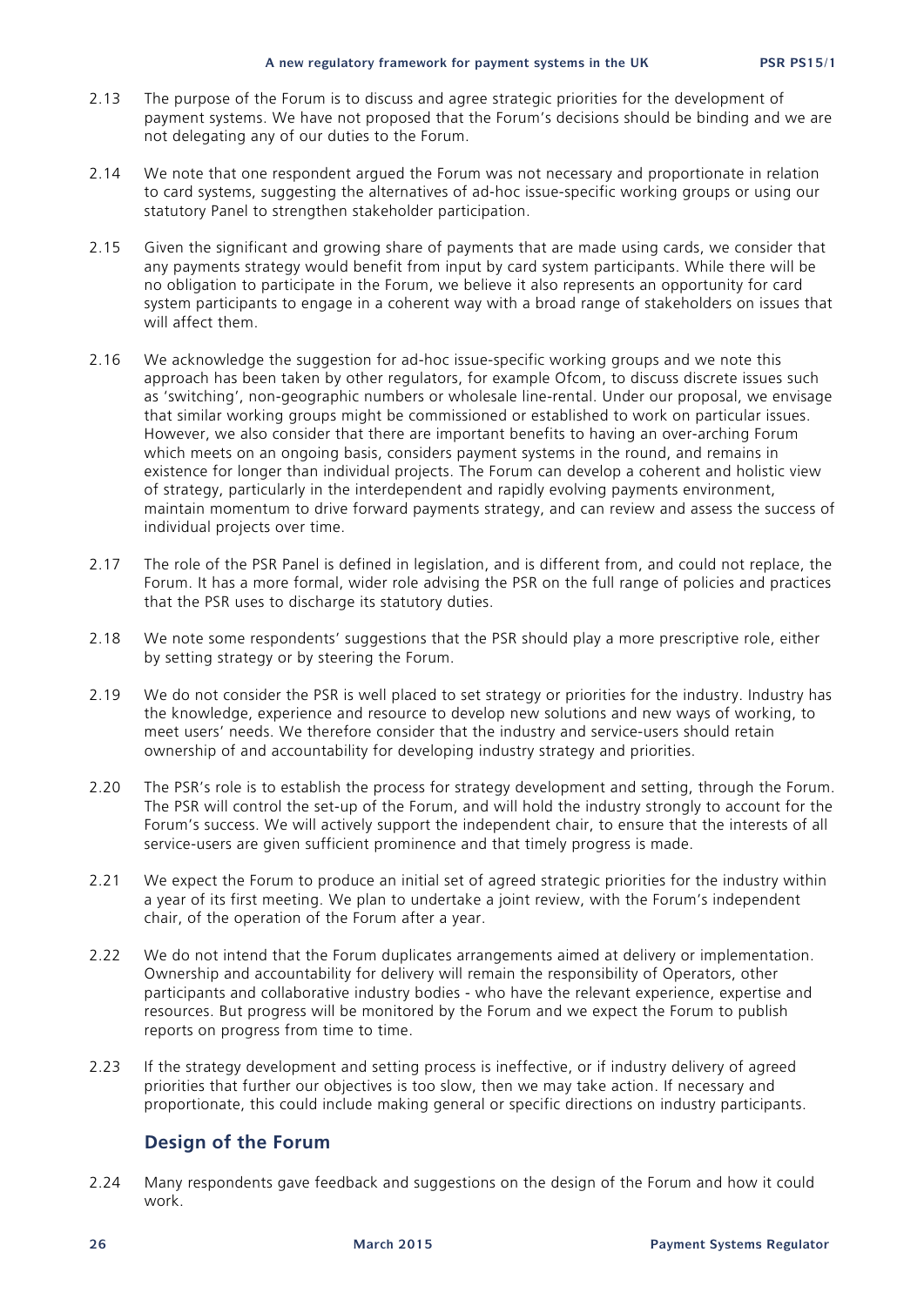2.13 The purpose of the Forum is to discuss and agree strategic priorities for the development of payment systems. We have not proposed that the Forum's decisions should be binding and we are not delegating any of our duties to the Forum.

2.14 We note that one respondent argued the Forum was not necessary and proportionate in relation to card systems, suggesting the alternatives of ad-hoc issue-specific working groups or using our statutory Panel to strengthen stakeholder participation.

2.15 Given the significant and growing share of payments that are made using cards, we consider that any payments strategy would benefit from input by card system participants. While there will be no obligation to participate in the Forum, we believe it also represents an opportunity for card system participants to engage in a coherent way with a broad range of stakeholders on issues that will affect them.

2.16 We acknowledge the suggestion for ad-hoc issue-specific working groups and we note this approach has been taken by other regulators, for example Ofcom, to discuss discrete issues such as 'switching', non-geographic numbers or wholesale line-rental. Under our proposal, we envisage that similar working groups might be commissioned or established to work on particular issues. However, we also consider that there are important benefits to having an over-arching Forum which meets on an ongoing basis, considers payment systems in the round, and remains in existence for longer than individual projects. The Forum can develop a coherent and holistic view of strategy, particularly in the interdependent and rapidly evolving payments environment, maintain momentum to drive forward payments strategy, and can review and assess the success of individual projects over time.

2.17 The role of the PSR Panel is defined in legislation, and is different from, and could not replace, the Forum. It has a more formal, wider role advising the PSR on the full range of policies and practices that the PSR uses to discharge its statutory duties.

2.18 We note some respondents' suggestions that the PSR should play a more prescriptive role, either by setting strategy or by steering the Forum.

2.19 We do not consider the PSR is well placed to set strategy or priorities for the industry. Industry has the knowledge, experience and resource to develop new solutions and new ways of working, to meet users' needs. We therefore consider that the industry and service-users should retain ownership of and accountability for developing industry strategy and priorities.

2.20 The PSR's role is to establish the process for strategy development and setting, through the Forum. The PSR will control the set-up of the Forum, and will hold the industry strongly to account for the Forum's success. We will actively support the independent chair, to ensure that the interests of all service-users are given sufficient prominence and that timely progress is made.

2.21 We expect the Forum to produce an initial set of agreed strategic priorities for the industry within a year of its first meeting. We plan to undertake a joint review, with the Forum's independent chair, of the operation of the Forum after a year.

2.22 We do not intend that the Forum duplicates arrangements aimed at delivery or implementation. Ownership and accountability for delivery will remain the responsibility of Operators, other participants and collaborative industry bodies - who have the relevant experience, expertise and resources. But progress will be monitored by the Forum and we expect the Forum to publish reports on progress from time to time.

2.23 If the strategy development and setting process is ineffective, or if industry delivery of agreed priorities that further our objectives is too slow, then we may take action. If necessary and proportionate, this could include making general or specific directions on industry participants.

## Design of the Forum

2.24 Many respondents gave feedback and suggestions on the design of the Forum and how it could work.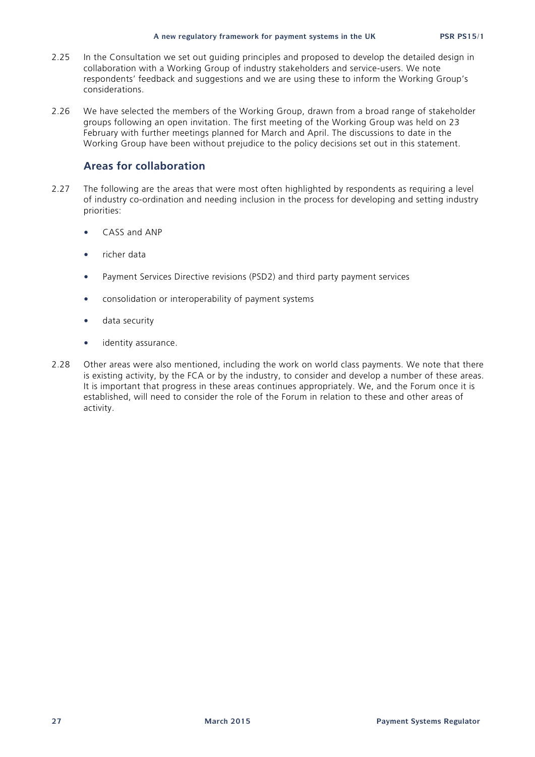2.25 In the Consultation we set out guiding principles and proposed to develop the detailed design in collaboration with a Working Group of industry stakeholders and service-users. We note respondents' feedback and suggestions and we are using these to inform the Working Group's considerations.

2.26 We have selected the members of the Working Group, drawn from a broad range of stakeholder groups following an open invitation. The first meeting of the Working Group was held on 23 February with further meetings planned for March and April. The discussions to date in the Working Group have been without prejudice to the policy decisions set out in this statement.

## Areas for collaboration

2.27 The following are the areas that were most often highlighted by respondents as requiring a level of industry co-ordination and needing inclusion in the process for developing and setting industry priorities:

- CASS and ANP
- richer data
- Payment Services Directive revisions (PSD2) and third party payment services
- consolidation or interoperability of payment systems
- data security
- identity assurance.

2.28 Other areas were also mentioned, including the work on world class payments. We note that there is existing activity, by the FCA or by the industry, to consider and develop a number of these areas. It is important that progress in these areas continues appropriately. We, and the Forum once it is established, will need to consider the role of the Forum in relation to these and other areas of activity.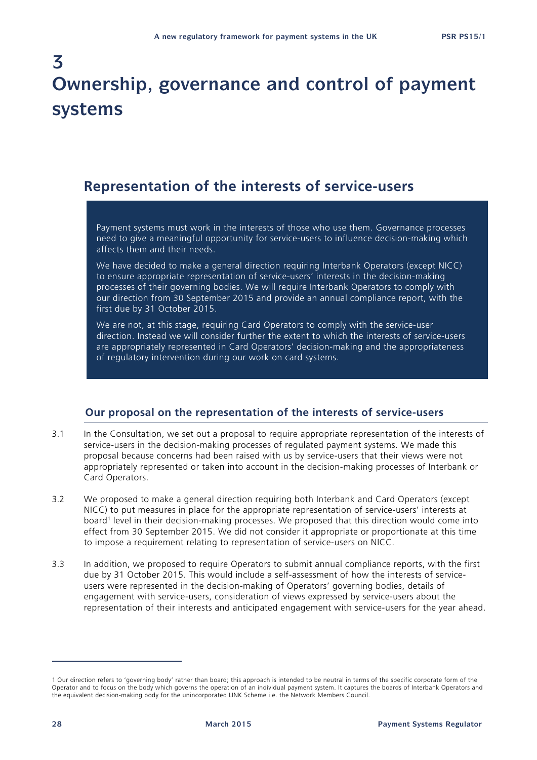# 3 Ownership, governance and control of payment systems

## Representation of the interests of service-users

Payment systems must work in the interests of those who use them. Governance processes need to give a meaningful opportunity for service-users to influence decision-making which affects them and their needs.

We have decided to make a general direction requiring Interbank Operators (except NICC) to ensure appropriate representation of service-users' interests in the decision-making processes of their governing bodies. We will require Interbank Operators to comply with our direction from 30 September 2015 and provide an annual compliance report, with the first due by 31 October 2015.

We are not, at this stage, requiring Card Operators to comply with the service-user direction. Instead we will consider further the extent to which the interests of service-users are appropriately represented in Card Operators' decision-making and the appropriateness of regulatory intervention during our work on card systems.

### Our proposal on the representation of the interests of service-users

3.1 In the Consultation, we set out a proposal to require appropriate representation of the interests of service-users in the decision-making processes of regulated payment systems. We made this proposal because concerns had been raised with us by service-users that their views were not appropriately represented or taken into account in the decision-making processes of Interbank or Card Operators.

3.2 We proposed to make a general direction requiring both Interbank and Card Operators (except NICC) to put measures in place for the appropriate representation of service-users' interests at board[1] level in their decision-making processes. We proposed that this direction would come into effect from 30 September 2015. We did not consider it appropriate or proportionate at this time to impose a requirement relating to representation of service-users on NICC.

3.3 In addition, we proposed to require Operators to submit annual compliance reports, with the first due by 31 October 2015. This would include a self-assessment of how the interests of service-users were represented in the decision-making of Operators' governing bodies, details of engagement with service-users, consideration of views expressed by service-users about the representation of their interests and anticipated engagement with service-users for the year ahead.

---

1 Our direction refers to 'governing body' rather than board; this approach is intended to be neutral in terms of the specific corporate form of the Operator and to focus on the body which governs the operation of an individual payment system. It captures the boards of Interbank Operators and the equivalent decision-making body for the unincorporated LINK Scheme i.e. the Network Members Council.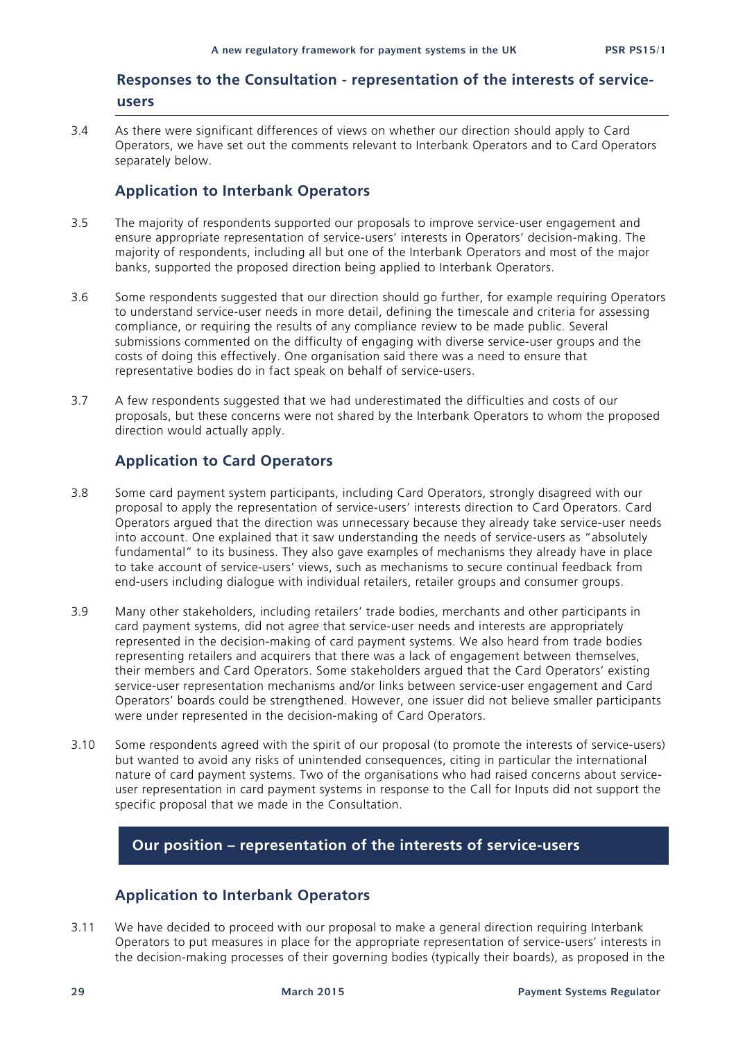## Responses to the Consultation - representation of the interests of service-users

3.4 As there were significant differences of views on whether our direction should apply to Card Operators, we have set out the comments relevant to Interbank Operators and to Card Operators separately below.

### Application to Interbank Operators

3.5 The majority of respondents supported our proposals to improve service-user engagement and ensure appropriate representation of service-users' interests in Operators' decision-making. The majority of respondents, including all but one of the Interbank Operators and most of the major banks, supported the proposed direction being applied to Interbank Operators.

3.6 Some respondents suggested that our direction should go further, for example requiring Operators to understand service-user needs in more detail, defining the timescale and criteria for assessing compliance, or requiring the results of any compliance review to be made public. Several submissions commented on the difficulty of engaging with diverse service-user groups and the costs of doing this effectively. One organisation said there was a need to ensure that representative bodies do in fact speak on behalf of service-users.

3.7 A few respondents suggested that we had underestimated the difficulties and costs of our proposals, but these concerns were not shared by the Interbank Operators to whom the proposed direction would actually apply.

### Application to Card Operators

3.8 Some card payment system participants, including Card Operators, strongly disagreed with our proposal to apply the representation of service-users' interests direction to Card Operators. Card Operators argued that the direction was unnecessary because they already take service-user needs into account. One explained that it saw understanding the needs of service-users as "absolutely fundamental" to its business. They also gave examples of mechanisms they already have in place to take account of service-users' views, such as mechanisms to secure continual feedback from end-users including dialogue with individual retailers, retailer groups and consumer groups.

3.9 Many other stakeholders, including retailers' trade bodies, merchants and other participants in card payment systems, did not agree that service-user needs and interests are appropriately represented in the decision-making of card payment systems. We also heard from trade bodies representing retailers and acquirers that there was a lack of engagement between themselves, their members and Card Operators. Some stakeholders argued that the Card Operators' existing service-user representation mechanisms and/or links between service-user engagement and Card Operators' boards could be strengthened. However, one issuer did not believe smaller participants were under represented in the decision-making of Card Operators.

3.10 Some respondents agreed with the spirit of our proposal (to promote the interests of service-users) but wanted to avoid any risks of unintended consequences, citing in particular the international nature of card payment systems. Two of the organisations who had raised concerns about service-user representation in card payment systems in response to the Call for Inputs did not support the specific proposal that we made in the Consultation.

## Our position – representation of the interests of service-users

### Application to Interbank Operators

3.11 We have decided to proceed with our proposal to make a general direction requiring Interbank Operators to put measures in place for the appropriate representation of service-users' interests in the decision-making processes of their governing bodies (typically their boards), as proposed in the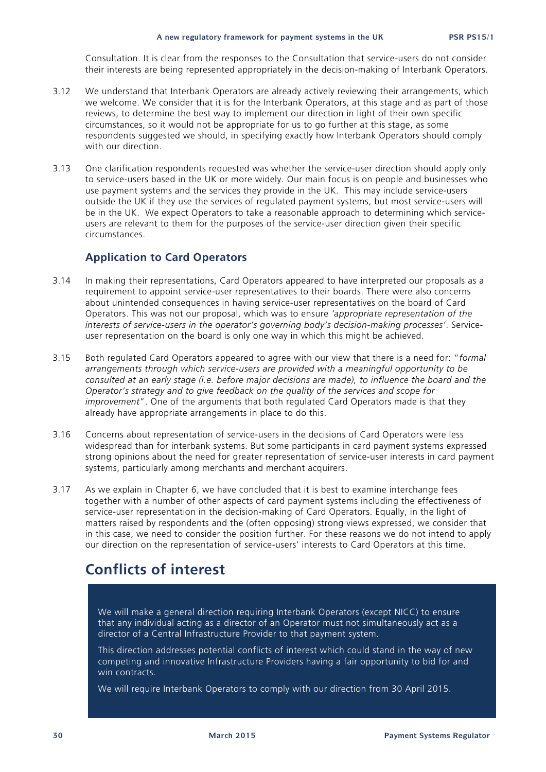Consultation. It is clear from the responses to the Consultation that service-users do not consider their interests are being represented appropriately in the decision-making of Interbank Operators.

3.12 We understand that Interbank Operators are already actively reviewing their arrangements, which we welcome. We consider that it is for the Interbank Operators, at this stage and as part of those reviews, to determine the best way to implement our direction in light of their own specific circumstances, so it would not be appropriate for us to go further at this stage, as some respondents suggested we should, in specifying exactly how Interbank Operators should comply with our direction.

3.13 One clarification respondents requested was whether the service-user direction should apply only to service-users based in the UK or more widely. Our main focus is on people and businesses who use payment systems and the services they provide in the UK. This may include service-users outside the UK if they use the services of regulated payment systems, but most service-users will be in the UK. We expect Operators to take a reasonable approach to determining which service-users are relevant to them for the purposes of the service-user direction given their specific circumstances.

### Application to Card Operators

3.14 In making their representations, Card Operators appeared to have interpreted our proposals as a requirement to appoint service-user representatives to their boards. There were also concerns about unintended consequences in having service-user representatives on the board of Card Operators. This was not our proposal, which was to ensure *'appropriate representation of the interests of service-users in the operator's governing body's decision-making processes'*. Service-user representation on the board is only one way in which this might be achieved.

3.15 Both regulated Card Operators appeared to agree with our view that there is a need for: "*formal arrangements through which service-users are provided with a meaningful opportunity to be consulted at an early stage (i.e. before major decisions are made), to influence the board and the Operator's strategy and to give feedback on the quality of the services and scope for improvement*". One of the arguments that both regulated Card Operators made is that they already have appropriate arrangements in place to do this.

3.16 Concerns about representation of service-users in the decisions of Card Operators were less widespread than for interbank systems. But some participants in card payment systems expressed strong opinions about the need for greater representation of service-user interests in card payment systems, particularly among merchants and merchant acquirers.

3.17 As we explain in Chapter 6, we have concluded that it is best to examine interchange fees together with a number of other aspects of card payment systems including the effectiveness of service-user representation in the decision-making of Card Operators. Equally, in the light of matters raised by respondents and the (often opposing) strong views expressed, we consider that in this case, we need to consider the position further. For these reasons we do not intend to apply our direction on the representation of service-users' interests to Card Operators at this time.

## Conflicts of interest

We will make a general direction requiring Interbank Operators (except NICC) to ensure that any individual acting as a director of an Operator must not simultaneously act as a director of a Central Infrastructure Provider to that payment system.

This direction addresses potential conflicts of interest which could stand in the way of new competing and innovative Infrastructure Providers having a fair opportunity to bid for and win contracts.

We will require Interbank Operators to comply with our direction from 30 April 2015.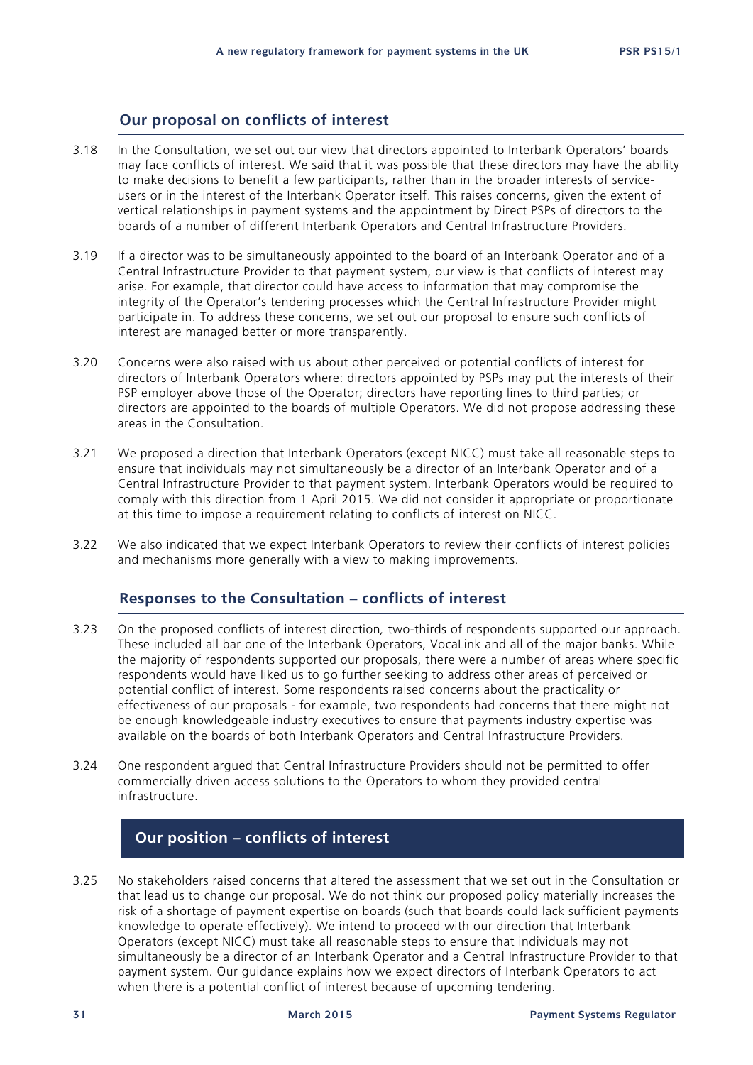## Our proposal on conflicts of interest

3.18 In the Consultation, we set out our view that directors appointed to Interbank Operators' boards may face conflicts of interest. We said that it was possible that these directors may have the ability to make decisions to benefit a few participants, rather than in the broader interests of service-users or in the interest of the Interbank Operator itself. This raises concerns, given the extent of vertical relationships in payment systems and the appointment by Direct PSPs of directors to the boards of a number of different Interbank Operators and Central Infrastructure Providers.

3.19 If a director was to be simultaneously appointed to the board of an Interbank Operator and of a Central Infrastructure Provider to that payment system, our view is that conflicts of interest may arise. For example, that director could have access to information that may compromise the integrity of the Operator's tendering processes which the Central Infrastructure Provider might participate in. To address these concerns, we set out our proposal to ensure such conflicts of interest are managed better or more transparently.

3.20 Concerns were also raised with us about other perceived or potential conflicts of interest for directors of Interbank Operators where: directors appointed by PSPs may put the interests of their PSP employer above those of the Operator; directors have reporting lines to third parties; or directors are appointed to the boards of multiple Operators. We did not propose addressing these areas in the Consultation.

3.21 We proposed a direction that Interbank Operators (except NICC) must take all reasonable steps to ensure that individuals may not simultaneously be a director of an Interbank Operator and of a Central Infrastructure Provider to that payment system. Interbank Operators would be required to comply with this direction from 1 April 2015. We did not consider it appropriate or proportionate at this time to impose a requirement relating to conflicts of interest on NICC.

3.22 We also indicated that we expect Interbank Operators to review their conflicts of interest policies and mechanisms more generally with a view to making improvements.

## Responses to the Consultation – conflicts of interest

3.23 On the proposed conflicts of interest direction, two-thirds of respondents supported our approach. These included all bar one of the Interbank Operators, VocaLink and all of the major banks. While the majority of respondents supported our proposals, there were a number of areas where specific respondents would have liked us to go further seeking to address other areas of perceived or potential conflict of interest. Some respondents raised concerns about the practicality or effectiveness of our proposals - for example, two respondents had concerns that there might not be enough knowledgeable industry executives to ensure that payments industry expertise was available on the boards of both Interbank Operators and Central Infrastructure Providers.

3.24 One respondent argued that Central Infrastructure Providers should not be permitted to offer commercially driven access solutions to the Operators to whom they provided central infrastructure.

## Our position – conflicts of interest

3.25 No stakeholders raised concerns that altered the assessment that we set out in the Consultation or that lead us to change our proposal. We do not think our proposed policy materially increases the risk of a shortage of payment expertise on boards (such that boards could lack sufficient payments knowledge to operate effectively). We intend to proceed with our direction that Interbank Operators (except NICC) must take all reasonable steps to ensure that individuals may not simultaneously be a director of an Interbank Operator and a Central Infrastructure Provider to that payment system. Our guidance explains how we expect directors of Interbank Operators to act when there is a potential conflict of interest because of upcoming tendering.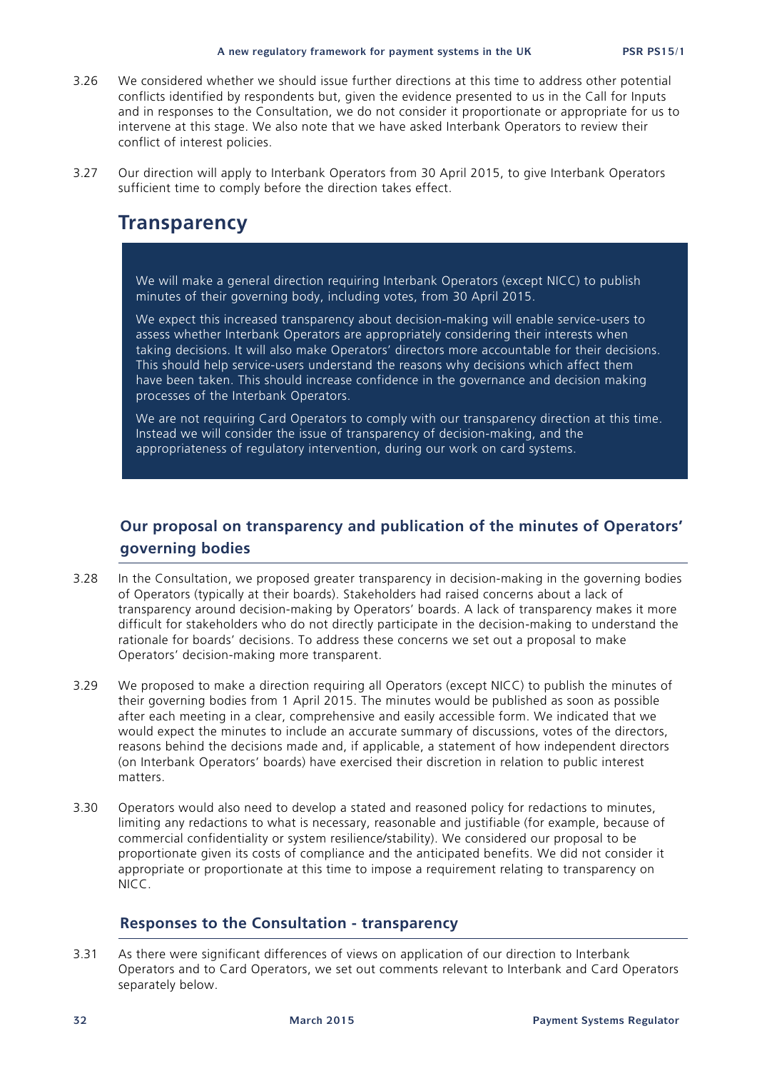3.26 We considered whether we should issue further directions at this time to address other potential conflicts identified by respondents but, given the evidence presented to us in the Call for Inputs and in responses to the Consultation, we do not consider it proportionate or appropriate for us to intervene at this stage. We also note that we have asked Interbank Operators to review their conflict of interest policies.

3.27 Our direction will apply to Interbank Operators from 30 April 2015, to give Interbank Operators sufficient time to comply before the direction takes effect.

## Transparency

> We will make a general direction requiring Interbank Operators (except NICC) to publish minutes of their governing body, including votes, from 30 April 2015.
>
> We expect this increased transparency about decision-making will enable service-users to assess whether Interbank Operators are appropriately considering their interests when taking decisions. It will also make Operators' directors more accountable for their decisions. This should help service-users understand the reasons why decisions which affect them have been taken. This should increase confidence in the governance and decision making processes of the Interbank Operators.
>
> We are not requiring Card Operators to comply with our transparency direction at this time. Instead we will consider the issue of transparency of decision-making, and the appropriateness of regulatory intervention, during our work on card systems.

### Our proposal on transparency and publication of the minutes of Operators' governing bodies

3.28 In the Consultation, we proposed greater transparency in decision-making in the governing bodies of Operators (typically at their boards). Stakeholders had raised concerns about a lack of transparency around decision-making by Operators' boards. A lack of transparency makes it more difficult for stakeholders who do not directly participate in the decision-making to understand the rationale for boards' decisions. To address these concerns we set out a proposal to make Operators' decision-making more transparent.

3.29 We proposed to make a direction requiring all Operators (except NICC) to publish the minutes of their governing bodies from 1 April 2015. The minutes would be published as soon as possible after each meeting in a clear, comprehensive and easily accessible form. We indicated that we would expect the minutes to include an accurate summary of discussions, votes of the directors, reasons behind the decisions made and, if applicable, a statement of how independent directors (on Interbank Operators' boards) have exercised their discretion in relation to public interest matters.

3.30 Operators would also need to develop a stated and reasoned policy for redactions to minutes, limiting any redactions to what is necessary, reasonable and justifiable (for example, because of commercial confidentiality or system resilience/stability). We considered our proposal to be proportionate given its costs of compliance and the anticipated benefits. We did not consider it appropriate or proportionate at this time to impose a requirement relating to transparency on NICC.

### Responses to the Consultation - transparency

3.31 As there were significant differences of views on application of our direction to Interbank Operators and to Card Operators, we set out comments relevant to Interbank and Card Operators separately below.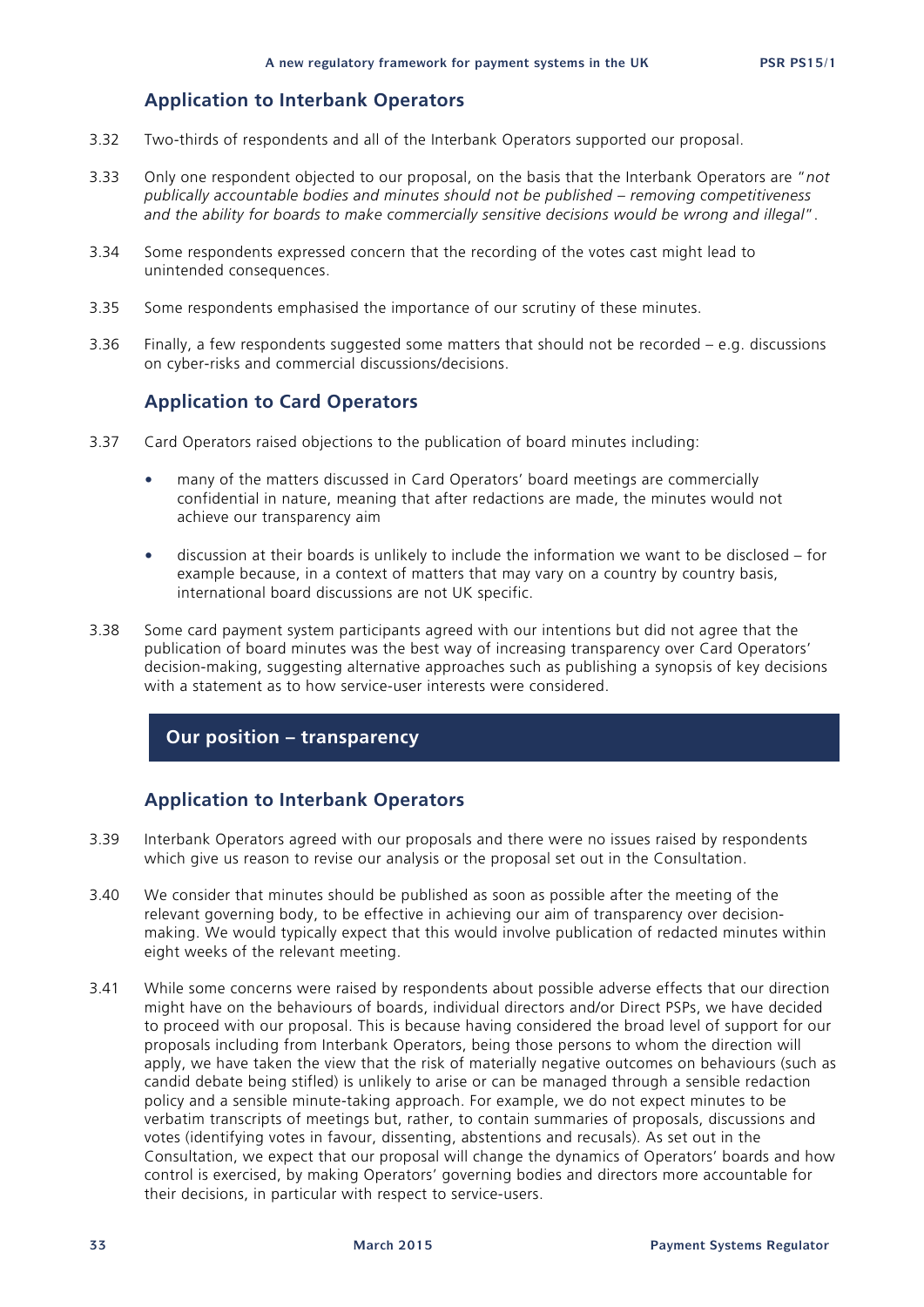### Application to Interbank Operators

3.32 Two-thirds of respondents and all of the Interbank Operators supported our proposal.

3.33 Only one respondent objected to our proposal, on the basis that the Interbank Operators are "*not publically accountable bodies and minutes should not be published – removing competitiveness and the ability for boards to make commercially sensitive decisions would be wrong and illegal*".

3.34 Some respondents expressed concern that the recording of the votes cast might lead to unintended consequences.

3.35 Some respondents emphasised the importance of our scrutiny of these minutes.

3.36 Finally, a few respondents suggested some matters that should not be recorded – e.g. discussions on cyber-risks and commercial discussions/decisions.

### Application to Card Operators

3.37 Card Operators raised objections to the publication of board minutes including:

- many of the matters discussed in Card Operators' board meetings are commercially confidential in nature, meaning that after redactions are made, the minutes would not achieve our transparency aim
- discussion at their boards is unlikely to include the information we want to be disclosed – for example because, in a context of matters that may vary on a country by country basis, international board discussions are not UK specific.

3.38 Some card payment system participants agreed with our intentions but did not agree that the publication of board minutes was the best way of increasing transparency over Card Operators' decision-making, suggesting alternative approaches such as publishing a synopsis of key decisions with a statement as to how service-user interests were considered.

## Our position – transparency

### Application to Interbank Operators

3.39 Interbank Operators agreed with our proposals and there were no issues raised by respondents which give us reason to revise our analysis or the proposal set out in the Consultation.

3.40 We consider that minutes should be published as soon as possible after the meeting of the relevant governing body, to be effective in achieving our aim of transparency over decision-making. We would typically expect that this would involve publication of redacted minutes within eight weeks of the relevant meeting.

3.41 While some concerns were raised by respondents about possible adverse effects that our direction might have on the behaviours of boards, individual directors and/or Direct PSPs, we have decided to proceed with our proposal. This is because having considered the broad level of support for our proposals including from Interbank Operators, being those persons to whom the direction will apply, we have taken the view that the risk of materially negative outcomes on behaviours (such as candid debate being stifled) is unlikely to arise or can be managed through a sensible redaction policy and a sensible minute-taking approach. For example, we do not expect minutes to be verbatim transcripts of meetings but, rather, to contain summaries of proposals, discussions and votes (identifying votes in favour, dissenting, abstentions and recusals). As set out in the Consultation, we expect that our proposal will change the dynamics of Operators' boards and how control is exercised, by making Operators' governing bodies and directors more accountable for their decisions, in particular with respect to service-users.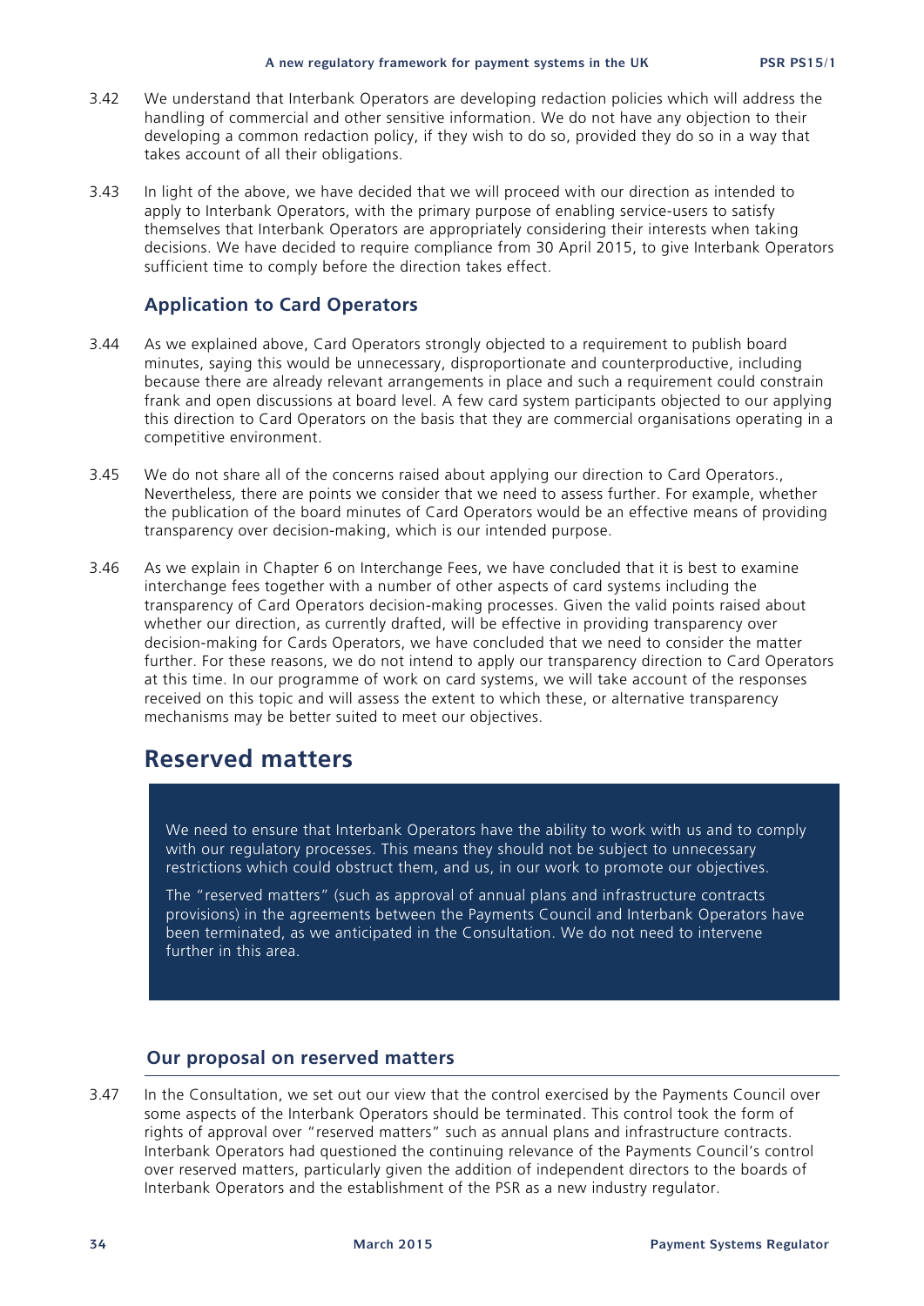3.42 We understand that Interbank Operators are developing redaction policies which will address the handling of commercial and other sensitive information. We do not have any objection to their developing a common redaction policy, if they wish to do so, provided they do so in a way that takes account of all their obligations.

3.43 In light of the above, we have decided that we will proceed with our direction as intended to apply to Interbank Operators, with the primary purpose of enabling service-users to satisfy themselves that Interbank Operators are appropriately considering their interests when taking decisions. We have decided to require compliance from 30 April 2015, to give Interbank Operators sufficient time to comply before the direction takes effect.

### Application to Card Operators

3.44 As we explained above, Card Operators strongly objected to a requirement to publish board minutes, saying this would be unnecessary, disproportionate and counterproductive, including because there are already relevant arrangements in place and such a requirement could constrain frank and open discussions at board level. A few card system participants objected to our applying this direction to Card Operators on the basis that they are commercial organisations operating in a competitive environment.

3.45 We do not share all of the concerns raised about applying our direction to Card Operators., Nevertheless, there are points we consider that we need to assess further. For example, whether the publication of the board minutes of Card Operators would be an effective means of providing transparency over decision-making, which is our intended purpose.

3.46 As we explain in Chapter 6 on Interchange Fees, we have concluded that it is best to examine interchange fees together with a number of other aspects of card systems including the transparency of Card Operators decision-making processes. Given the valid points raised about whether our direction, as currently drafted, will be effective in providing transparency over decision-making for Cards Operators, we have concluded that we need to consider the matter further. For these reasons, we do not intend to apply our transparency direction to Card Operators at this time. In our programme of work on card systems, we will take account of the responses received on this topic and will assess the extent to which these, or alternative transparency mechanisms may be better suited to meet our objectives.

## Reserved matters

> We need to ensure that Interbank Operators have the ability to work with us and to comply with our regulatory processes. This means they should not be subject to unnecessary restrictions which could obstruct them, and us, in our work to promote our objectives.
>
> The "reserved matters" (such as approval of annual plans and infrastructure contracts provisions) in the agreements between the Payments Council and Interbank Operators have been terminated, as we anticipated in the Consultation. We do not need to intervene further in this area.

### Our proposal on reserved matters

3.47 In the Consultation, we set out our view that the control exercised by the Payments Council over some aspects of the Interbank Operators should be terminated. This control took the form of rights of approval over "reserved matters" such as annual plans and infrastructure contracts. Interbank Operators had questioned the continuing relevance of the Payments Council's control over reserved matters, particularly given the addition of independent directors to the boards of Interbank Operators and the establishment of the PSR as a new industry regulator.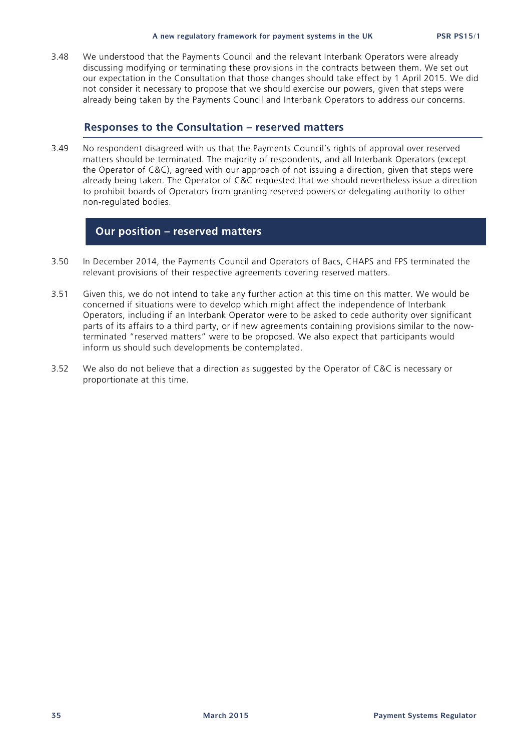3.48 We understood that the Payments Council and the relevant Interbank Operators were already discussing modifying or terminating these provisions in the contracts between them. We set out our expectation in the Consultation that those changes should take effect by 1 April 2015. We did not consider it necessary to propose that we should exercise our powers, given that steps were already being taken by the Payments Council and Interbank Operators to address our concerns.

## Responses to the Consultation – reserved matters

3.49 No respondent disagreed with us that the Payments Council's rights of approval over reserved matters should be terminated. The majority of respondents, and all Interbank Operators (except the Operator of C&C), agreed with our approach of not issuing a direction, given that steps were already being taken. The Operator of C&C requested that we should nevertheless issue a direction to prohibit boards of Operators from granting reserved powers or delegating authority to other non-regulated bodies.

## Our position – reserved matters

3.50 In December 2014, the Payments Council and Operators of Bacs, CHAPS and FPS terminated the relevant provisions of their respective agreements covering reserved matters.

3.51 Given this, we do not intend to take any further action at this time on this matter. We would be concerned if situations were to develop which might affect the independence of Interbank Operators, including if an Interbank Operator were to be asked to cede authority over significant parts of its affairs to a third party, or if new agreements containing provisions similar to the now-terminated "reserved matters" were to be proposed. We also expect that participants would inform us should such developments be contemplated.

3.52 We also do not believe that a direction as suggested by the Operator of C&C is necessary or proportionate at this time.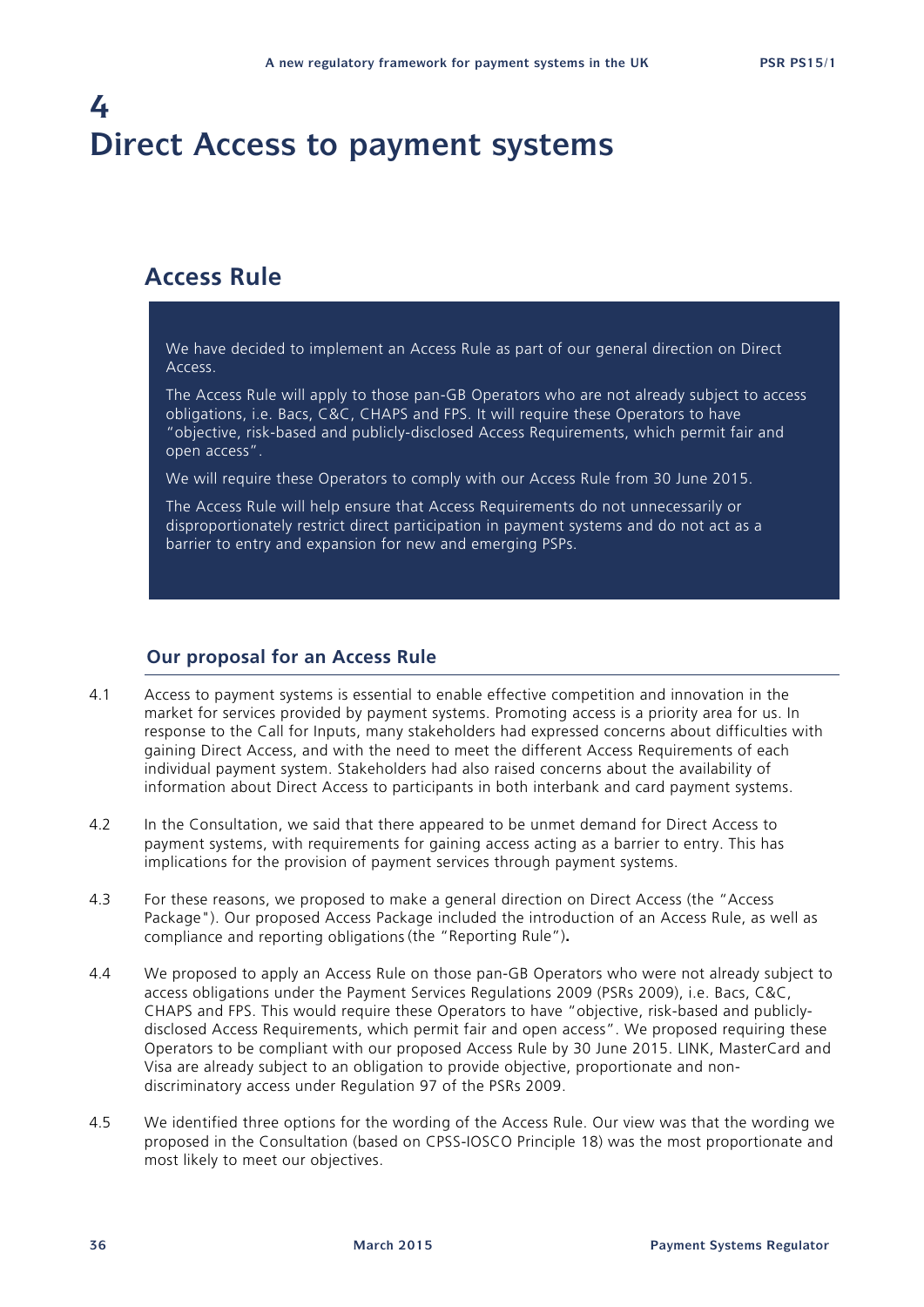# 4 Direct Access to payment systems

## Access Rule

We have decided to implement an Access Rule as part of our general direction on Direct Access.

The Access Rule will apply to those pan-GB Operators who are not already subject to access obligations, i.e. Bacs, C&C, CHAPS and FPS. It will require these Operators to have "objective, risk-based and publicly-disclosed Access Requirements, which permit fair and open access".

We will require these Operators to comply with our Access Rule from 30 June 2015.

The Access Rule will help ensure that Access Requirements do not unnecessarily or disproportionately restrict direct participation in payment systems and do not act as a barrier to entry and expansion for new and emerging PSPs.

### Our proposal for an Access Rule

4.1 Access to payment systems is essential to enable effective competition and innovation in the market for services provided by payment systems. Promoting access is a priority area for us. In response to the Call for Inputs, many stakeholders had expressed concerns about difficulties with gaining Direct Access, and with the need to meet the different Access Requirements of each individual payment system. Stakeholders had also raised concerns about the availability of information about Direct Access to participants in both interbank and card payment systems.

4.2 In the Consultation, we said that there appeared to be unmet demand for Direct Access to payment systems, with requirements for gaining access acting as a barrier to entry. This has implications for the provision of payment services through payment systems.

4.3 For these reasons, we proposed to make a general direction on Direct Access (the "Access Package"). Our proposed Access Package included the introduction of an Access Rule, as well as compliance and reporting obligations (the "Reporting Rule").

4.4 We proposed to apply an Access Rule on those pan-GB Operators who were not already subject to access obligations under the Payment Services Regulations 2009 (PSRs 2009), i.e. Bacs, C&C, CHAPS and FPS. This would require these Operators to have "objective, risk-based and publicly-disclosed Access Requirements, which permit fair and open access". We proposed requiring these Operators to be compliant with our proposed Access Rule by 30 June 2015. LINK, MasterCard and Visa are already subject to an obligation to provide objective, proportionate and non-discriminatory access under Regulation 97 of the PSRs 2009.

4.5 We identified three options for the wording of the Access Rule. Our view was that the wording we proposed in the Consultation (based on CPSS-IOSCO Principle 18) was the most proportionate and most likely to meet our objectives.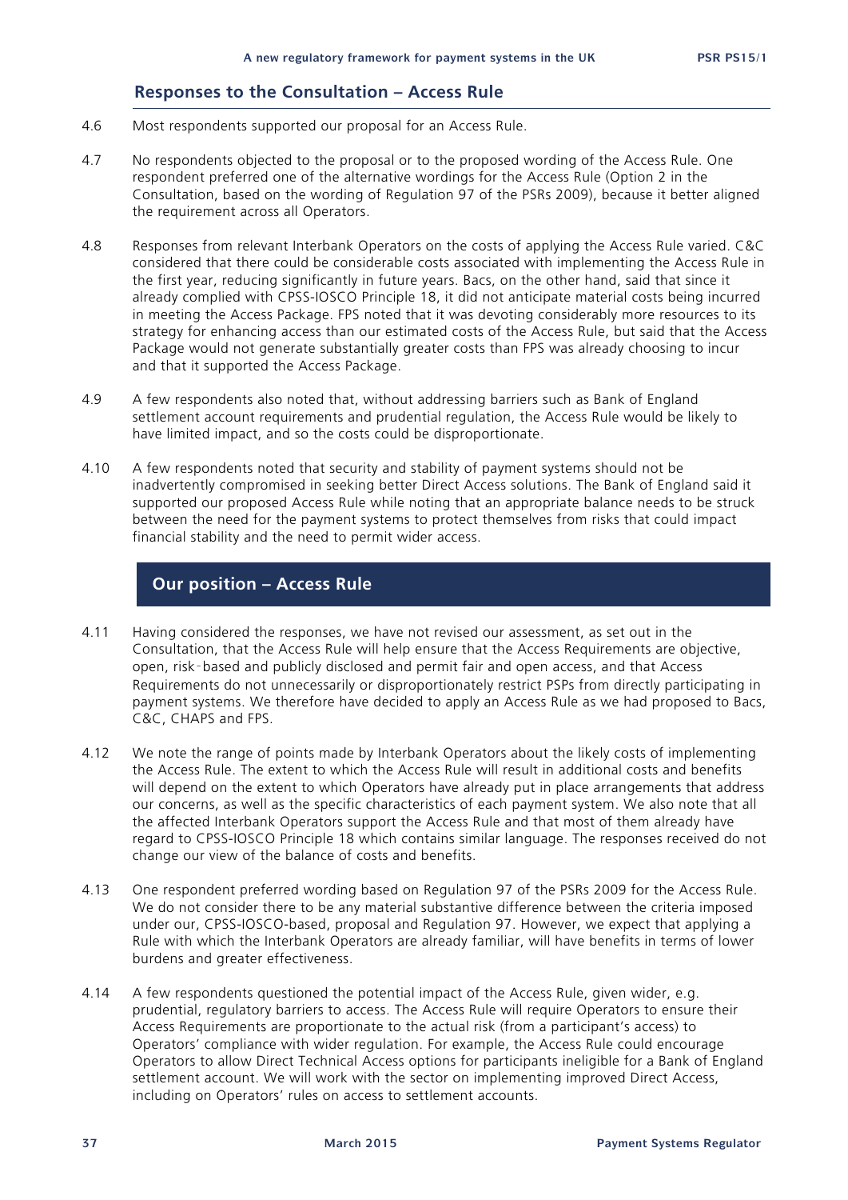## Responses to the Consultation – Access Rule

4.6 Most respondents supported our proposal for an Access Rule.

4.7 No respondents objected to the proposal or to the proposed wording of the Access Rule. One respondent preferred one of the alternative wordings for the Access Rule (Option 2 in the Consultation, based on the wording of Regulation 97 of the PSRs 2009), because it better aligned the requirement across all Operators.

4.8 Responses from relevant Interbank Operators on the costs of applying the Access Rule varied. C&C considered that there could be considerable costs associated with implementing the Access Rule in the first year, reducing significantly in future years. Bacs, on the other hand, said that since it already complied with CPSS-IOSCO Principle 18, it did not anticipate material costs being incurred in meeting the Access Package. FPS noted that it was devoting considerably more resources to its strategy for enhancing access than our estimated costs of the Access Rule, but said that the Access Package would not generate substantially greater costs than FPS was already choosing to incur and that it supported the Access Package.

4.9 A few respondents also noted that, without addressing barriers such as Bank of England settlement account requirements and prudential regulation, the Access Rule would be likely to have limited impact, and so the costs could be disproportionate.

4.10 A few respondents noted that security and stability of payment systems should not be inadvertently compromised in seeking better Direct Access solutions. The Bank of England said it supported our proposed Access Rule while noting that an appropriate balance needs to be struck between the need for the payment systems to protect themselves from risks that could impact financial stability and the need to permit wider access.

## Our position – Access Rule

4.11 Having considered the responses, we have not revised our assessment, as set out in the Consultation, that the Access Rule will help ensure that the Access Requirements are objective, open, risk-based and publicly disclosed and permit fair and open access, and that Access Requirements do not unnecessarily or disproportionately restrict PSPs from directly participating in payment systems. We therefore have decided to apply an Access Rule as we had proposed to Bacs, C&C, CHAPS and FPS.

4.12 We note the range of points made by Interbank Operators about the likely costs of implementing the Access Rule. The extent to which the Access Rule will result in additional costs and benefits will depend on the extent to which Operators have already put in place arrangements that address our concerns, as well as the specific characteristics of each payment system. We also note that all the affected Interbank Operators support the Access Rule and that most of them already have regard to CPSS-IOSCO Principle 18 which contains similar language. The responses received do not change our view of the balance of costs and benefits.

4.13 One respondent preferred wording based on Regulation 97 of the PSRs 2009 for the Access Rule. We do not consider there to be any material substantive difference between the criteria imposed under our, CPSS-IOSCO-based, proposal and Regulation 97. However, we expect that applying a Rule with which the Interbank Operators are already familiar, will have benefits in terms of lower burdens and greater effectiveness.

4.14 A few respondents questioned the potential impact of the Access Rule, given wider, e.g. prudential, regulatory barriers to access. The Access Rule will require Operators to ensure their Access Requirements are proportionate to the actual risk (from a participant's access) to Operators' compliance with wider regulation. For example, the Access Rule could encourage Operators to allow Direct Technical Access options for participants ineligible for a Bank of England settlement account. We will work with the sector on implementing improved Direct Access, including on Operators' rules on access to settlement accounts.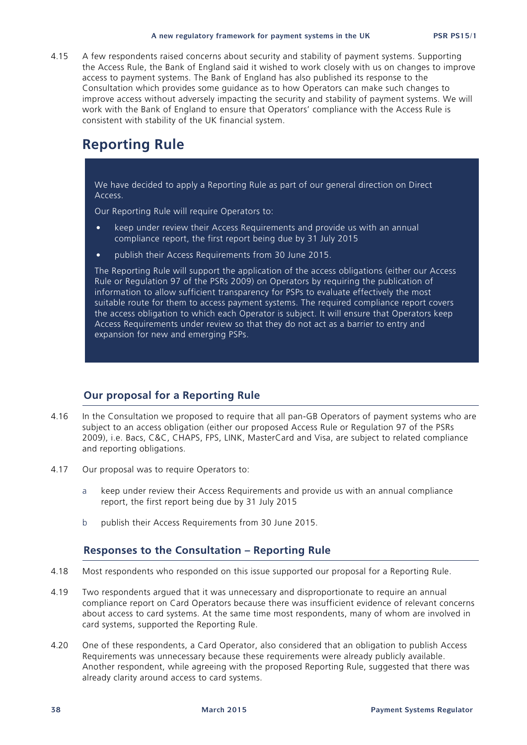4.15 A few respondents raised concerns about security and stability of payment systems. Supporting the Access Rule, the Bank of England said it wished to work closely with us on changes to improve access to payment systems. The Bank of England has also published its response to the Consultation which provides some guidance as to how Operators can make such changes to improve access without adversely impacting the security and stability of payment systems. We will work with the Bank of England to ensure that Operators' compliance with the Access Rule is consistent with stability of the UK financial system.

## Reporting Rule

We have decided to apply a Reporting Rule as part of our general direction on Direct Access.

Our Reporting Rule will require Operators to:

- keep under review their Access Requirements and provide us with an annual compliance report, the first report being due by 31 July 2015
- publish their Access Requirements from 30 June 2015.

The Reporting Rule will support the application of the access obligations (either our Access Rule or Regulation 97 of the PSRs 2009) on Operators by requiring the publication of information to allow sufficient transparency for PSPs to evaluate effectively the most suitable route for them to access payment systems. The required compliance report covers the access obligation to which each Operator is subject. It will ensure that Operators keep Access Requirements under review so that they do not act as a barrier to entry and expansion for new and emerging PSPs.

### Our proposal for a Reporting Rule

4.16 In the Consultation we proposed to require that all pan-GB Operators of payment systems who are subject to an access obligation (either our proposed Access Rule or Regulation 97 of the PSRs 2009), i.e. Bacs, C&C, CHAPS, FPS, LINK, MasterCard and Visa, are subject to related compliance and reporting obligations.

4.17 Our proposal was to require Operators to:

a. keep under review their Access Requirements and provide us with an annual compliance report, the first report being due by 31 July 2015

b. publish their Access Requirements from 30 June 2015.

### Responses to the Consultation – Reporting Rule

4.18 Most respondents who responded on this issue supported our proposal for a Reporting Rule.

4.19 Two respondents argued that it was unnecessary and disproportionate to require an annual compliance report on Card Operators because there was insufficient evidence of relevant concerns about access to card systems. At the same time most respondents, many of whom are involved in card systems, supported the Reporting Rule.

4.20 One of these respondents, a Card Operator, also considered that an obligation to publish Access Requirements was unnecessary because these requirements were already publicly available. Another respondent, while agreeing with the proposed Reporting Rule, suggested that there was already clarity around access to card systems.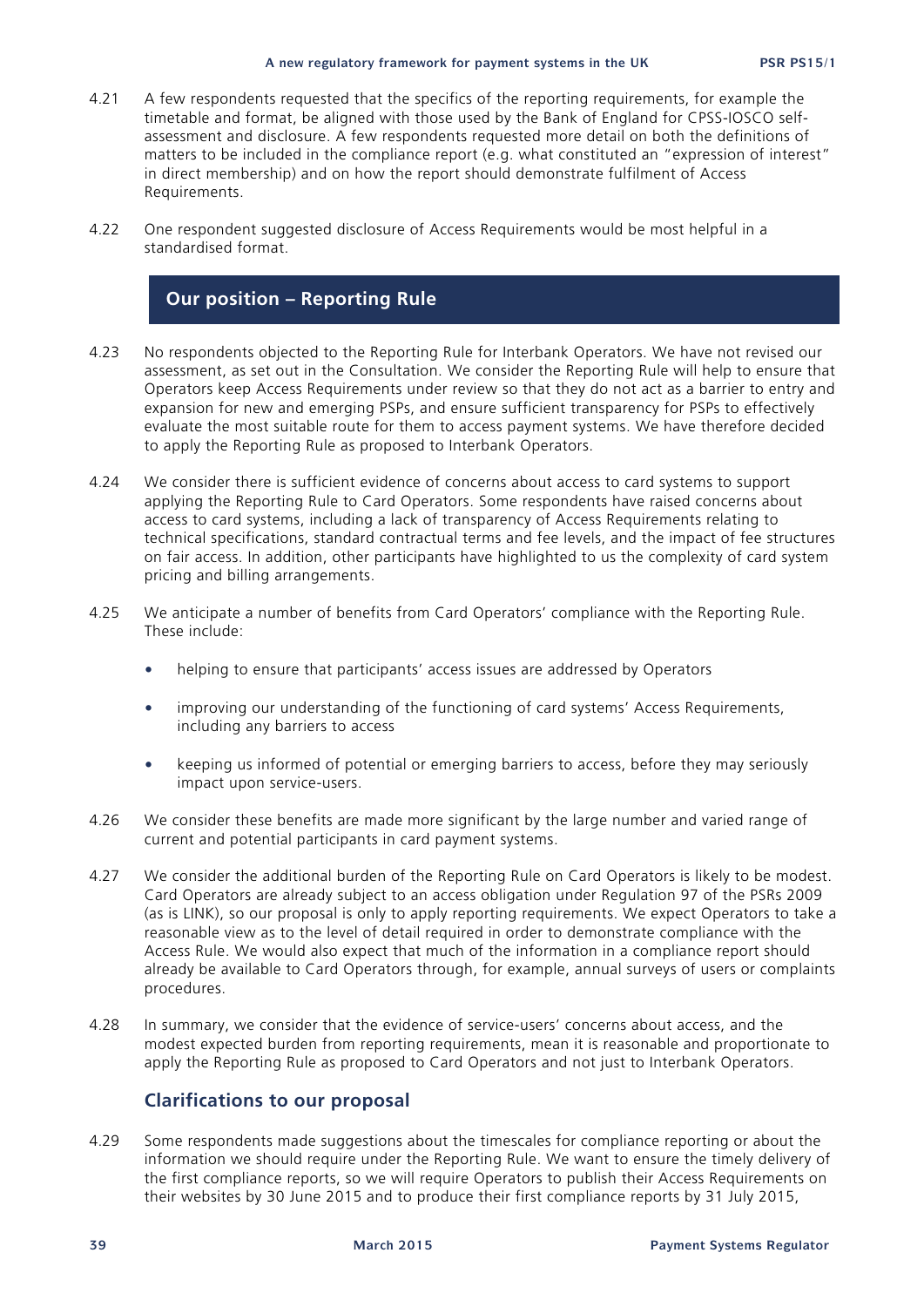4.21 A few respondents requested that the specifics of the reporting requirements, for example the timetable and format, be aligned with those used by the Bank of England for CPSS-IOSCO self-assessment and disclosure. A few respondents requested more detail on both the definitions of matters to be included in the compliance report (e.g. what constituted an "expression of interest" in direct membership) and on how the report should demonstrate fulfilment of Access Requirements.

4.22 One respondent suggested disclosure of Access Requirements would be most helpful in a standardised format.

## Our position – Reporting Rule

4.23 No respondents objected to the Reporting Rule for Interbank Operators. We have not revised our assessment, as set out in the Consultation. We consider the Reporting Rule will help to ensure that Operators keep Access Requirements under review so that they do not act as a barrier to entry and expansion for new and emerging PSPs, and ensure sufficient transparency for PSPs to effectively evaluate the most suitable route for them to access payment systems. We have therefore decided to apply the Reporting Rule as proposed to Interbank Operators.

4.24 We consider there is sufficient evidence of concerns about access to card systems to support applying the Reporting Rule to Card Operators. Some respondents have raised concerns about access to card systems, including a lack of transparency of Access Requirements relating to technical specifications, standard contractual terms and fee levels, and the impact of fee structures on fair access. In addition, other participants have highlighted to us the complexity of card system pricing and billing arrangements.

4.25 We anticipate a number of benefits from Card Operators' compliance with the Reporting Rule. These include:

- helping to ensure that participants' access issues are addressed by Operators
- improving our understanding of the functioning of card systems' Access Requirements, including any barriers to access
- keeping us informed of potential or emerging barriers to access, before they may seriously impact upon service-users.

4.26 We consider these benefits are made more significant by the large number and varied range of current and potential participants in card payment systems.

4.27 We consider the additional burden of the Reporting Rule on Card Operators is likely to be modest. Card Operators are already subject to an access obligation under Regulation 97 of the PSRs 2009 (as is LINK), so our proposal is only to apply reporting requirements. We expect Operators to take a reasonable view as to the level of detail required in order to demonstrate compliance with the Access Rule. We would also expect that much of the information in a compliance report should already be available to Card Operators through, for example, annual surveys of users or complaints procedures.

4.28 In summary, we consider that the evidence of service-users' concerns about access, and the modest expected burden from reporting requirements, mean it is reasonable and proportionate to apply the Reporting Rule as proposed to Card Operators and not just to Interbank Operators.

### Clarifications to our proposal

4.29 Some respondents made suggestions about the timescales for compliance reporting or about the information we should require under the Reporting Rule. We want to ensure the timely delivery of the first compliance reports, so we will require Operators to publish their Access Requirements on their websites by 30 June 2015 and to produce their first compliance reports by 31 July 2015,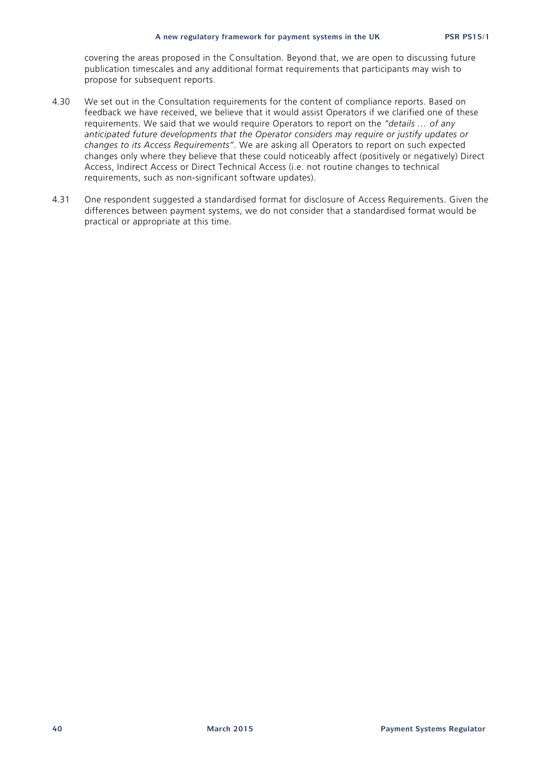covering the areas proposed in the Consultation. Beyond that, we are open to discussing future publication timescales and any additional format requirements that participants may wish to propose for subsequent reports.

4.30 We set out in the Consultation requirements for the content of compliance reports. Based on feedback we have received, we believe that it would assist Operators if we clarified one of these requirements. We said that we would require Operators to report on the *"details … of any anticipated future developments that the Operator considers may require or justify updates or changes to its Access Requirements"*. We are asking all Operators to report on such expected changes only where they believe that these could noticeably affect (positively or negatively) Direct Access, Indirect Access or Direct Technical Access (i.e. not routine changes to technical requirements, such as non-significant software updates).

4.31 One respondent suggested a standardised format for disclosure of Access Requirements. Given the differences between payment systems, we do not consider that a standardised format would be practical or appropriate at this time.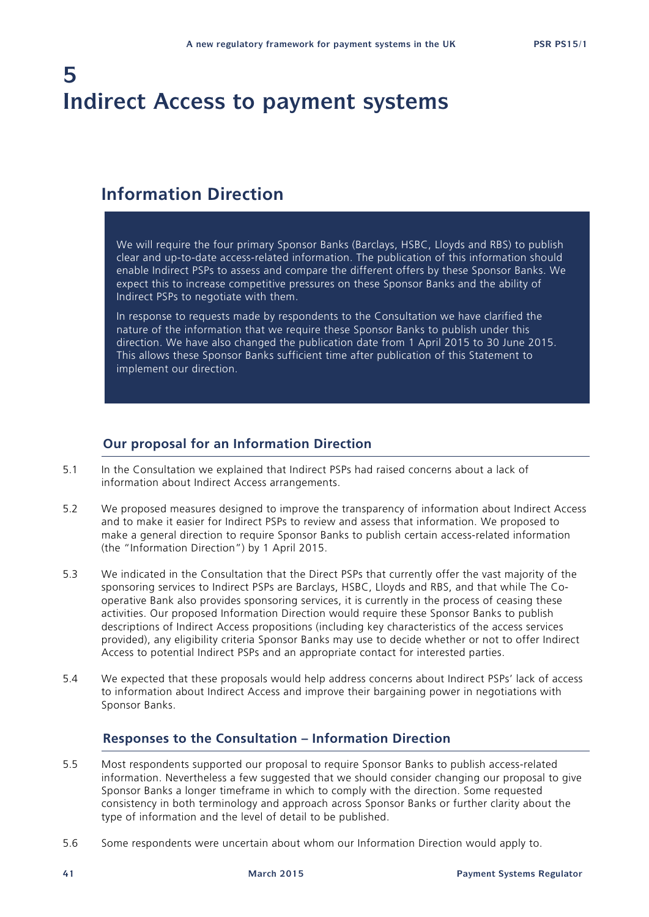# 5
# Indirect Access to payment systems

## Information Direction

> We will require the four primary Sponsor Banks (Barclays, HSBC, Lloyds and RBS) to publish clear and up-to-date access-related information. The publication of this information should enable Indirect PSPs to assess and compare the different offers by these Sponsor Banks. We expect this to increase competitive pressures on these Sponsor Banks and the ability of Indirect PSPs to negotiate with them.
>
> In response to requests made by respondents to the Consultation we have clarified the nature of the information that we require these Sponsor Banks to publish under this direction. We have also changed the publication date from 1 April 2015 to 30 June 2015. This allows these Sponsor Banks sufficient time after publication of this Statement to implement our direction.

### Our proposal for an Information Direction

5.1 In the Consultation we explained that Indirect PSPs had raised concerns about a lack of information about Indirect Access arrangements.

5.2 We proposed measures designed to improve the transparency of information about Indirect Access and to make it easier for Indirect PSPs to review and assess that information. We proposed to make a general direction to require Sponsor Banks to publish certain access-related information (the "Information Direction") by 1 April 2015.

5.3 We indicated in the Consultation that the Direct PSPs that currently offer the vast majority of the sponsoring services to Indirect PSPs are Barclays, HSBC, Lloyds and RBS, and that while The Co-operative Bank also provides sponsoring services, it is currently in the process of ceasing these activities. Our proposed Information Direction would require these Sponsor Banks to publish descriptions of Indirect Access propositions (including key characteristics of the access services provided), any eligibility criteria Sponsor Banks may use to decide whether or not to offer Indirect Access to potential Indirect PSPs and an appropriate contact for interested parties.

5.4 We expected that these proposals would help address concerns about Indirect PSPs' lack of access to information about Indirect Access and improve their bargaining power in negotiations with Sponsor Banks.

### Responses to the Consultation – Information Direction

5.5 Most respondents supported our proposal to require Sponsor Banks to publish access-related information. Nevertheless a few suggested that we should consider changing our proposal to give Sponsor Banks a longer timeframe in which to comply with the direction. Some requested consistency in both terminology and approach across Sponsor Banks or further clarity about the type of information and the level of detail to be published.

5.6 Some respondents were uncertain about whom our Information Direction would apply to.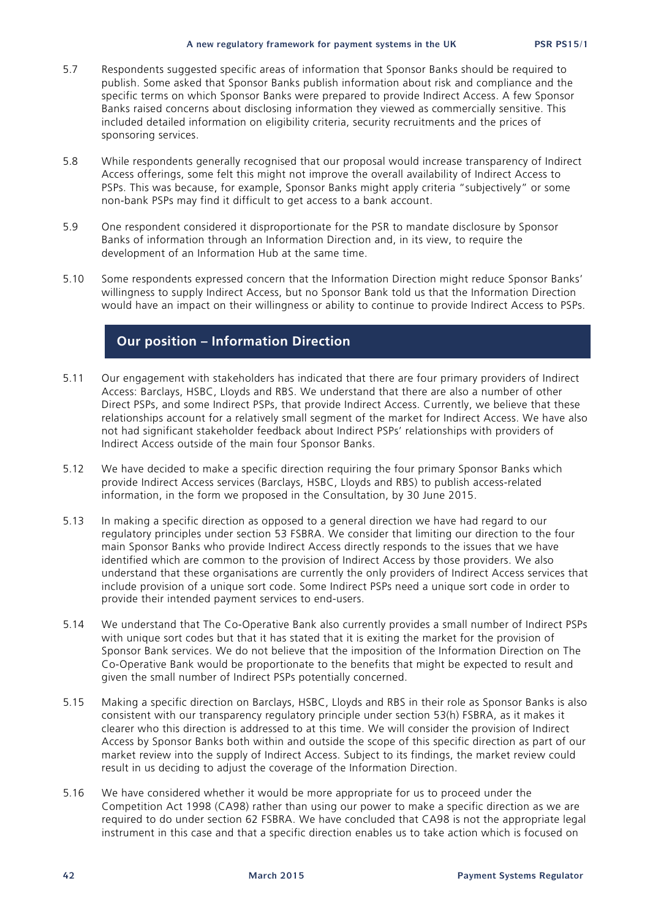5.7 Respondents suggested specific areas of information that Sponsor Banks should be required to publish. Some asked that Sponsor Banks publish information about risk and compliance and the specific terms on which Sponsor Banks were prepared to provide Indirect Access. A few Sponsor Banks raised concerns about disclosing information they viewed as commercially sensitive. This included detailed information on eligibility criteria, security recruitments and the prices of sponsoring services.

5.8 While respondents generally recognised that our proposal would increase transparency of Indirect Access offerings, some felt this might not improve the overall availability of Indirect Access to PSPs. This was because, for example, Sponsor Banks might apply criteria "subjectively" or some non-bank PSPs may find it difficult to get access to a bank account.

5.9 One respondent considered it disproportionate for the PSR to mandate disclosure by Sponsor Banks of information through an Information Direction and, in its view, to require the development of an Information Hub at the same time.

5.10 Some respondents expressed concern that the Information Direction might reduce Sponsor Banks' willingness to supply Indirect Access, but no Sponsor Bank told us that the Information Direction would have an impact on their willingness or ability to continue to provide Indirect Access to PSPs.

## Our position – Information Direction

5.11 Our engagement with stakeholders has indicated that there are four primary providers of Indirect Access: Barclays, HSBC, Lloyds and RBS. We understand that there are also a number of other Direct PSPs, and some Indirect PSPs, that provide Indirect Access. Currently, we believe that these relationships account for a relatively small segment of the market for Indirect Access. We have also not had significant stakeholder feedback about Indirect PSPs' relationships with providers of Indirect Access outside of the main four Sponsor Banks.

5.12 We have decided to make a specific direction requiring the four primary Sponsor Banks which provide Indirect Access services (Barclays, HSBC, Lloyds and RBS) to publish access-related information, in the form we proposed in the Consultation, by 30 June 2015.

5.13 In making a specific direction as opposed to a general direction we have had regard to our regulatory principles under section 53 FSBRA. We consider that limiting our direction to the four main Sponsor Banks who provide Indirect Access directly responds to the issues that we have identified which are common to the provision of Indirect Access by those providers. We also understand that these organisations are currently the only providers of Indirect Access services that include provision of a unique sort code. Some Indirect PSPs need a unique sort code in order to provide their intended payment services to end-users.

5.14 We understand that The Co-Operative Bank also currently provides a small number of Indirect PSPs with unique sort codes but that it has stated that it is exiting the market for the provision of Sponsor Bank services. We do not believe that the imposition of the Information Direction on The Co-Operative Bank would be proportionate to the benefits that might be expected to result and given the small number of Indirect PSPs potentially concerned.

5.15 Making a specific direction on Barclays, HSBC, Lloyds and RBS in their role as Sponsor Banks is also consistent with our transparency regulatory principle under section 53(h) FSBRA, as it makes it clearer who this direction is addressed to at this time. We will consider the provision of Indirect Access by Sponsor Banks both within and outside the scope of this specific direction as part of our market review into the supply of Indirect Access. Subject to its findings, the market review could result in us deciding to adjust the coverage of the Information Direction.

5.16 We have considered whether it would be more appropriate for us to proceed under the Competition Act 1998 (CA98) rather than using our power to make a specific direction as we are required to do under section 62 FSBRA. We have concluded that CA98 is not the appropriate legal instrument in this case and that a specific direction enables us to take action which is focused on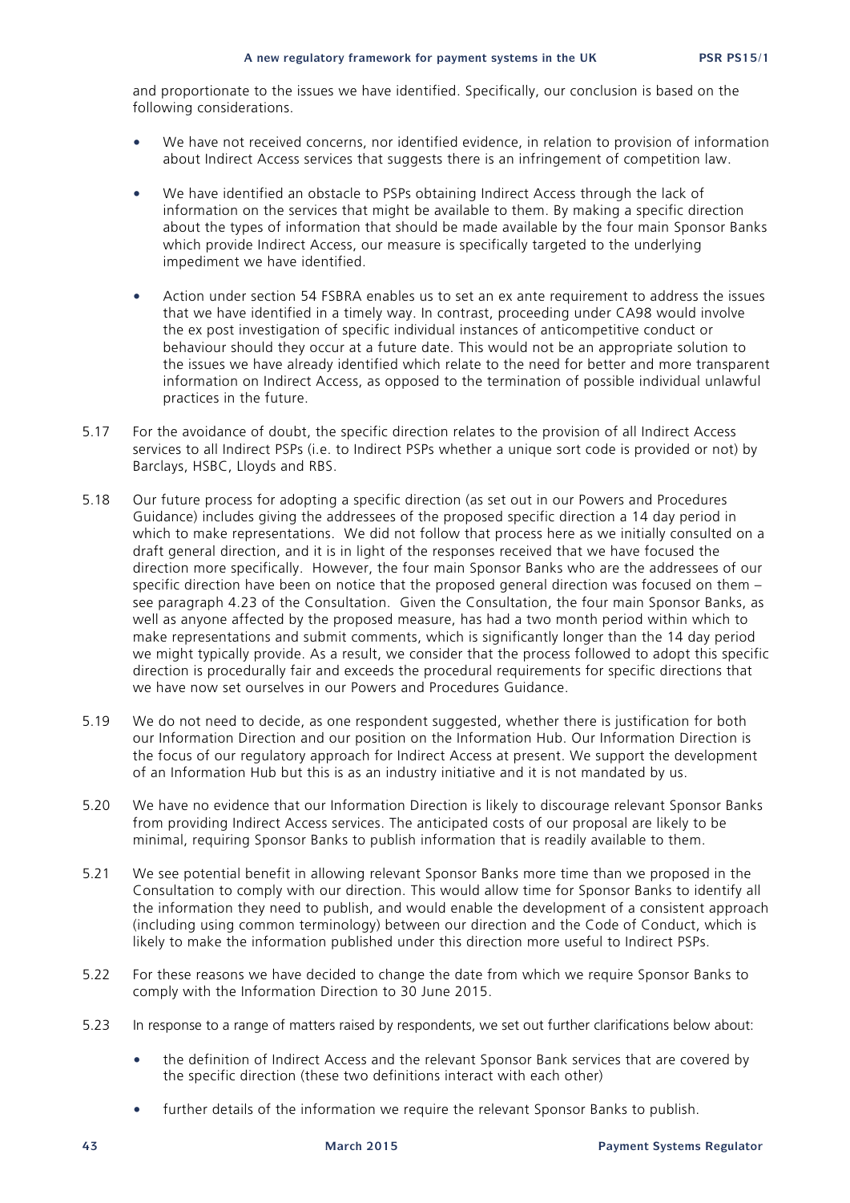and proportionate to the issues we have identified. Specifically, our conclusion is based on the following considerations.

- We have not received concerns, nor identified evidence, in relation to provision of information about Indirect Access services that suggests there is an infringement of competition law.
- We have identified an obstacle to PSPs obtaining Indirect Access through the lack of information on the services that might be available to them. By making a specific direction about the types of information that should be made available by the four main Sponsor Banks which provide Indirect Access, our measure is specifically targeted to the underlying impediment we have identified.
- Action under section 54 FSBRA enables us to set an ex ante requirement to address the issues that we have identified in a timely way. In contrast, proceeding under CA98 would involve the ex post investigation of specific individual instances of anticompetitive conduct or behaviour should they occur at a future date. This would not be an appropriate solution to the issues we have already identified which relate to the need for better and more transparent information on Indirect Access, as opposed to the termination of possible individual unlawful practices in the future.

5.17 For the avoidance of doubt, the specific direction relates to the provision of all Indirect Access services to all Indirect PSPs (i.e. to Indirect PSPs whether a unique sort code is provided or not) by Barclays, HSBC, Lloyds and RBS.

5.18 Our future process for adopting a specific direction (as set out in our Powers and Procedures Guidance) includes giving the addressees of the proposed specific direction a 14 day period in which to make representations. We did not follow that process here as we initially consulted on a draft general direction, and it is in light of the responses received that we have focused the direction more specifically. However, the four main Sponsor Banks who are the addressees of our specific direction have been on notice that the proposed general direction was focused on them – see paragraph 4.23 of the Consultation. Given the Consultation, the four main Sponsor Banks, as well as anyone affected by the proposed measure, has had a two month period within which to make representations and submit comments, which is significantly longer than the 14 day period we might typically provide. As a result, we consider that the process followed to adopt this specific direction is procedurally fair and exceeds the procedural requirements for specific directions that we have now set ourselves in our Powers and Procedures Guidance.

5.19 We do not need to decide, as one respondent suggested, whether there is justification for both our Information Direction and our position on the Information Hub. Our Information Direction is the focus of our regulatory approach for Indirect Access at present. We support the development of an Information Hub but this is as an industry initiative and it is not mandated by us.

5.20 We have no evidence that our Information Direction is likely to discourage relevant Sponsor Banks from providing Indirect Access services. The anticipated costs of our proposal are likely to be minimal, requiring Sponsor Banks to publish information that is readily available to them.

5.21 We see potential benefit in allowing relevant Sponsor Banks more time than we proposed in the Consultation to comply with our direction. This would allow time for Sponsor Banks to identify all the information they need to publish, and would enable the development of a consistent approach (including using common terminology) between our direction and the Code of Conduct, which is likely to make the information published under this direction more useful to Indirect PSPs.

5.22 For these reasons we have decided to change the date from which we require Sponsor Banks to comply with the Information Direction to 30 June 2015.

5.23 In response to a range of matters raised by respondents, we set out further clarifications below about:

- the definition of Indirect Access and the relevant Sponsor Bank services that are covered by the specific direction (these two definitions interact with each other)
- further details of the information we require the relevant Sponsor Banks to publish.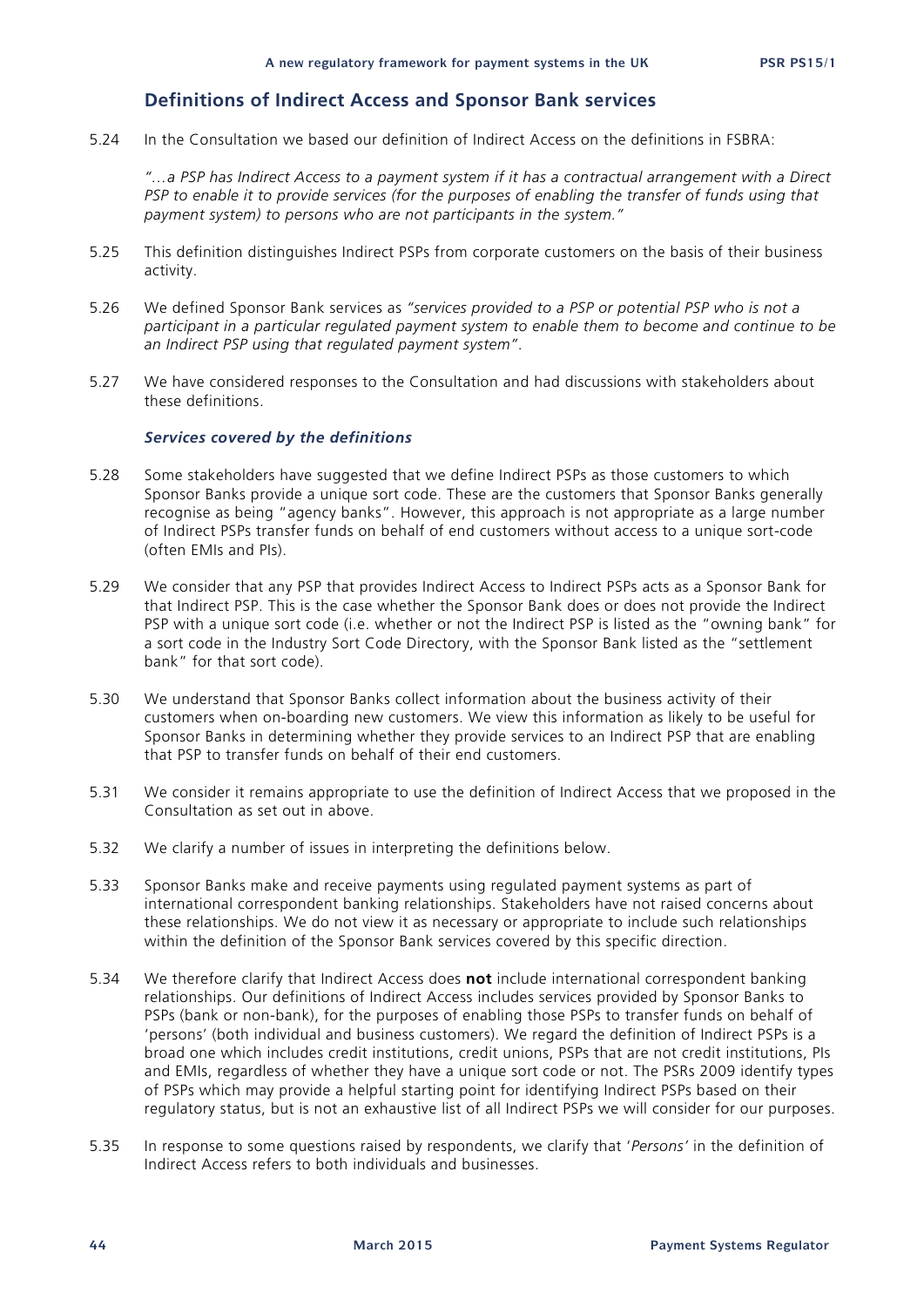## Definitions of Indirect Access and Sponsor Bank services

5.24 In the Consultation we based our definition of Indirect Access on the definitions in FSBRA:

*"…a PSP has Indirect Access to a payment system if it has a contractual arrangement with a Direct PSP to enable it to provide services (for the purposes of enabling the transfer of funds using that payment system) to persons who are not participants in the system."*

5.25 This definition distinguishes Indirect PSPs from corporate customers on the basis of their business activity.

5.26 We defined Sponsor Bank services as *"services provided to a PSP or potential PSP who is not a participant in a particular regulated payment system to enable them to become and continue to be an Indirect PSP using that regulated payment system"*.

5.27 We have considered responses to the Consultation and had discussions with stakeholders about these definitions.

### *Services covered by the definitions*

5.28 Some stakeholders have suggested that we define Indirect PSPs as those customers to which Sponsor Banks provide a unique sort code. These are the customers that Sponsor Banks generally recognise as being "agency banks". However, this approach is not appropriate as a large number of Indirect PSPs transfer funds on behalf of end customers without access to a unique sort-code (often EMIs and PIs).

5.29 We consider that any PSP that provides Indirect Access to Indirect PSPs acts as a Sponsor Bank for that Indirect PSP. This is the case whether the Sponsor Bank does or does not provide the Indirect PSP with a unique sort code (i.e. whether or not the Indirect PSP is listed as the "owning bank" for a sort code in the Industry Sort Code Directory, with the Sponsor Bank listed as the "settlement bank" for that sort code).

5.30 We understand that Sponsor Banks collect information about the business activity of their customers when on-boarding new customers. We view this information as likely to be useful for Sponsor Banks in determining whether they provide services to an Indirect PSP that are enabling that PSP to transfer funds on behalf of their end customers.

5.31 We consider it remains appropriate to use the definition of Indirect Access that we proposed in the Consultation as set out in above.

5.32 We clarify a number of issues in interpreting the definitions below.

5.33 Sponsor Banks make and receive payments using regulated payment systems as part of international correspondent banking relationships. Stakeholders have not raised concerns about these relationships. We do not view it as necessary or appropriate to include such relationships within the definition of the Sponsor Bank services covered by this specific direction.

5.34 We therefore clarify that Indirect Access does **not** include international correspondent banking relationships. Our definitions of Indirect Access includes services provided by Sponsor Banks to PSPs (bank or non-bank), for the purposes of enabling those PSPs to transfer funds on behalf of 'persons' (both individual and business customers). We regard the definition of Indirect PSPs is a broad one which includes credit institutions, credit unions, PSPs that are not credit institutions, PIs and EMIs, regardless of whether they have a unique sort code or not. The PSRs 2009 identify types of PSPs which may provide a helpful starting point for identifying Indirect PSPs based on their regulatory status, but is not an exhaustive list of all Indirect PSPs we will consider for our purposes.

5.35 In response to some questions raised by respondents, we clarify that '*Persons*' in the definition of Indirect Access refers to both individuals and businesses.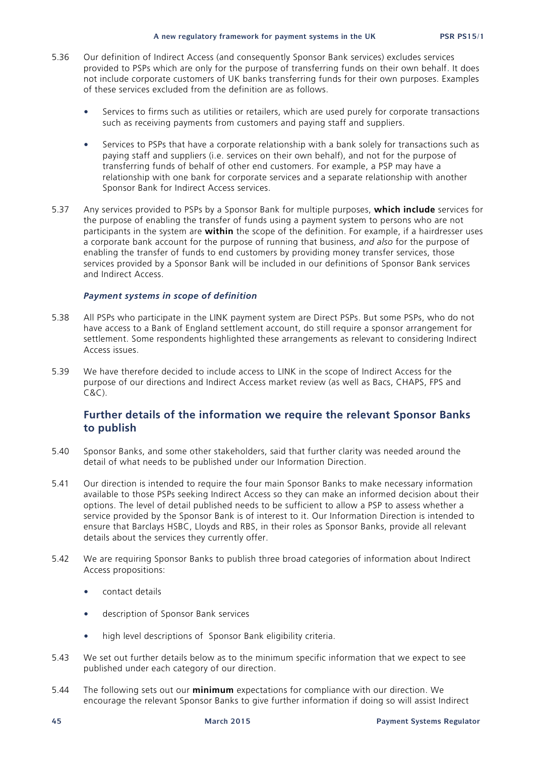5.36 Our definition of Indirect Access (and consequently Sponsor Bank services) excludes services provided to PSPs which are only for the purpose of transferring funds on their own behalf. It does not include corporate customers of UK banks transferring funds for their own purposes. Examples of these services excluded from the definition are as follows.

- Services to firms such as utilities or retailers, which are used purely for corporate transactions such as receiving payments from customers and paying staff and suppliers.
- Services to PSPs that have a corporate relationship with a bank solely for transactions such as paying staff and suppliers (i.e. services on their own behalf), and not for the purpose of transferring funds of behalf of other end customers. For example, a PSP may have a relationship with one bank for corporate services and a separate relationship with another Sponsor Bank for Indirect Access services.

5.37 Any services provided to PSPs by a Sponsor Bank for multiple purposes, **which include** services for the purpose of enabling the transfer of funds using a payment system to persons who are not participants in the system are **within** the scope of the definition. For example, if a hairdresser uses a corporate bank account for the purpose of running that business, *and also* for the purpose of enabling the transfer of funds to end customers by providing money transfer services, those services provided by a Sponsor Bank will be included in our definitions of Sponsor Bank services and Indirect Access.

### *Payment systems in scope of definition*

5.38 All PSPs who participate in the LINK payment system are Direct PSPs. But some PSPs, who do not have access to a Bank of England settlement account, do still require a sponsor arrangement for settlement. Some respondents highlighted these arrangements as relevant to considering Indirect Access issues.

5.39 We have therefore decided to include access to LINK in the scope of Indirect Access for the purpose of our directions and Indirect Access market review (as well as Bacs, CHAPS, FPS and C&C).

## Further details of the information we require the relevant Sponsor Banks to publish

5.40 Sponsor Banks, and some other stakeholders, said that further clarity was needed around the detail of what needs to be published under our Information Direction.

5.41 Our direction is intended to require the four main Sponsor Banks to make necessary information available to those PSPs seeking Indirect Access so they can make an informed decision about their options. The level of detail published needs to be sufficient to allow a PSP to assess whether a service provided by the Sponsor Bank is of interest to it. Our Information Direction is intended to ensure that Barclays HSBC, Lloyds and RBS, in their roles as Sponsor Banks, provide all relevant details about the services they currently offer.

5.42 We are requiring Sponsor Banks to publish three broad categories of information about Indirect Access propositions:

- contact details
- description of Sponsor Bank services
- high level descriptions of Sponsor Bank eligibility criteria.

5.43 We set out further details below as to the minimum specific information that we expect to see published under each category of our direction.

5.44 The following sets out our **minimum** expectations for compliance with our direction. We encourage the relevant Sponsor Banks to give further information if doing so will assist Indirect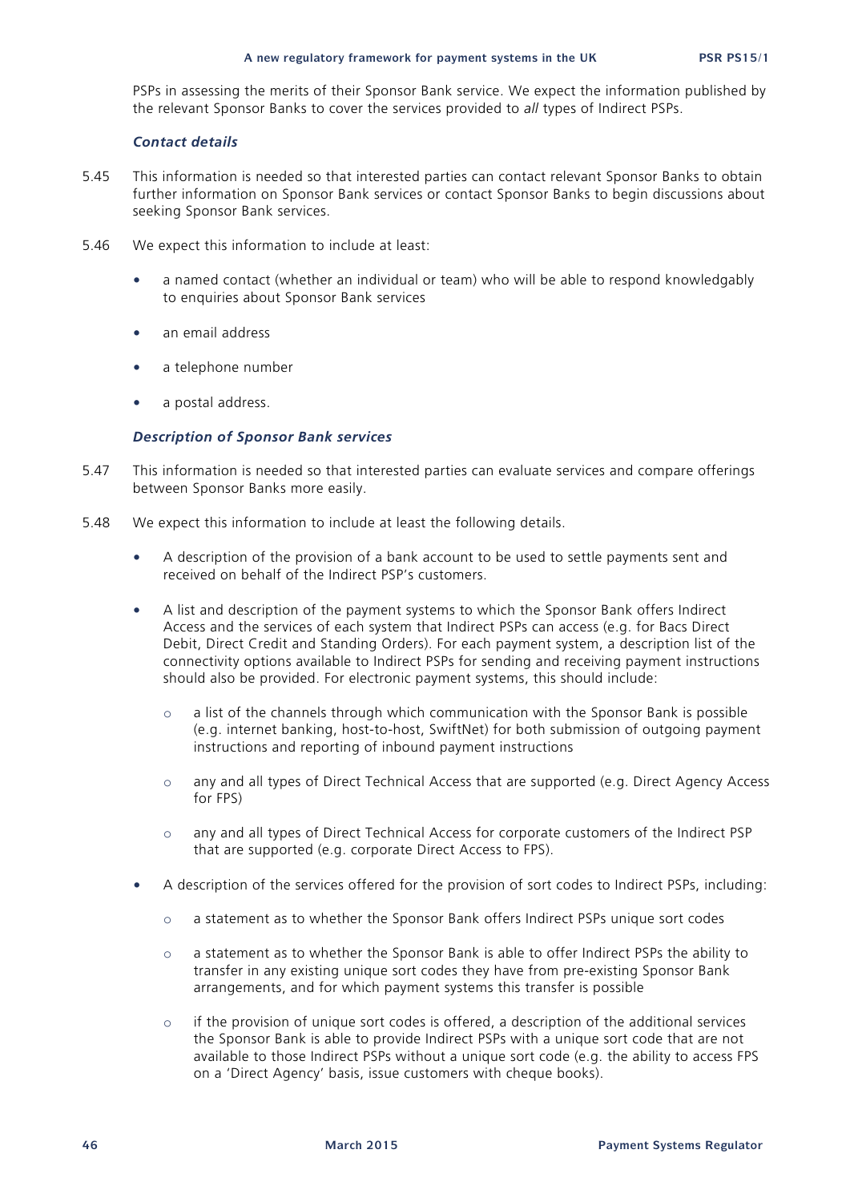PSPs in assessing the merits of their Sponsor Bank service. We expect the information published by the relevant Sponsor Banks to cover the services provided to *all* types of Indirect PSPs.

### *Contact details*

5.45 This information is needed so that interested parties can contact relevant Sponsor Banks to obtain further information on Sponsor Bank services or contact Sponsor Banks to begin discussions about seeking Sponsor Bank services.

5.46 We expect this information to include at least:

- a named contact (whether an individual or team) who will be able to respond knowledgably to enquiries about Sponsor Bank services
- an email address
- a telephone number
- a postal address.

### *Description of Sponsor Bank services*

5.47 This information is needed so that interested parties can evaluate services and compare offerings between Sponsor Banks more easily.

5.48 We expect this information to include at least the following details.

- A description of the provision of a bank account to be used to settle payments sent and received on behalf of the Indirect PSP's customers.
- A list and description of the payment systems to which the Sponsor Bank offers Indirect Access and the services of each system that Indirect PSPs can access (e.g. for Bacs Direct Debit, Direct Credit and Standing Orders). For each payment system, a description list of the connectivity options available to Indirect PSPs for sending and receiving payment instructions should also be provided. For electronic payment systems, this should include:
  - a list of the channels through which communication with the Sponsor Bank is possible (e.g. internet banking, host-to-host, SwiftNet) for both submission of outgoing payment instructions and reporting of inbound payment instructions
  - any and all types of Direct Technical Access that are supported (e.g. Direct Agency Access for FPS)
  - any and all types of Direct Technical Access for corporate customers of the Indirect PSP that are supported (e.g. corporate Direct Access to FPS).
- A description of the services offered for the provision of sort codes to Indirect PSPs, including:
  - a statement as to whether the Sponsor Bank offers Indirect PSPs unique sort codes
  - a statement as to whether the Sponsor Bank is able to offer Indirect PSPs the ability to transfer in any existing unique sort codes they have from pre-existing Sponsor Bank arrangements, and for which payment systems this transfer is possible
  - if the provision of unique sort codes is offered, a description of the additional services the Sponsor Bank is able to provide Indirect PSPs with a unique sort code that are not available to those Indirect PSPs without a unique sort code (e.g. the ability to access FPS on a 'Direct Agency' basis, issue customers with cheque books).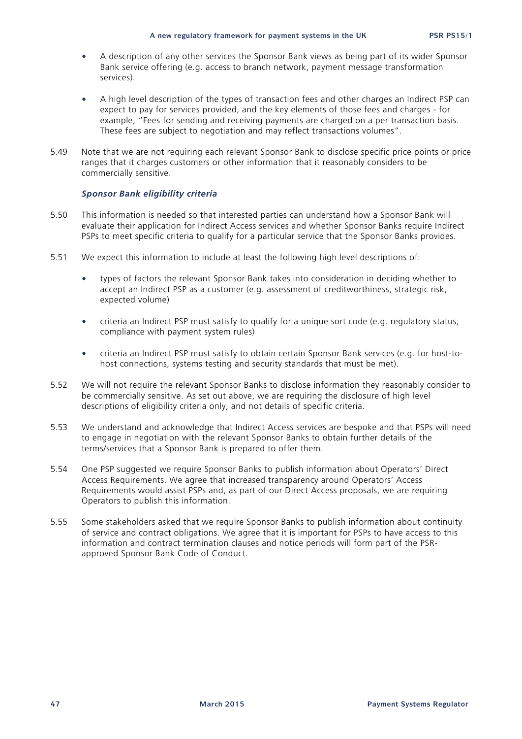- A description of any other services the Sponsor Bank views as being part of its wider Sponsor Bank service offering (e.g. access to branch network, payment message transformation services).

- A high level description of the types of transaction fees and other charges an Indirect PSP can expect to pay for services provided, and the key elements of those fees and charges - for example, "Fees for sending and receiving payments are charged on a per transaction basis. These fees are subject to negotiation and may reflect transactions volumes".

5.49 Note that we are not requiring each relevant Sponsor Bank to disclose specific price points or price ranges that it charges customers or other information that it reasonably considers to be commercially sensitive.

***Sponsor Bank eligibility criteria***

5.50 This information is needed so that interested parties can understand how a Sponsor Bank will evaluate their application for Indirect Access services and whether Sponsor Banks require Indirect PSPs to meet specific criteria to qualify for a particular service that the Sponsor Banks provides.

5.51 We expect this information to include at least the following high level descriptions of:

- types of factors the relevant Sponsor Bank takes into consideration in deciding whether to accept an Indirect PSP as a customer (e.g. assessment of creditworthiness, strategic risk, expected volume)

- criteria an Indirect PSP must satisfy to qualify for a unique sort code (e.g. regulatory status, compliance with payment system rules)

- criteria an Indirect PSP must satisfy to obtain certain Sponsor Bank services (e.g. for host-to-host connections, systems testing and security standards that must be met).

5.52 We will not require the relevant Sponsor Banks to disclose information they reasonably consider to be commercially sensitive. As set out above, we are requiring the disclosure of high level descriptions of eligibility criteria only, and not details of specific criteria.

5.53 We understand and acknowledge that Indirect Access services are bespoke and that PSPs will need to engage in negotiation with the relevant Sponsor Banks to obtain further details of the terms/services that a Sponsor Bank is prepared to offer them.

5.54 One PSP suggested we require Sponsor Banks to publish information about Operators' Direct Access Requirements. We agree that increased transparency around Operators' Access Requirements would assist PSPs and, as part of our Direct Access proposals, we are requiring Operators to publish this information.

5.55 Some stakeholders asked that we require Sponsor Banks to publish information about continuity of service and contract obligations. We agree that it is important for PSPs to have access to this information and contract termination clauses and notice periods will form part of the PSR-approved Sponsor Bank Code of Conduct.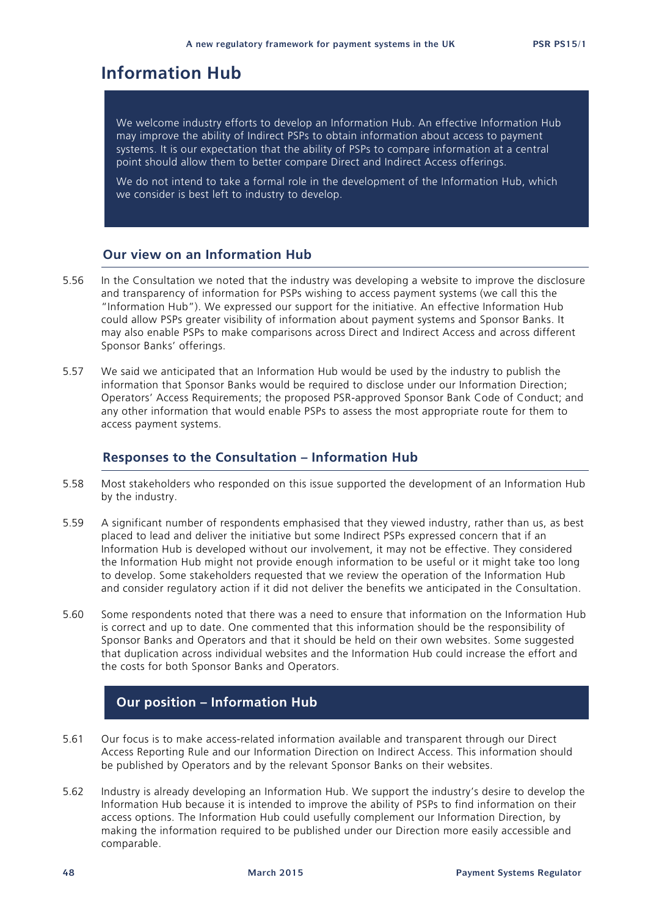## Information Hub

We welcome industry efforts to develop an Information Hub. An effective Information Hub may improve the ability of Indirect PSPs to obtain information about access to payment systems. It is our expectation that the ability of PSPs to compare information at a central point should allow them to better compare Direct and Indirect Access offerings.

We do not intend to take a formal role in the development of the Information Hub, which we consider is best left to industry to develop.

### Our view on an Information Hub

5.56 In the Consultation we noted that the industry was developing a website to improve the disclosure and transparency of information for PSPs wishing to access payment systems (we call this the "Information Hub"). We expressed our support for the initiative. An effective Information Hub could allow PSPs greater visibility of information about payment systems and Sponsor Banks. It may also enable PSPs to make comparisons across Direct and Indirect Access and across different Sponsor Banks' offerings.

5.57 We said we anticipated that an Information Hub would be used by the industry to publish the information that Sponsor Banks would be required to disclose under our Information Direction; Operators' Access Requirements; the proposed PSR-approved Sponsor Bank Code of Conduct; and any other information that would enable PSPs to assess the most appropriate route for them to access payment systems.

### Responses to the Consultation – Information Hub

5.58 Most stakeholders who responded on this issue supported the development of an Information Hub by the industry.

5.59 A significant number of respondents emphasised that they viewed industry, rather than us, as best placed to lead and deliver the initiative but some Indirect PSPs expressed concern that if an Information Hub is developed without our involvement, it may not be effective. They considered the Information Hub might not provide enough information to be useful or it might take too long to develop. Some stakeholders requested that we review the operation of the Information Hub and consider regulatory action if it did not deliver the benefits we anticipated in the Consultation.

5.60 Some respondents noted that there was a need to ensure that information on the Information Hub is correct and up to date. One commented that this information should be the responsibility of Sponsor Banks and Operators and that it should be held on their own websites. Some suggested that duplication across individual websites and the Information Hub could increase the effort and the costs for both Sponsor Banks and Operators.

### Our position – Information Hub

5.61 Our focus is to make access-related information available and transparent through our Direct Access Reporting Rule and our Information Direction on Indirect Access. This information should be published by Operators and by the relevant Sponsor Banks on their websites.

5.62 Industry is already developing an Information Hub. We support the industry's desire to develop the Information Hub because it is intended to improve the ability of PSPs to find information on their access options. The Information Hub could usefully complement our Information Direction, by making the information required to be published under our Direction more easily accessible and comparable.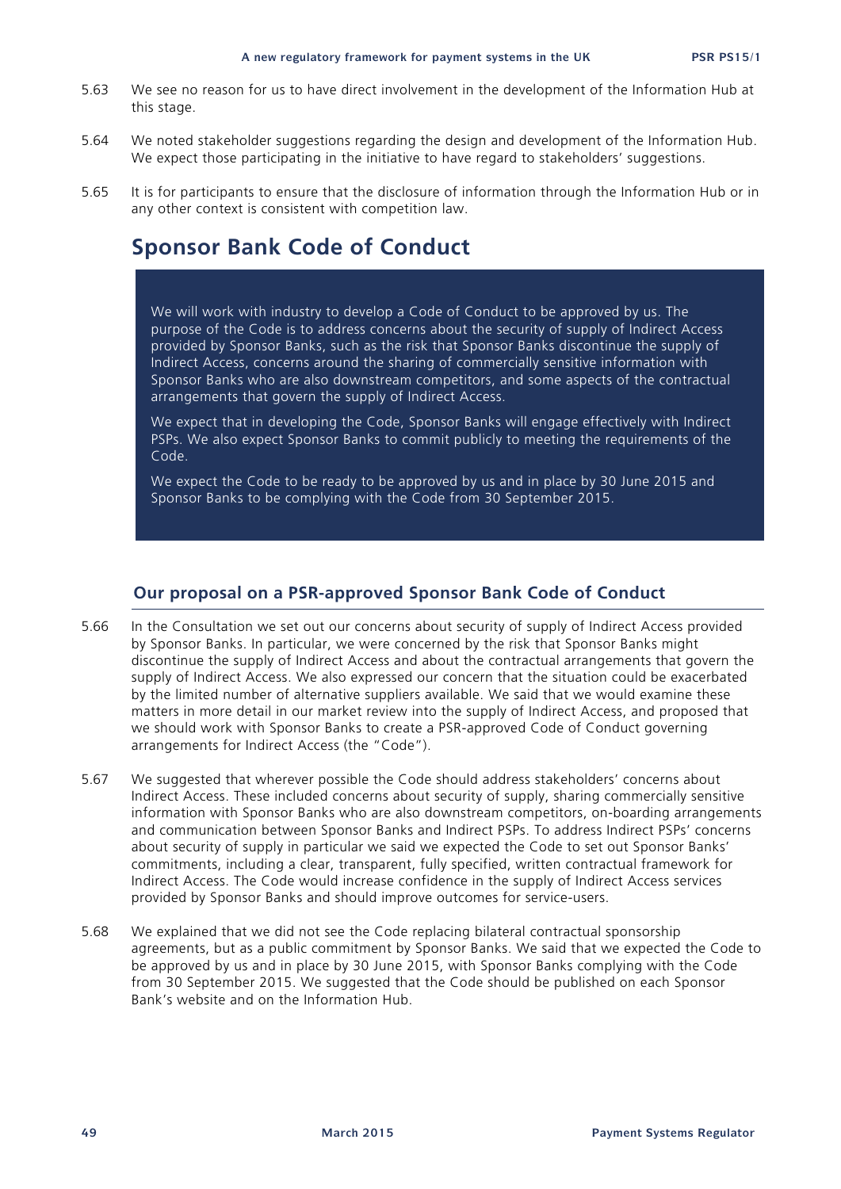5.63 We see no reason for us to have direct involvement in the development of the Information Hub at this stage.

5.64 We noted stakeholder suggestions regarding the design and development of the Information Hub. We expect those participating in the initiative to have regard to stakeholders' suggestions.

5.65 It is for participants to ensure that the disclosure of information through the Information Hub or in any other context is consistent with competition law.

## Sponsor Bank Code of Conduct

We will work with industry to develop a Code of Conduct to be approved by us. The purpose of the Code is to address concerns about the security of supply of Indirect Access provided by Sponsor Banks, such as the risk that Sponsor Banks discontinue the supply of Indirect Access, concerns around the sharing of commercially sensitive information with Sponsor Banks who are also downstream competitors, and some aspects of the contractual arrangements that govern the supply of Indirect Access.

We expect that in developing the Code, Sponsor Banks will engage effectively with Indirect PSPs. We also expect Sponsor Banks to commit publicly to meeting the requirements of the Code.

We expect the Code to be ready to be approved by us and in place by 30 June 2015 and Sponsor Banks to be complying with the Code from 30 September 2015.

### Our proposal on a PSR-approved Sponsor Bank Code of Conduct

5.66 In the Consultation we set out our concerns about security of supply of Indirect Access provided by Sponsor Banks. In particular, we were concerned by the risk that Sponsor Banks might discontinue the supply of Indirect Access and about the contractual arrangements that govern the supply of Indirect Access. We also expressed our concern that the situation could be exacerbated by the limited number of alternative suppliers available. We said that we would examine these matters in more detail in our market review into the supply of Indirect Access, and proposed that we should work with Sponsor Banks to create a PSR-approved Code of Conduct governing arrangements for Indirect Access (the "Code").

5.67 We suggested that wherever possible the Code should address stakeholders' concerns about Indirect Access. These included concerns about security of supply, sharing commercially sensitive information with Sponsor Banks who are also downstream competitors, on-boarding arrangements and communication between Sponsor Banks and Indirect PSPs. To address Indirect PSPs' concerns about security of supply in particular we said we expected the Code to set out Sponsor Banks' commitments, including a clear, transparent, fully specified, written contractual framework for Indirect Access. The Code would increase confidence in the supply of Indirect Access services provided by Sponsor Banks and should improve outcomes for service-users.

5.68 We explained that we did not see the Code replacing bilateral contractual sponsorship agreements, but as a public commitment by Sponsor Banks. We said that we expected the Code to be approved by us and in place by 30 June 2015, with Sponsor Banks complying with the Code from 30 September 2015. We suggested that the Code should be published on each Sponsor Bank's website and on the Information Hub.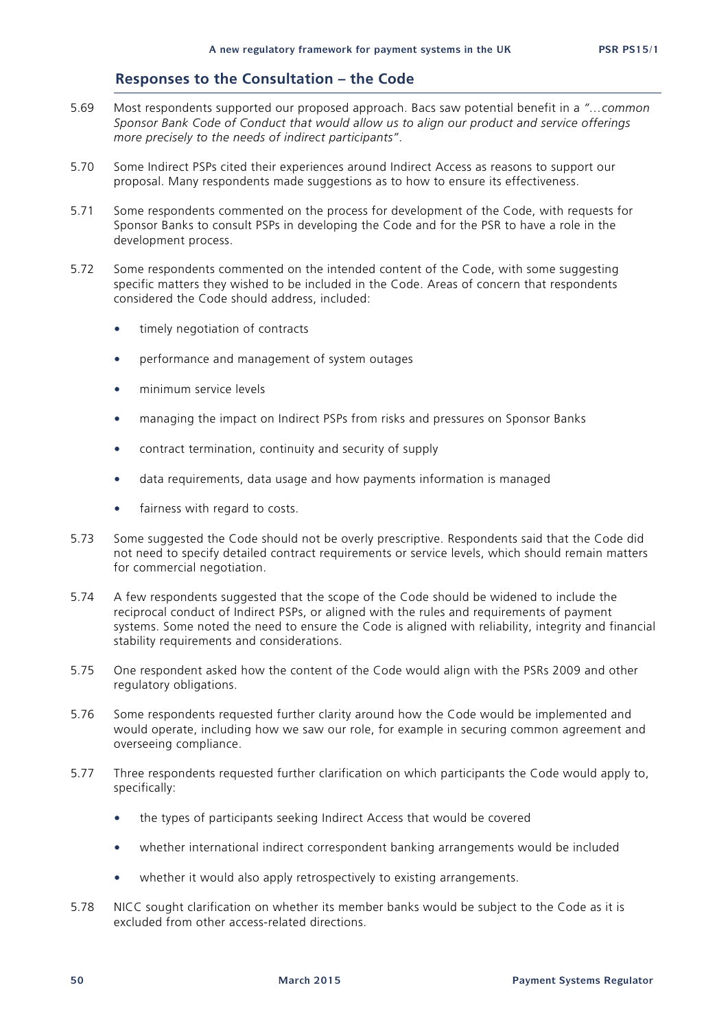## Responses to the Consultation – the Code

5.69 Most respondents supported our proposed approach. Bacs saw potential benefit in a *"…common Sponsor Bank Code of Conduct that would allow us to align our product and service offerings more precisely to the needs of indirect participants"*.

5.70 Some Indirect PSPs cited their experiences around Indirect Access as reasons to support our proposal. Many respondents made suggestions as to how to ensure its effectiveness.

5.71 Some respondents commented on the process for development of the Code, with requests for Sponsor Banks to consult PSPs in developing the Code and for the PSR to have a role in the development process.

5.72 Some respondents commented on the intended content of the Code, with some suggesting specific matters they wished to be included in the Code. Areas of concern that respondents considered the Code should address, included:

- timely negotiation of contracts
- performance and management of system outages
- minimum service levels
- managing the impact on Indirect PSPs from risks and pressures on Sponsor Banks
- contract termination, continuity and security of supply
- data requirements, data usage and how payments information is managed
- fairness with regard to costs.

5.73 Some suggested the Code should not be overly prescriptive. Respondents said that the Code did not need to specify detailed contract requirements or service levels, which should remain matters for commercial negotiation.

5.74 A few respondents suggested that the scope of the Code should be widened to include the reciprocal conduct of Indirect PSPs, or aligned with the rules and requirements of payment systems. Some noted the need to ensure the Code is aligned with reliability, integrity and financial stability requirements and considerations.

5.75 One respondent asked how the content of the Code would align with the PSRs 2009 and other regulatory obligations.

5.76 Some respondents requested further clarity around how the Code would be implemented and would operate, including how we saw our role, for example in securing common agreement and overseeing compliance.

5.77 Three respondents requested further clarification on which participants the Code would apply to, specifically:

- the types of participants seeking Indirect Access that would be covered
- whether international indirect correspondent banking arrangements would be included
- whether it would also apply retrospectively to existing arrangements.

5.78 NICC sought clarification on whether its member banks would be subject to the Code as it is excluded from other access-related directions.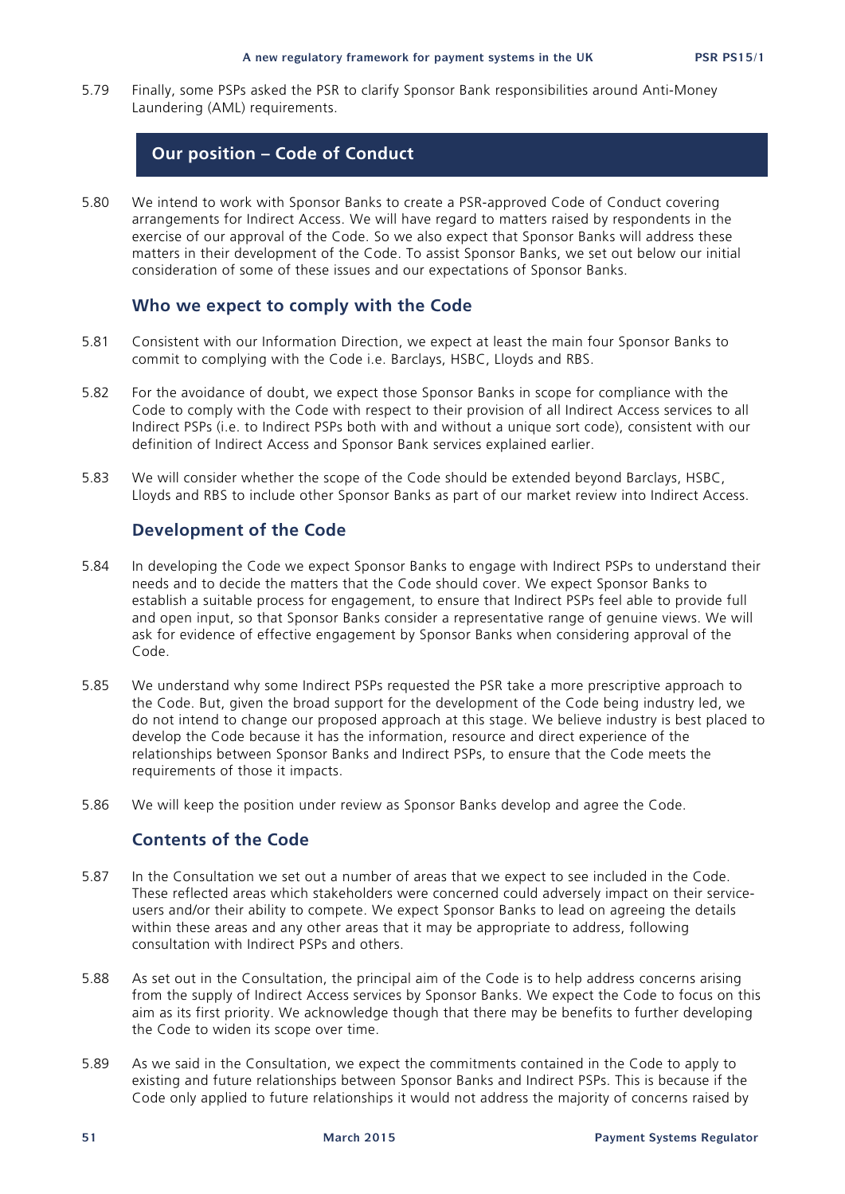5.79 Finally, some PSPs asked the PSR to clarify Sponsor Bank responsibilities around Anti-Money Laundering (AML) requirements.

## Our position – Code of Conduct

5.80 We intend to work with Sponsor Banks to create a PSR-approved Code of Conduct covering arrangements for Indirect Access. We will have regard to matters raised by respondents in the exercise of our approval of the Code. So we also expect that Sponsor Banks will address these matters in their development of the Code. To assist Sponsor Banks, we set out below our initial consideration of some of these issues and our expectations of Sponsor Banks.

### Who we expect to comply with the Code

5.81 Consistent with our Information Direction, we expect at least the main four Sponsor Banks to commit to complying with the Code i.e. Barclays, HSBC, Lloyds and RBS.

5.82 For the avoidance of doubt, we expect those Sponsor Banks in scope for compliance with the Code to comply with the Code with respect to their provision of all Indirect Access services to all Indirect PSPs (i.e. to Indirect PSPs both with and without a unique sort code), consistent with our definition of Indirect Access and Sponsor Bank services explained earlier.

5.83 We will consider whether the scope of the Code should be extended beyond Barclays, HSBC, Lloyds and RBS to include other Sponsor Banks as part of our market review into Indirect Access.

### Development of the Code

5.84 In developing the Code we expect Sponsor Banks to engage with Indirect PSPs to understand their needs and to decide the matters that the Code should cover. We expect Sponsor Banks to establish a suitable process for engagement, to ensure that Indirect PSPs feel able to provide full and open input, so that Sponsor Banks consider a representative range of genuine views. We will ask for evidence of effective engagement by Sponsor Banks when considering approval of the Code.

5.85 We understand why some Indirect PSPs requested the PSR take a more prescriptive approach to the Code. But, given the broad support for the development of the Code being industry led, we do not intend to change our proposed approach at this stage. We believe industry is best placed to develop the Code because it has the information, resource and direct experience of the relationships between Sponsor Banks and Indirect PSPs, to ensure that the Code meets the requirements of those it impacts.

5.86 We will keep the position under review as Sponsor Banks develop and agree the Code.

### Contents of the Code

5.87 In the Consultation we set out a number of areas that we expect to see included in the Code. These reflected areas which stakeholders were concerned could adversely impact on their service-users and/or their ability to compete. We expect Sponsor Banks to lead on agreeing the details within these areas and any other areas that it may be appropriate to address, following consultation with Indirect PSPs and others.

5.88 As set out in the Consultation, the principal aim of the Code is to help address concerns arising from the supply of Indirect Access services by Sponsor Banks. We expect the Code to focus on this aim as its first priority. We acknowledge though that there may be benefits to further developing the Code to widen its scope over time.

5.89 As we said in the Consultation, we expect the commitments contained in the Code to apply to existing and future relationships between Sponsor Banks and Indirect PSPs. This is because if the Code only applied to future relationships it would not address the majority of concerns raised by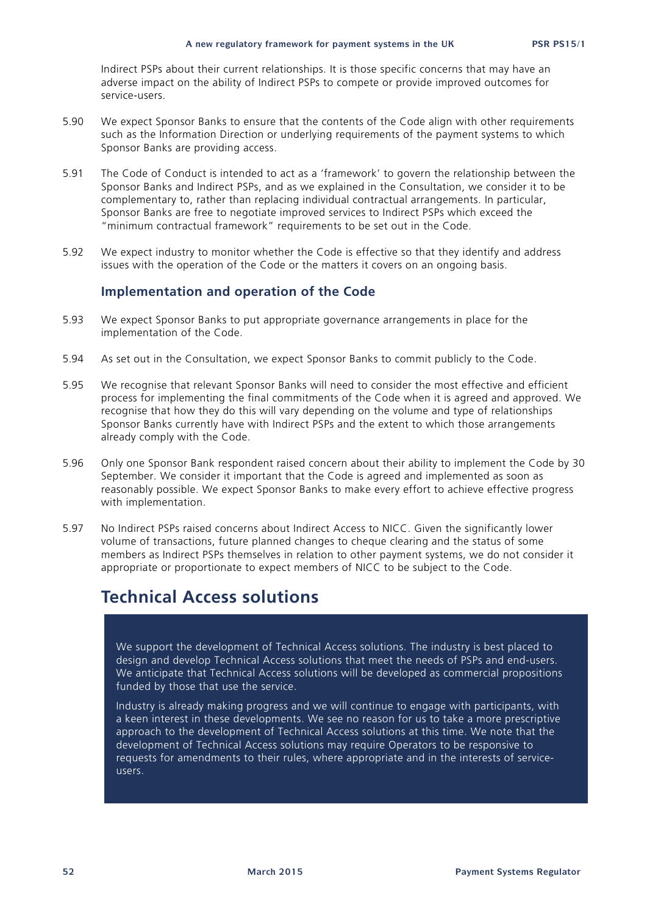Indirect PSPs about their current relationships. It is those specific concerns that may have an adverse impact on the ability of Indirect PSPs to compete or provide improved outcomes for service-users.

5.90 We expect Sponsor Banks to ensure that the contents of the Code align with other requirements such as the Information Direction or underlying requirements of the payment systems to which Sponsor Banks are providing access.

5.91 The Code of Conduct is intended to act as a 'framework' to govern the relationship between the Sponsor Banks and Indirect PSPs, and as we explained in the Consultation, we consider it to be complementary to, rather than replacing individual contractual arrangements. In particular, Sponsor Banks are free to negotiate improved services to Indirect PSPs which exceed the "minimum contractual framework" requirements to be set out in the Code.

5.92 We expect industry to monitor whether the Code is effective so that they identify and address issues with the operation of the Code or the matters it covers on an ongoing basis.

### Implementation and operation of the Code

5.93 We expect Sponsor Banks to put appropriate governance arrangements in place for the implementation of the Code.

5.94 As set out in the Consultation, we expect Sponsor Banks to commit publicly to the Code.

5.95 We recognise that relevant Sponsor Banks will need to consider the most effective and efficient process for implementing the final commitments of the Code when it is agreed and approved. We recognise that how they do this will vary depending on the volume and type of relationships Sponsor Banks currently have with Indirect PSPs and the extent to which those arrangements already comply with the Code.

5.96 Only one Sponsor Bank respondent raised concern about their ability to implement the Code by 30 September. We consider it important that the Code is agreed and implemented as soon as reasonably possible. We expect Sponsor Banks to make every effort to achieve effective progress with implementation.

5.97 No Indirect PSPs raised concerns about Indirect Access to NICC. Given the significantly lower volume of transactions, future planned changes to cheque clearing and the status of some members as Indirect PSPs themselves in relation to other payment systems, we do not consider it appropriate or proportionate to expect members of NICC to be subject to the Code.

## Technical Access solutions

We support the development of Technical Access solutions. The industry is best placed to design and develop Technical Access solutions that meet the needs of PSPs and end-users. We anticipate that Technical Access solutions will be developed as commercial propositions funded by those that use the service.

Industry is already making progress and we will continue to engage with participants, with a keen interest in these developments. We see no reason for us to take a more prescriptive approach to the development of Technical Access solutions at this time. We note that the development of Technical Access solutions may require Operators to be responsive to requests for amendments to their rules, where appropriate and in the interests of service-users.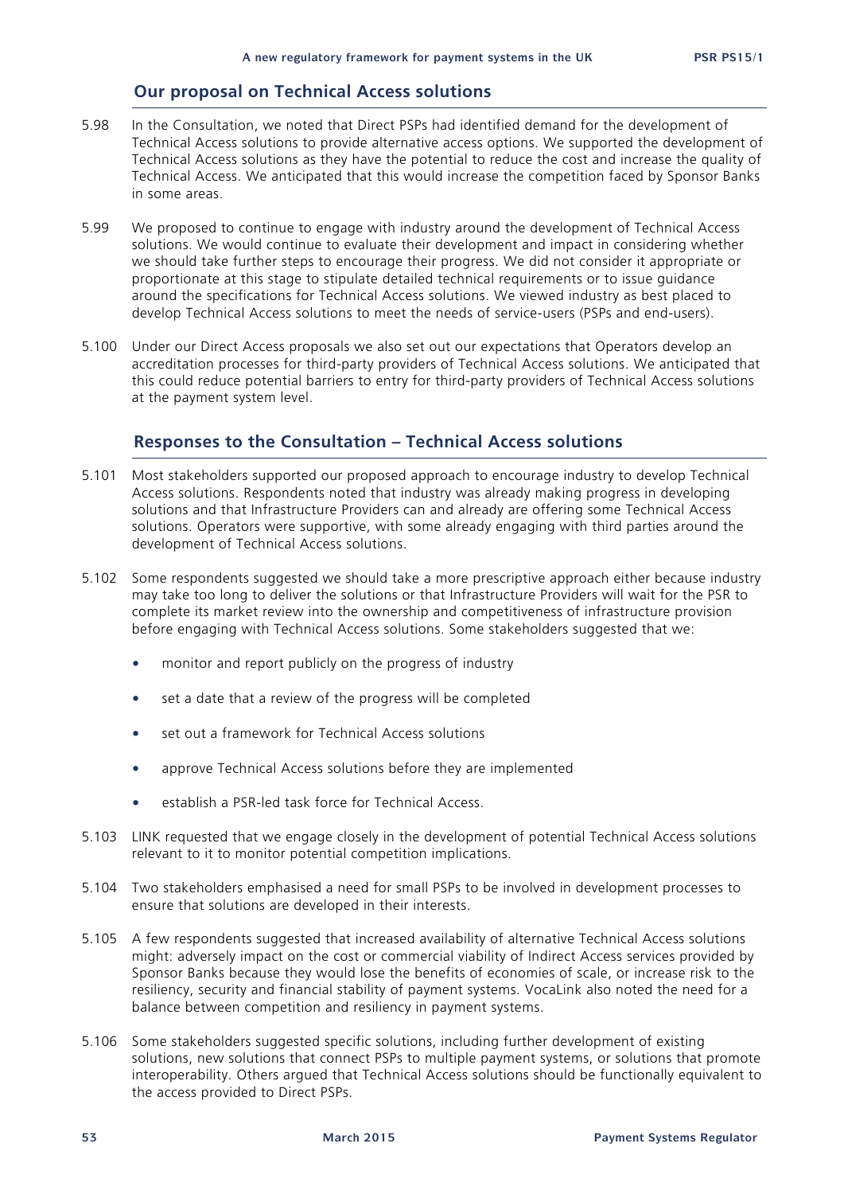## Our proposal on Technical Access solutions

5.98 In the Consultation, we noted that Direct PSPs had identified demand for the development of Technical Access solutions to provide alternative access options. We supported the development of Technical Access solutions as they have the potential to reduce the cost and increase the quality of Technical Access. We anticipated that this would increase the competition faced by Sponsor Banks in some areas.

5.99 We proposed to continue to engage with industry around the development of Technical Access solutions. We would continue to evaluate their development and impact in considering whether we should take further steps to encourage their progress. We did not consider it appropriate or proportionate at this stage to stipulate detailed technical requirements or to issue guidance around the specifications for Technical Access solutions. We viewed industry as best placed to develop Technical Access solutions to meet the needs of service-users (PSPs and end-users).

5.100 Under our Direct Access proposals we also set out our expectations that Operators develop an accreditation processes for third-party providers of Technical Access solutions. We anticipated that this could reduce potential barriers to entry for third-party providers of Technical Access solutions at the payment system level.

## Responses to the Consultation – Technical Access solutions

5.101 Most stakeholders supported our proposed approach to encourage industry to develop Technical Access solutions. Respondents noted that industry was already making progress in developing solutions and that Infrastructure Providers can and already are offering some Technical Access solutions. Operators were supportive, with some already engaging with third parties around the development of Technical Access solutions.

5.102 Some respondents suggested we should take a more prescriptive approach either because industry may take too long to deliver the solutions or that Infrastructure Providers will wait for the PSR to complete its market review into the ownership and competitiveness of infrastructure provision before engaging with Technical Access solutions. Some stakeholders suggested that we:

- monitor and report publicly on the progress of industry
- set a date that a review of the progress will be completed
- set out a framework for Technical Access solutions
- approve Technical Access solutions before they are implemented
- establish a PSR-led task force for Technical Access.

5.103 LINK requested that we engage closely in the development of potential Technical Access solutions relevant to it to monitor potential competition implications.

5.104 Two stakeholders emphasised a need for small PSPs to be involved in development processes to ensure that solutions are developed in their interests.

5.105 A few respondents suggested that increased availability of alternative Technical Access solutions might: adversely impact on the cost or commercial viability of Indirect Access services provided by Sponsor Banks because they would lose the benefits of economies of scale, or increase risk to the resiliency, security and financial stability of payment systems. VocaLink also noted the need for a balance between competition and resiliency in payment systems.

5.106 Some stakeholders suggested specific solutions, including further development of existing solutions, new solutions that connect PSPs to multiple payment systems, or solutions that promote interoperability. Others argued that Technical Access solutions should be functionally equivalent to the access provided to Direct PSPs.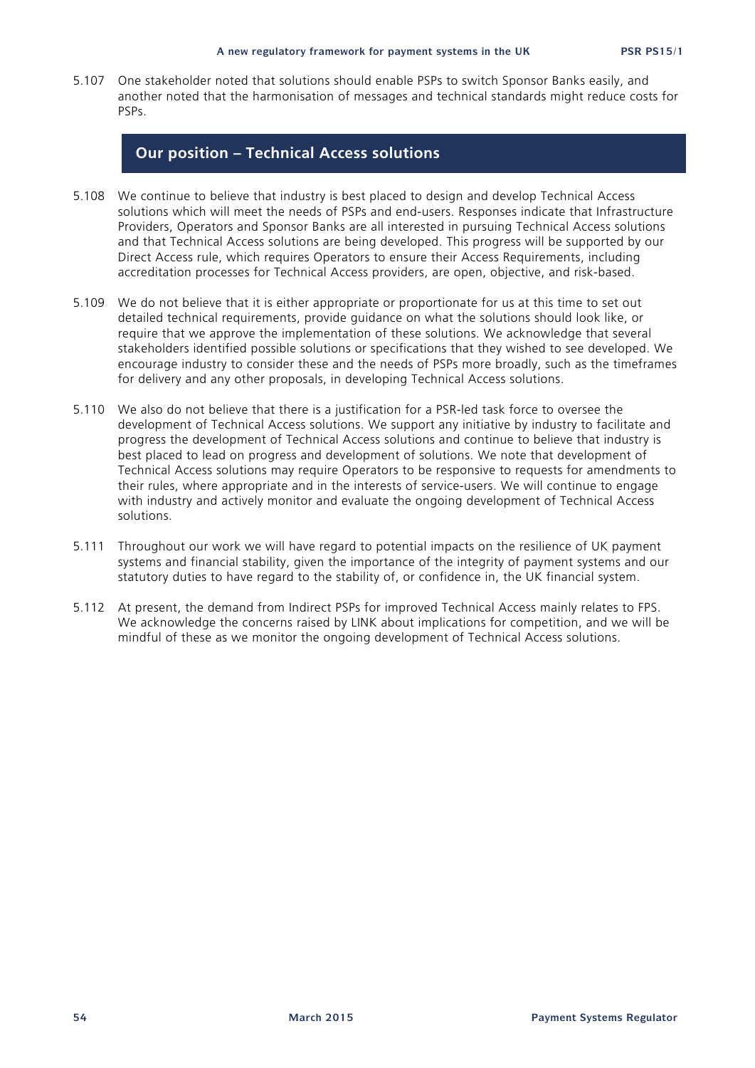5.107 One stakeholder noted that solutions should enable PSPs to switch Sponsor Banks easily, and another noted that the harmonisation of messages and technical standards might reduce costs for PSPs.

## Our position – Technical Access solutions

5.108 We continue to believe that industry is best placed to design and develop Technical Access solutions which will meet the needs of PSPs and end-users. Responses indicate that Infrastructure Providers, Operators and Sponsor Banks are all interested in pursuing Technical Access solutions and that Technical Access solutions are being developed. This progress will be supported by our Direct Access rule, which requires Operators to ensure their Access Requirements, including accreditation processes for Technical Access providers, are open, objective, and risk-based.

5.109 We do not believe that it is either appropriate or proportionate for us at this time to set out detailed technical requirements, provide guidance on what the solutions should look like, or require that we approve the implementation of these solutions. We acknowledge that several stakeholders identified possible solutions or specifications that they wished to see developed. We encourage industry to consider these and the needs of PSPs more broadly, such as the timeframes for delivery and any other proposals, in developing Technical Access solutions.

5.110 We also do not believe that there is a justification for a PSR-led task force to oversee the development of Technical Access solutions. We support any initiative by industry to facilitate and progress the development of Technical Access solutions and continue to believe that industry is best placed to lead on progress and development of solutions. We note that development of Technical Access solutions may require Operators to be responsive to requests for amendments to their rules, where appropriate and in the interests of service-users. We will continue to engage with industry and actively monitor and evaluate the ongoing development of Technical Access solutions.

5.111 Throughout our work we will have regard to potential impacts on the resilience of UK payment systems and financial stability, given the importance of the integrity of payment systems and our statutory duties to have regard to the stability of, or confidence in, the UK financial system.

5.112 At present, the demand from Indirect PSPs for improved Technical Access mainly relates to FPS. We acknowledge the concerns raised by LINK about implications for competition, and we will be mindful of these as we monitor the ongoing development of Technical Access solutions.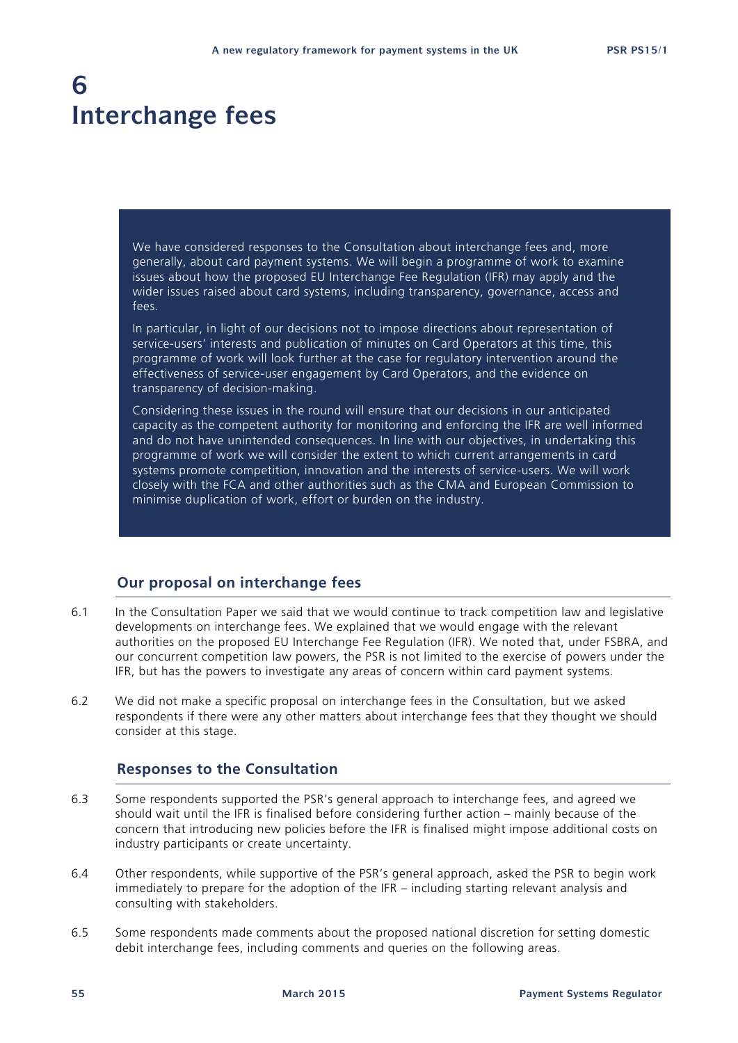# 6 Interchange fees

> We have considered responses to the Consultation about interchange fees and, more generally, about card payment systems. We will begin a programme of work to examine issues about how the proposed EU Interchange Fee Regulation (IFR) may apply and the wider issues raised about card systems, including transparency, governance, access and fees.
>
> In particular, in light of our decisions not to impose directions about representation of service-users' interests and publication of minutes on Card Operators at this time, this programme of work will look further at the case for regulatory intervention around the effectiveness of service-user engagement by Card Operators, and the evidence on transparency of decision-making.
>
> Considering these issues in the round will ensure that our decisions in our anticipated capacity as the competent authority for monitoring and enforcing the IFR are well informed and do not have unintended consequences. In line with our objectives, in undertaking this programme of work we will consider the extent to which current arrangements in card systems promote competition, innovation and the interests of service-users. We will work closely with the FCA and other authorities such as the CMA and European Commission to minimise duplication of work, effort or burden on the industry.

## Our proposal on interchange fees

6.1 In the Consultation Paper we said that we would continue to track competition law and legislative developments on interchange fees. We explained that we would engage with the relevant authorities on the proposed EU Interchange Fee Regulation (IFR). We noted that, under FSBRA, and our concurrent competition law powers, the PSR is not limited to the exercise of powers under the IFR, but has the powers to investigate any areas of concern within card payment systems.

6.2 We did not make a specific proposal on interchange fees in the Consultation, but we asked respondents if there were any other matters about interchange fees that they thought we should consider at this stage.

## Responses to the Consultation

6.3 Some respondents supported the PSR's general approach to interchange fees, and agreed we should wait until the IFR is finalised before considering further action – mainly because of the concern that introducing new policies before the IFR is finalised might impose additional costs on industry participants or create uncertainty.

6.4 Other respondents, while supportive of the PSR's general approach, asked the PSR to begin work immediately to prepare for the adoption of the IFR – including starting relevant analysis and consulting with stakeholders.

6.5 Some respondents made comments about the proposed national discretion for setting domestic debit interchange fees, including comments and queries on the following areas.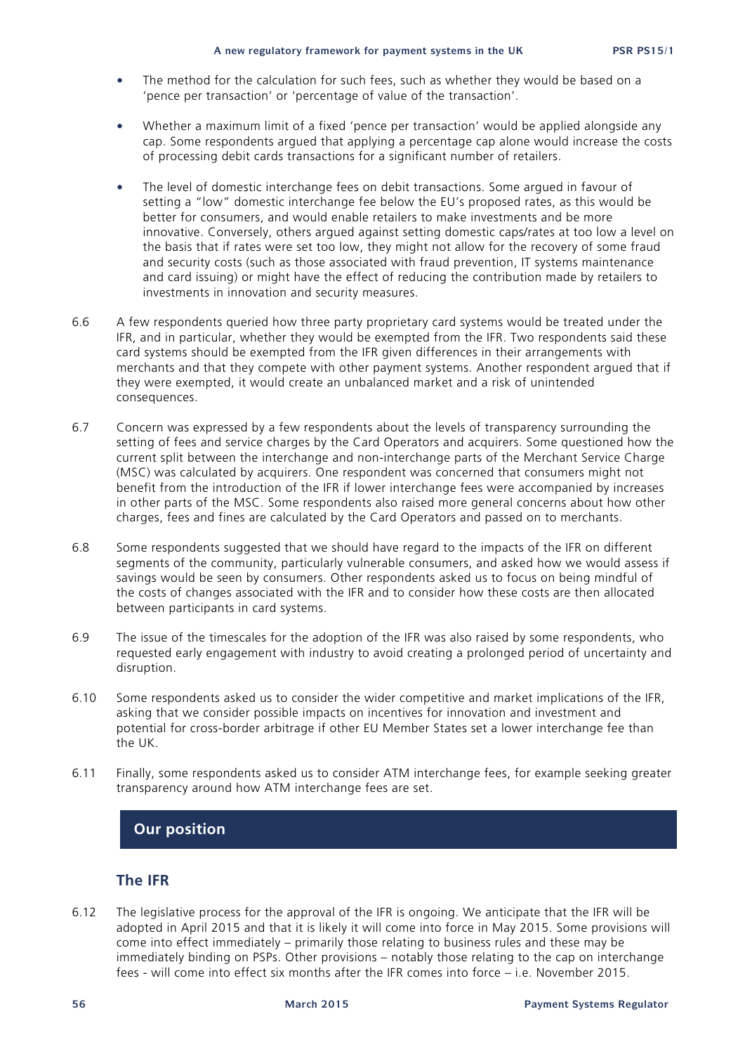- The method for the calculation for such fees, such as whether they would be based on a 'pence per transaction' or 'percentage of value of the transaction'.
- Whether a maximum limit of a fixed 'pence per transaction' would be applied alongside any cap. Some respondents argued that applying a percentage cap alone would increase the costs of processing debit cards transactions for a significant number of retailers.
- The level of domestic interchange fees on debit transactions. Some argued in favour of setting a "low" domestic interchange fee below the EU's proposed rates, as this would be better for consumers, and would enable retailers to make investments and be more innovative. Conversely, others argued against setting domestic caps/rates at too low a level on the basis that if rates were set too low, they might not allow for the recovery of some fraud and security costs (such as those associated with fraud prevention, IT systems maintenance and card issuing) or might have the effect of reducing the contribution made by retailers to investments in innovation and security measures.

6.6 A few respondents queried how three party proprietary card systems would be treated under the IFR, and in particular, whether they would be exempted from the IFR. Two respondents said these card systems should be exempted from the IFR given differences in their arrangements with merchants and that they compete with other payment systems. Another respondent argued that if they were exempted, it would create an unbalanced market and a risk of unintended consequences.

6.7 Concern was expressed by a few respondents about the levels of transparency surrounding the setting of fees and service charges by the Card Operators and acquirers. Some questioned how the current split between the interchange and non-interchange parts of the Merchant Service Charge (MSC) was calculated by acquirers. One respondent was concerned that consumers might not benefit from the introduction of the IFR if lower interchange fees were accompanied by increases in other parts of the MSC. Some respondents also raised more general concerns about how other charges, fees and fines are calculated by the Card Operators and passed on to merchants.

6.8 Some respondents suggested that we should have regard to the impacts of the IFR on different segments of the community, particularly vulnerable consumers, and asked how we would assess if savings would be seen by consumers. Other respondents asked us to focus on being mindful of the costs of changes associated with the IFR and to consider how these costs are then allocated between participants in card systems.

6.9 The issue of the timescales for the adoption of the IFR was also raised by some respondents, who requested early engagement with industry to avoid creating a prolonged period of uncertainty and disruption.

6.10 Some respondents asked us to consider the wider competitive and market implications of the IFR, asking that we consider possible impacts on incentives for innovation and investment and potential for cross-border arbitrage if other EU Member States set a lower interchange fee than the UK.

6.11 Finally, some respondents asked us to consider ATM interchange fees, for example seeking greater transparency around how ATM interchange fees are set.

## Our position

### The IFR

6.12 The legislative process for the approval of the IFR is ongoing. We anticipate that the IFR will be adopted in April 2015 and that it is likely it will come into force in May 2015. Some provisions will come into effect immediately – primarily those relating to business rules and these may be immediately binding on PSPs. Other provisions – notably those relating to the cap on interchange fees - will come into effect six months after the IFR comes into force – i.e. November 2015.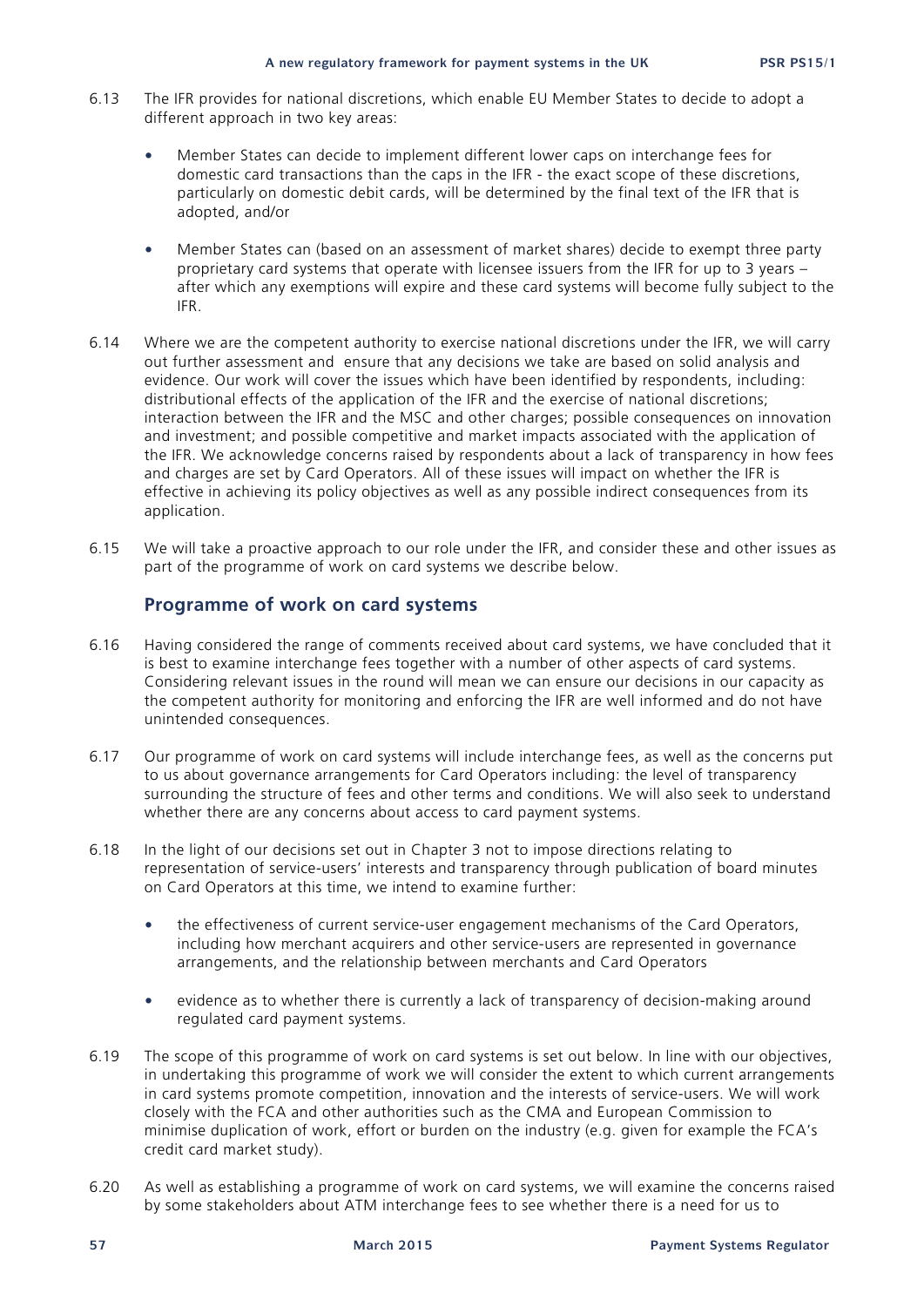6.13 The IFR provides for national discretions, which enable EU Member States to decide to adopt a different approach in two key areas:

- Member States can decide to implement different lower caps on interchange fees for domestic card transactions than the caps in the IFR - the exact scope of these discretions, particularly on domestic debit cards, will be determined by the final text of the IFR that is adopted, and/or
- Member States can (based on an assessment of market shares) decide to exempt three party proprietary card systems that operate with licensee issuers from the IFR for up to 3 years – after which any exemptions will expire and these card systems will become fully subject to the IFR.

6.14 Where we are the competent authority to exercise national discretions under the IFR, we will carry out further assessment and ensure that any decisions we take are based on solid analysis and evidence. Our work will cover the issues which have been identified by respondents, including: distributional effects of the application of the IFR and the exercise of national discretions; interaction between the IFR and the MSC and other charges; possible consequences on innovation and investment; and possible competitive and market impacts associated with the application of the IFR. We acknowledge concerns raised by respondents about a lack of transparency in how fees and charges are set by Card Operators. All of these issues will impact on whether the IFR is effective in achieving its policy objectives as well as any possible indirect consequences from its application.

6.15 We will take a proactive approach to our role under the IFR, and consider these and other issues as part of the programme of work on card systems we describe below.

## Programme of work on card systems

6.16 Having considered the range of comments received about card systems, we have concluded that it is best to examine interchange fees together with a number of other aspects of card systems. Considering relevant issues in the round will mean we can ensure our decisions in our capacity as the competent authority for monitoring and enforcing the IFR are well informed and do not have unintended consequences.

6.17 Our programme of work on card systems will include interchange fees, as well as the concerns put to us about governance arrangements for Card Operators including: the level of transparency surrounding the structure of fees and other terms and conditions. We will also seek to understand whether there are any concerns about access to card payment systems.

6.18 In the light of our decisions set out in Chapter 3 not to impose directions relating to representation of service-users' interests and transparency through publication of board minutes on Card Operators at this time, we intend to examine further:

- the effectiveness of current service-user engagement mechanisms of the Card Operators, including how merchant acquirers and other service-users are represented in governance arrangements, and the relationship between merchants and Card Operators
- evidence as to whether there is currently a lack of transparency of decision-making around regulated card payment systems.

6.19 The scope of this programme of work on card systems is set out below. In line with our objectives, in undertaking this programme of work we will consider the extent to which current arrangements in card systems promote competition, innovation and the interests of service-users. We will work closely with the FCA and other authorities such as the CMA and European Commission to minimise duplication of work, effort or burden on the industry (e.g. given for example the FCA's credit card market study).

6.20 As well as establishing a programme of work on card systems, we will examine the concerns raised by some stakeholders about ATM interchange fees to see whether there is a need for us to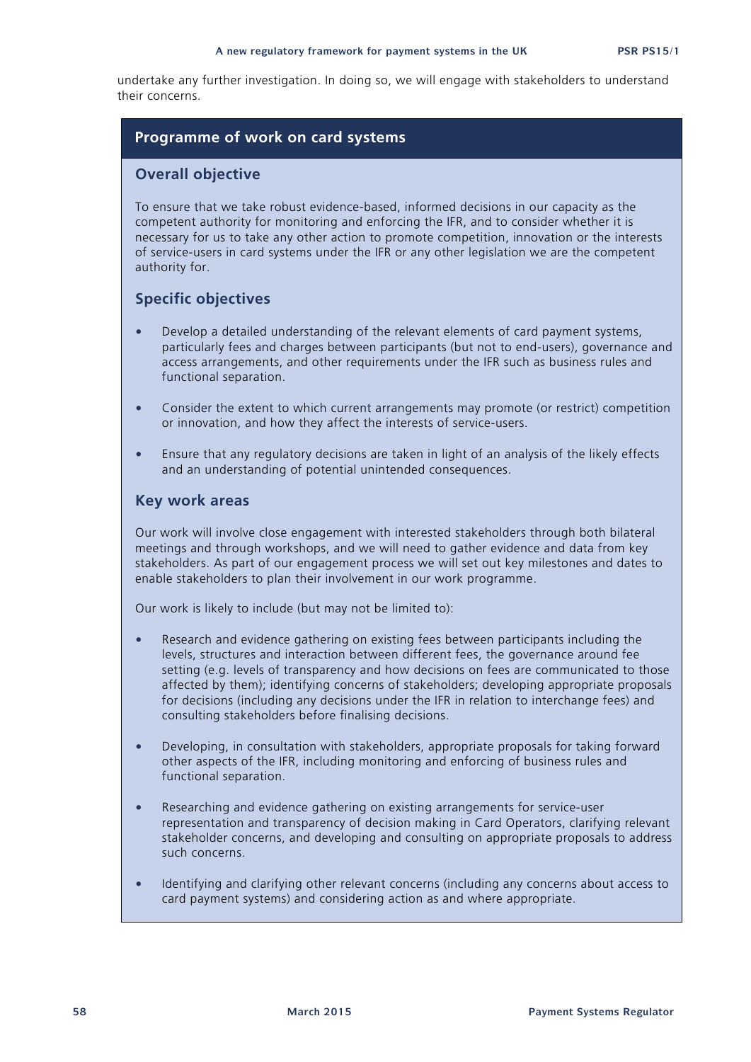undertake any further investigation. In doing so, we will engage with stakeholders to understand their concerns.

## Programme of work on card systems

### Overall objective

To ensure that we take robust evidence-based, informed decisions in our capacity as the competent authority for monitoring and enforcing the IFR, and to consider whether it is necessary for us to take any other action to promote competition, innovation or the interests of service-users in card systems under the IFR or any other legislation we are the competent authority for.

### Specific objectives

- Develop a detailed understanding of the relevant elements of card payment systems, particularly fees and charges between participants (but not to end-users), governance and access arrangements, and other requirements under the IFR such as business rules and functional separation.
- Consider the extent to which current arrangements may promote (or restrict) competition or innovation, and how they affect the interests of service-users.
- Ensure that any regulatory decisions are taken in light of an analysis of the likely effects and an understanding of potential unintended consequences.

### Key work areas

Our work will involve close engagement with interested stakeholders through both bilateral meetings and through workshops, and we will need to gather evidence and data from key stakeholders. As part of our engagement process we will set out key milestones and dates to enable stakeholders to plan their involvement in our work programme.

Our work is likely to include (but may not be limited to):

- Research and evidence gathering on existing fees between participants including the levels, structures and interaction between different fees, the governance around fee setting (e.g. levels of transparency and how decisions on fees are communicated to those affected by them); identifying concerns of stakeholders; developing appropriate proposals for decisions (including any decisions under the IFR in relation to interchange fees) and consulting stakeholders before finalising decisions.
- Developing, in consultation with stakeholders, appropriate proposals for taking forward other aspects of the IFR, including monitoring and enforcing of business rules and functional separation.
- Researching and evidence gathering on existing arrangements for service-user representation and transparency of decision making in Card Operators, clarifying relevant stakeholder concerns, and developing and consulting on appropriate proposals to address such concerns.
- Identifying and clarifying other relevant concerns (including any concerns about access to card payment systems) and considering action as and where appropriate.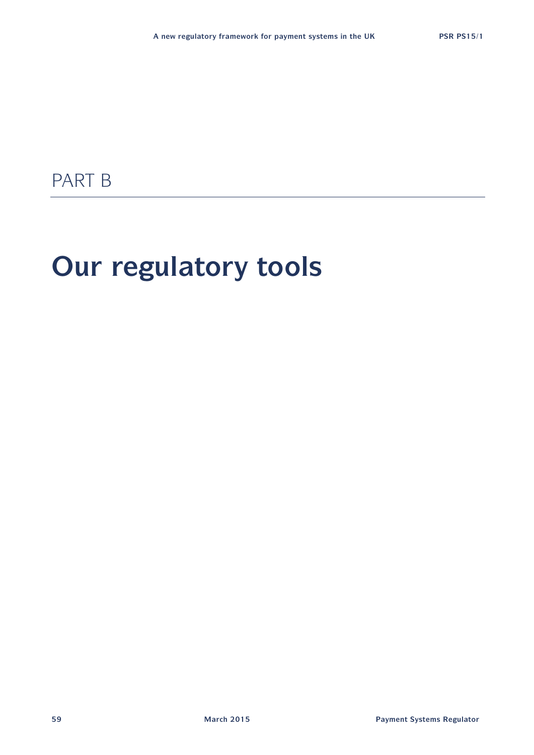PART B

# Our regulatory tools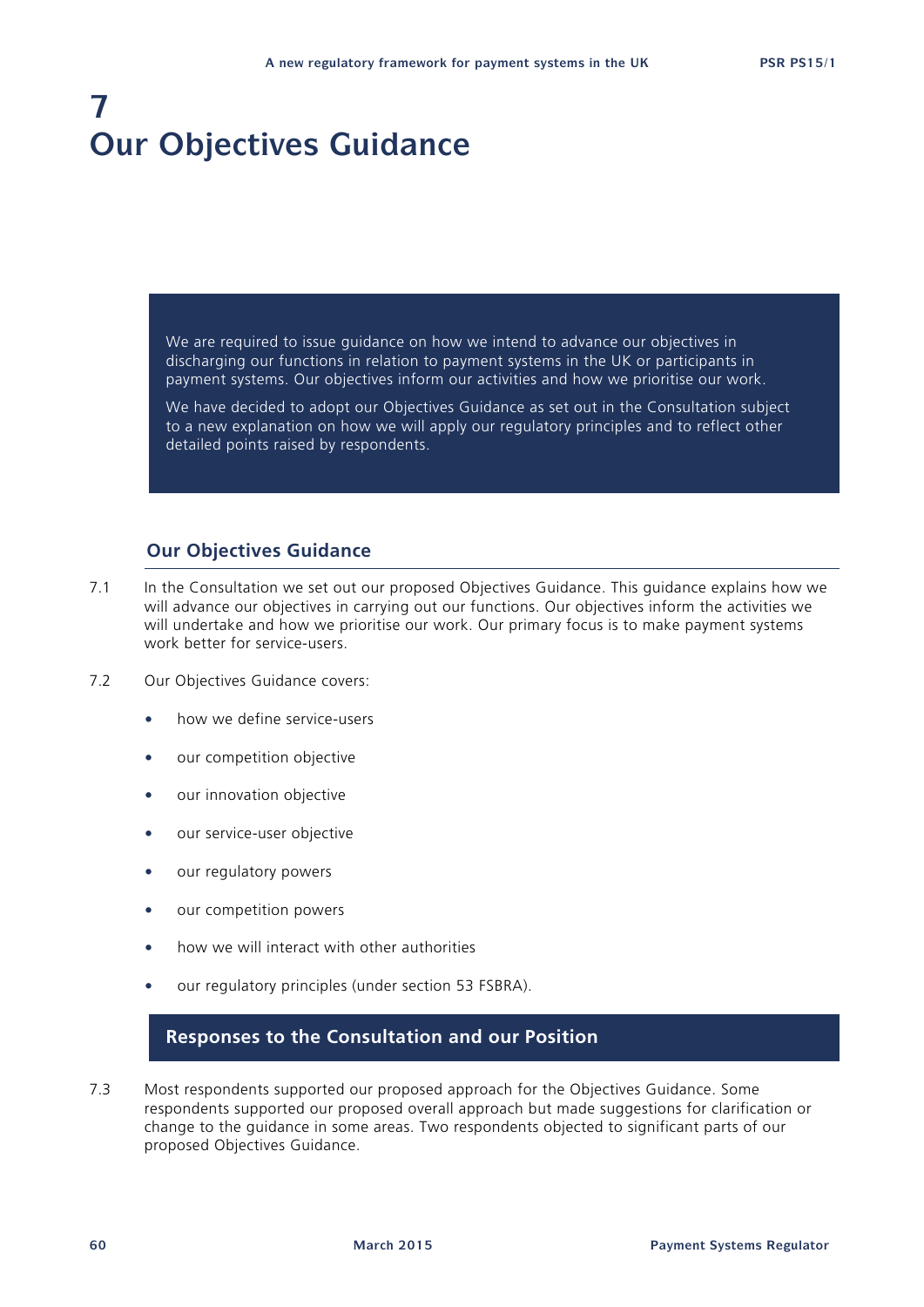# 7 Our Objectives Guidance

We are required to issue guidance on how we intend to advance our objectives in discharging our functions in relation to payment systems in the UK or participants in payment systems. Our objectives inform our activities and how we prioritise our work.

We have decided to adopt our Objectives Guidance as set out in the Consultation subject to a new explanation on how we will apply our regulatory principles and to reflect other detailed points raised by respondents.

## Our Objectives Guidance

7.1 In the Consultation we set out our proposed Objectives Guidance. This guidance explains how we will advance our objectives in carrying out our functions. Our objectives inform the activities we will undertake and how we prioritise our work. Our primary focus is to make payment systems work better for service-users.

7.2 Our Objectives Guidance covers:

- how we define service-users
- our competition objective
- our innovation objective
- our service-user objective
- our regulatory powers
- our competition powers
- how we will interact with other authorities
- our regulatory principles (under section 53 FSBRA).

## Responses to the Consultation and our Position

7.3 Most respondents supported our proposed approach for the Objectives Guidance. Some respondents supported our proposed overall approach but made suggestions for clarification or change to the guidance in some areas. Two respondents objected to significant parts of our proposed Objectives Guidance.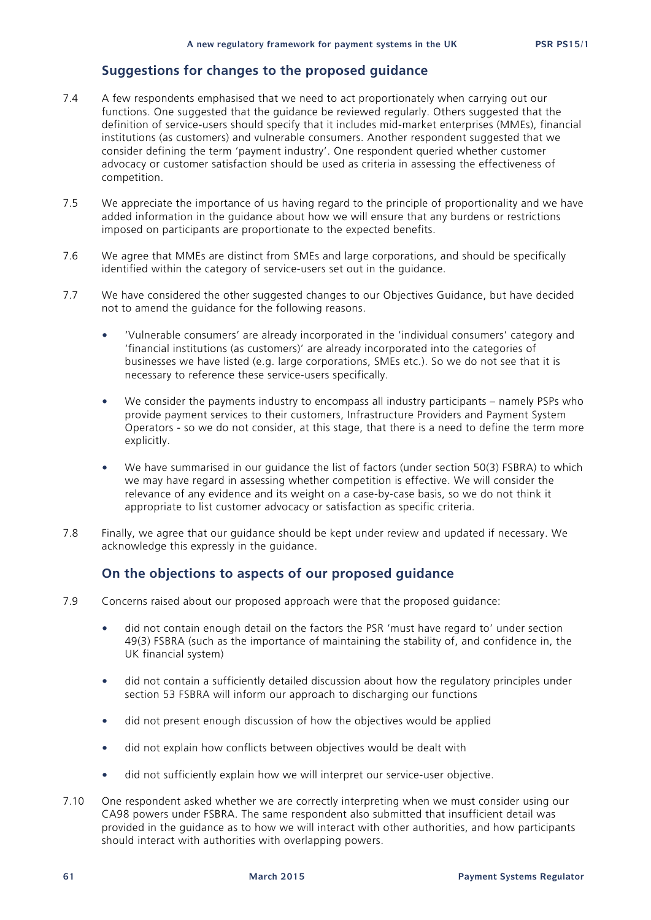## Suggestions for changes to the proposed guidance

7.4 A few respondents emphasised that we need to act proportionately when carrying out our functions. One suggested that the guidance be reviewed regularly. Others suggested that the definition of service-users should specify that it includes mid-market enterprises (MMEs), financial institutions (as customers) and vulnerable consumers. Another respondent suggested that we consider defining the term 'payment industry'. One respondent queried whether customer advocacy or customer satisfaction should be used as criteria in assessing the effectiveness of competition.

7.5 We appreciate the importance of us having regard to the principle of proportionality and we have added information in the guidance about how we will ensure that any burdens or restrictions imposed on participants are proportionate to the expected benefits.

7.6 We agree that MMEs are distinct from SMEs and large corporations, and should be specifically identified within the category of service-users set out in the guidance.

7.7 We have considered the other suggested changes to our Objectives Guidance, but have decided not to amend the guidance for the following reasons.

- 'Vulnerable consumers' are already incorporated in the 'individual consumers' category and 'financial institutions (as customers)' are already incorporated into the categories of businesses we have listed (e.g. large corporations, SMEs etc.). So we do not see that it is necessary to reference these service-users specifically.
- We consider the payments industry to encompass all industry participants – namely PSPs who provide payment services to their customers, Infrastructure Providers and Payment System Operators - so we do not consider, at this stage, that there is a need to define the term more explicitly.
- We have summarised in our guidance the list of factors (under section 50(3) FSBRA) to which we may have regard in assessing whether competition is effective. We will consider the relevance of any evidence and its weight on a case-by-case basis, so we do not think it appropriate to list customer advocacy or satisfaction as specific criteria.

7.8 Finally, we agree that our guidance should be kept under review and updated if necessary. We acknowledge this expressly in the guidance.

## On the objections to aspects of our proposed guidance

7.9 Concerns raised about our proposed approach were that the proposed guidance:

- did not contain enough detail on the factors the PSR 'must have regard to' under section 49(3) FSBRA (such as the importance of maintaining the stability of, and confidence in, the UK financial system)
- did not contain a sufficiently detailed discussion about how the regulatory principles under section 53 FSBRA will inform our approach to discharging our functions
- did not present enough discussion of how the objectives would be applied
- did not explain how conflicts between objectives would be dealt with
- did not sufficiently explain how we will interpret our service-user objective.

7.10 One respondent asked whether we are correctly interpreting when we must consider using our CA98 powers under FSBRA. The same respondent also submitted that insufficient detail was provided in the guidance as to how we will interact with other authorities, and how participants should interact with authorities with overlapping powers.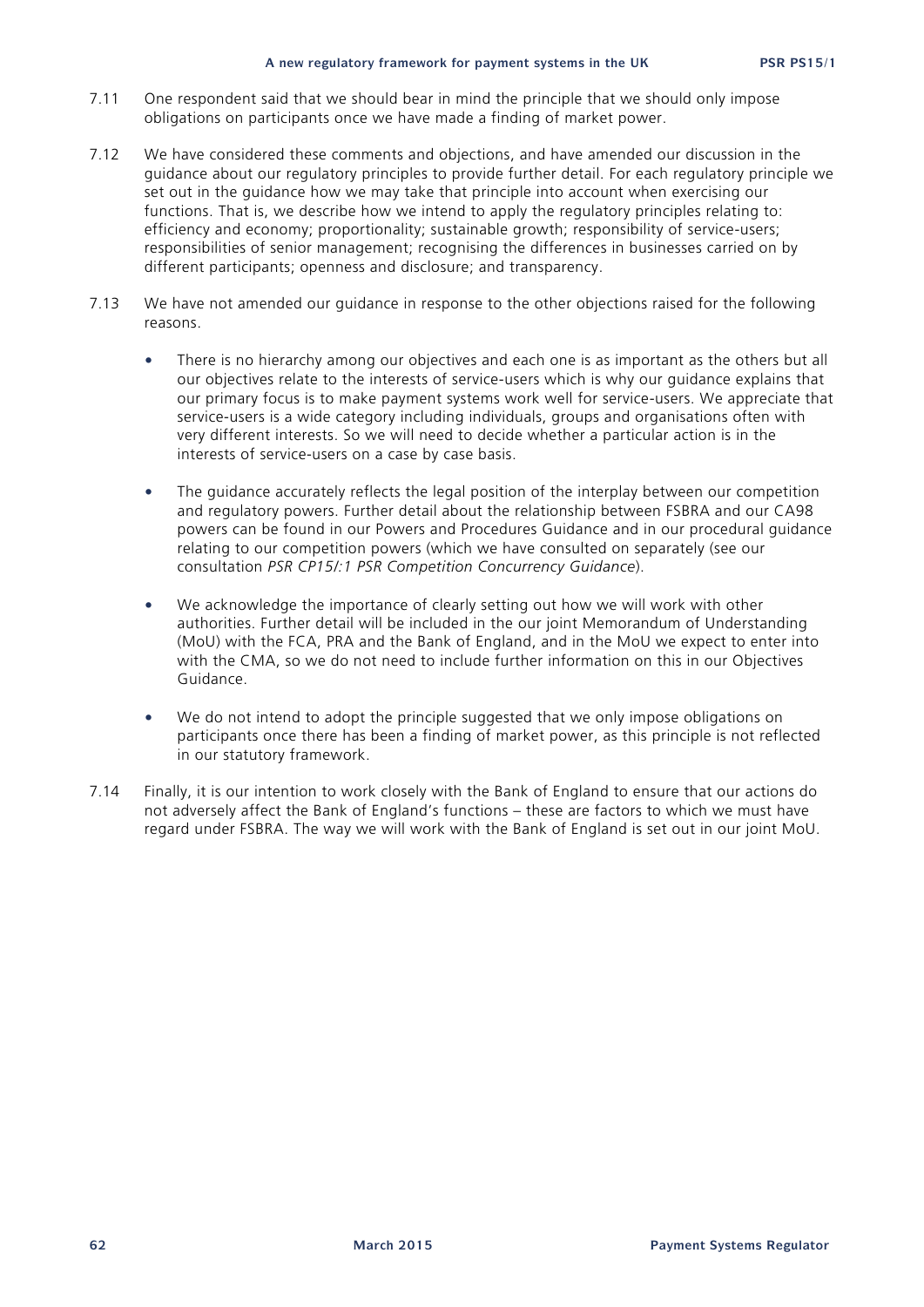7.11 One respondent said that we should bear in mind the principle that we should only impose obligations on participants once we have made a finding of market power.

7.12 We have considered these comments and objections, and have amended our discussion in the guidance about our regulatory principles to provide further detail. For each regulatory principle we set out in the guidance how we may take that principle into account when exercising our functions. That is, we describe how we intend to apply the regulatory principles relating to: efficiency and economy; proportionality; sustainable growth; responsibility of service-users; responsibilities of senior management; recognising the differences in businesses carried on by different participants; openness and disclosure; and transparency.

7.13 We have not amended our guidance in response to the other objections raised for the following reasons.

- There is no hierarchy among our objectives and each one is as important as the others but all our objectives relate to the interests of service-users which is why our guidance explains that our primary focus is to make payment systems work well for service-users. We appreciate that service-users is a wide category including individuals, groups and organisations often with very different interests. So we will need to decide whether a particular action is in the interests of service-users on a case by case basis.
- The guidance accurately reflects the legal position of the interplay between our competition and regulatory powers. Further detail about the relationship between FSBRA and our CA98 powers can be found in our Powers and Procedures Guidance and in our procedural guidance relating to our competition powers (which we have consulted on separately (see our consultation *PSR CP15/:1 PSR Competition Concurrency Guidance*).
- We acknowledge the importance of clearly setting out how we will work with other authorities. Further detail will be included in the our joint Memorandum of Understanding (MoU) with the FCA, PRA and the Bank of England, and in the MoU we expect to enter into with the CMA, so we do not need to include further information on this in our Objectives Guidance.
- We do not intend to adopt the principle suggested that we only impose obligations on participants once there has been a finding of market power, as this principle is not reflected in our statutory framework.

7.14 Finally, it is our intention to work closely with the Bank of England to ensure that our actions do not adversely affect the Bank of England's functions – these are factors to which we must have regard under FSBRA. The way we will work with the Bank of England is set out in our joint MoU.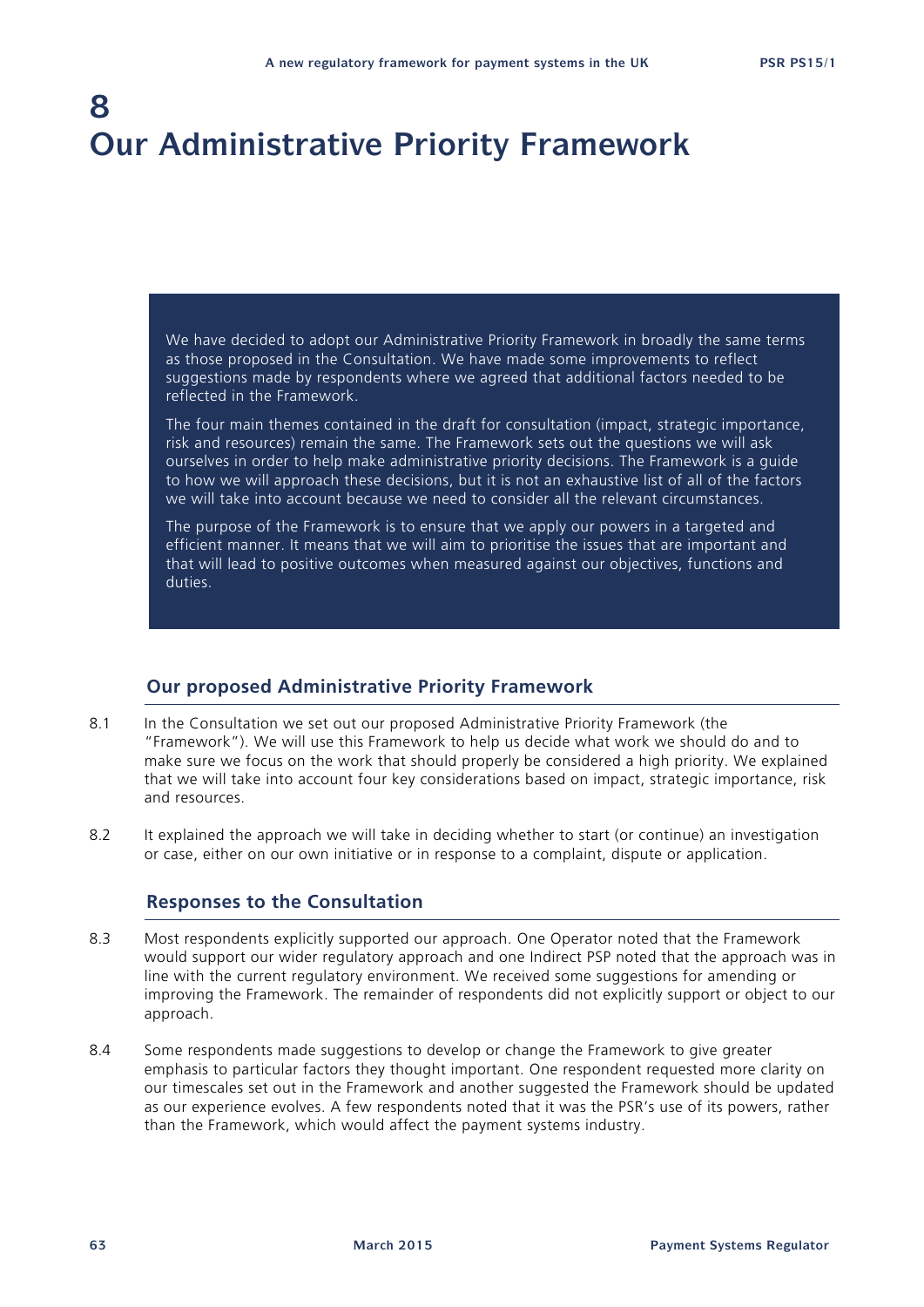# 8 Our Administrative Priority Framework

> We have decided to adopt our Administrative Priority Framework in broadly the same terms as those proposed in the Consultation. We have made some improvements to reflect suggestions made by respondents where we agreed that additional factors needed to be reflected in the Framework.
>
> The four main themes contained in the draft for consultation (impact, strategic importance, risk and resources) remain the same. The Framework sets out the questions we will ask ourselves in order to help make administrative priority decisions. The Framework is a guide to how we will approach these decisions, but it is not an exhaustive list of all of the factors we will take into account because we need to consider all the relevant circumstances.
>
> The purpose of the Framework is to ensure that we apply our powers in a targeted and efficient manner. It means that we will aim to prioritise the issues that are important and that will lead to positive outcomes when measured against our objectives, functions and duties.

## Our proposed Administrative Priority Framework

8.1 In the Consultation we set out our proposed Administrative Priority Framework (the "Framework"). We will use this Framework to help us decide what work we should do and to make sure we focus on the work that should properly be considered a high priority. We explained that we will take into account four key considerations based on impact, strategic importance, risk and resources.

8.2 It explained the approach we will take in deciding whether to start (or continue) an investigation or case, either on our own initiative or in response to a complaint, dispute or application.

## Responses to the Consultation

8.3 Most respondents explicitly supported our approach. One Operator noted that the Framework would support our wider regulatory approach and one Indirect PSP noted that the approach was in line with the current regulatory environment. We received some suggestions for amending or improving the Framework. The remainder of respondents did not explicitly support or object to our approach.

8.4 Some respondents made suggestions to develop or change the Framework to give greater emphasis to particular factors they thought important. One respondent requested more clarity on our timescales set out in the Framework and another suggested the Framework should be updated as our experience evolves. A few respondents noted that it was the PSR's use of its powers, rather than the Framework, which would affect the payment systems industry.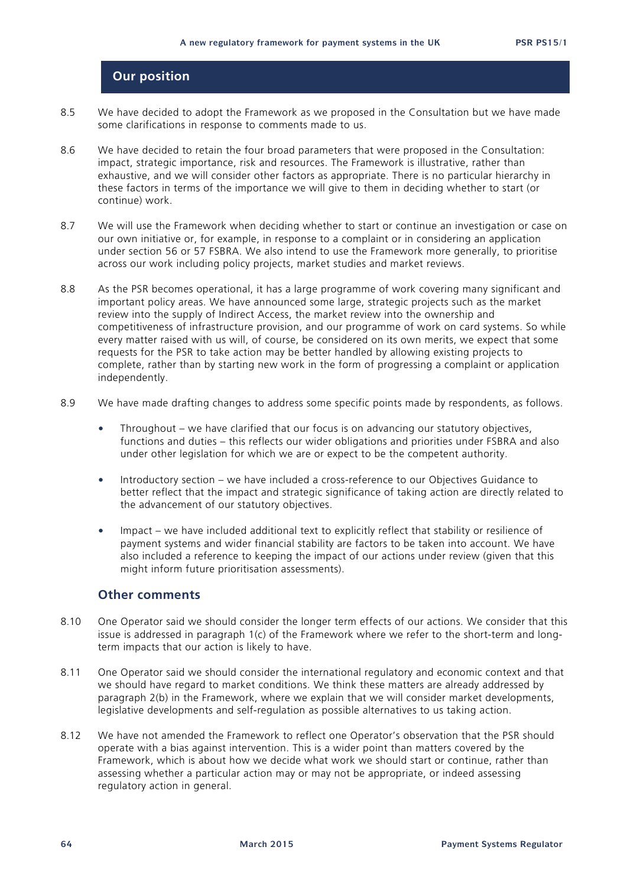## Our position

8.5 We have decided to adopt the Framework as we proposed in the Consultation but we have made some clarifications in response to comments made to us.

8.6 We have decided to retain the four broad parameters that were proposed in the Consultation: impact, strategic importance, risk and resources. The Framework is illustrative, rather than exhaustive, and we will consider other factors as appropriate. There is no particular hierarchy in these factors in terms of the importance we will give to them in deciding whether to start (or continue) work.

8.7 We will use the Framework when deciding whether to start or continue an investigation or case on our own initiative or, for example, in response to a complaint or in considering an application under section 56 or 57 FSBRA. We also intend to use the Framework more generally, to prioritise across our work including policy projects, market studies and market reviews.

8.8 As the PSR becomes operational, it has a large programme of work covering many significant and important policy areas. We have announced some large, strategic projects such as the market review into the supply of Indirect Access, the market review into the ownership and competitiveness of infrastructure provision, and our programme of work on card systems. So while every matter raised with us will, of course, be considered on its own merits, we expect that some requests for the PSR to take action may be better handled by allowing existing projects to complete, rather than by starting new work in the form of progressing a complaint or application independently.

8.9 We have made drafting changes to address some specific points made by respondents, as follows.

- Throughout – we have clarified that our focus is on advancing our statutory objectives, functions and duties – this reflects our wider obligations and priorities under FSBRA and also under other legislation for which we are or expect to be the competent authority.
- Introductory section – we have included a cross-reference to our Objectives Guidance to better reflect that the impact and strategic significance of taking action are directly related to the advancement of our statutory objectives.
- Impact – we have included additional text to explicitly reflect that stability or resilience of payment systems and wider financial stability are factors to be taken into account. We have also included a reference to keeping the impact of our actions under review (given that this might inform future prioritisation assessments).

### Other comments

8.10 One Operator said we should consider the longer term effects of our actions. We consider that this issue is addressed in paragraph 1(c) of the Framework where we refer to the short-term and long-term impacts that our action is likely to have.

8.11 One Operator said we should consider the international regulatory and economic context and that we should have regard to market conditions. We think these matters are already addressed by paragraph 2(b) in the Framework, where we explain that we will consider market developments, legislative developments and self-regulation as possible alternatives to us taking action.

8.12 We have not amended the Framework to reflect one Operator's observation that the PSR should operate with a bias against intervention. This is a wider point than matters covered by the Framework, which is about how we decide what work we should start or continue, rather than assessing whether a particular action may or may not be appropriate, or indeed assessing regulatory action in general.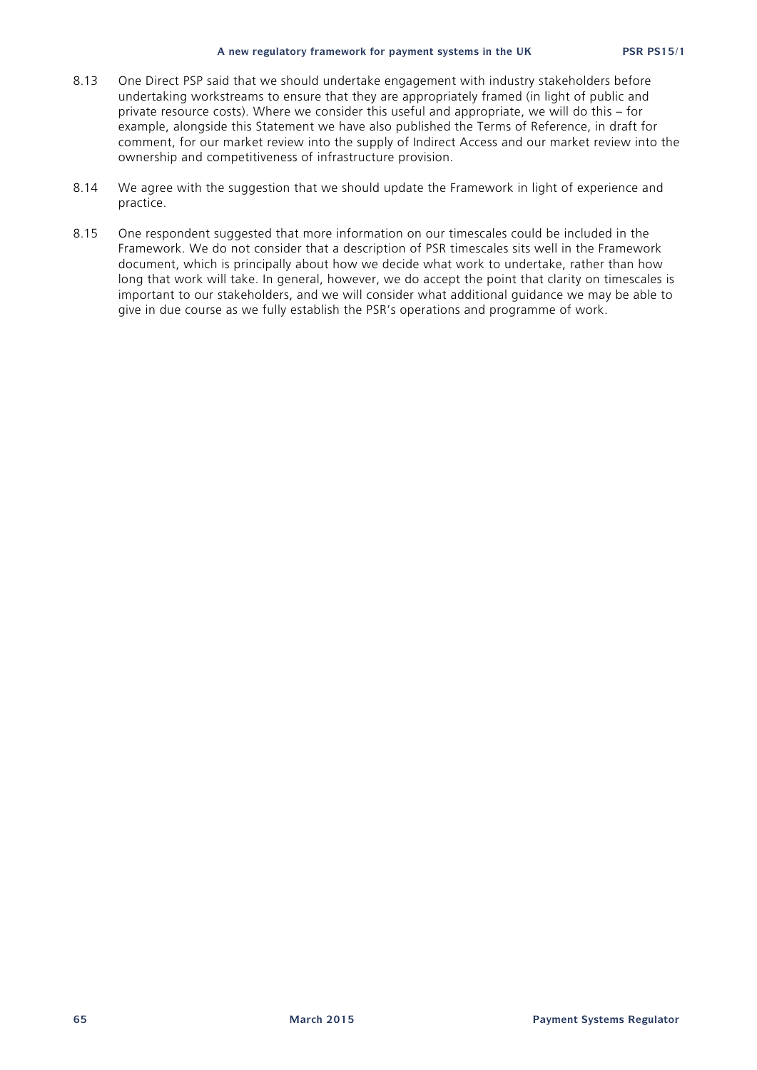8.13 One Direct PSP said that we should undertake engagement with industry stakeholders before undertaking workstreams to ensure that they are appropriately framed (in light of public and private resource costs). Where we consider this useful and appropriate, we will do this – for example, alongside this Statement we have also published the Terms of Reference, in draft for comment, for our market review into the supply of Indirect Access and our market review into the ownership and competitiveness of infrastructure provision.

8.14 We agree with the suggestion that we should update the Framework in light of experience and practice.

8.15 One respondent suggested that more information on our timescales could be included in the Framework. We do not consider that a description of PSR timescales sits well in the Framework document, which is principally about how we decide what work to undertake, rather than how long that work will take. In general, however, we do accept the point that clarity on timescales is important to our stakeholders, and we will consider what additional guidance we may be able to give in due course as we fully establish the PSR's operations and programme of work.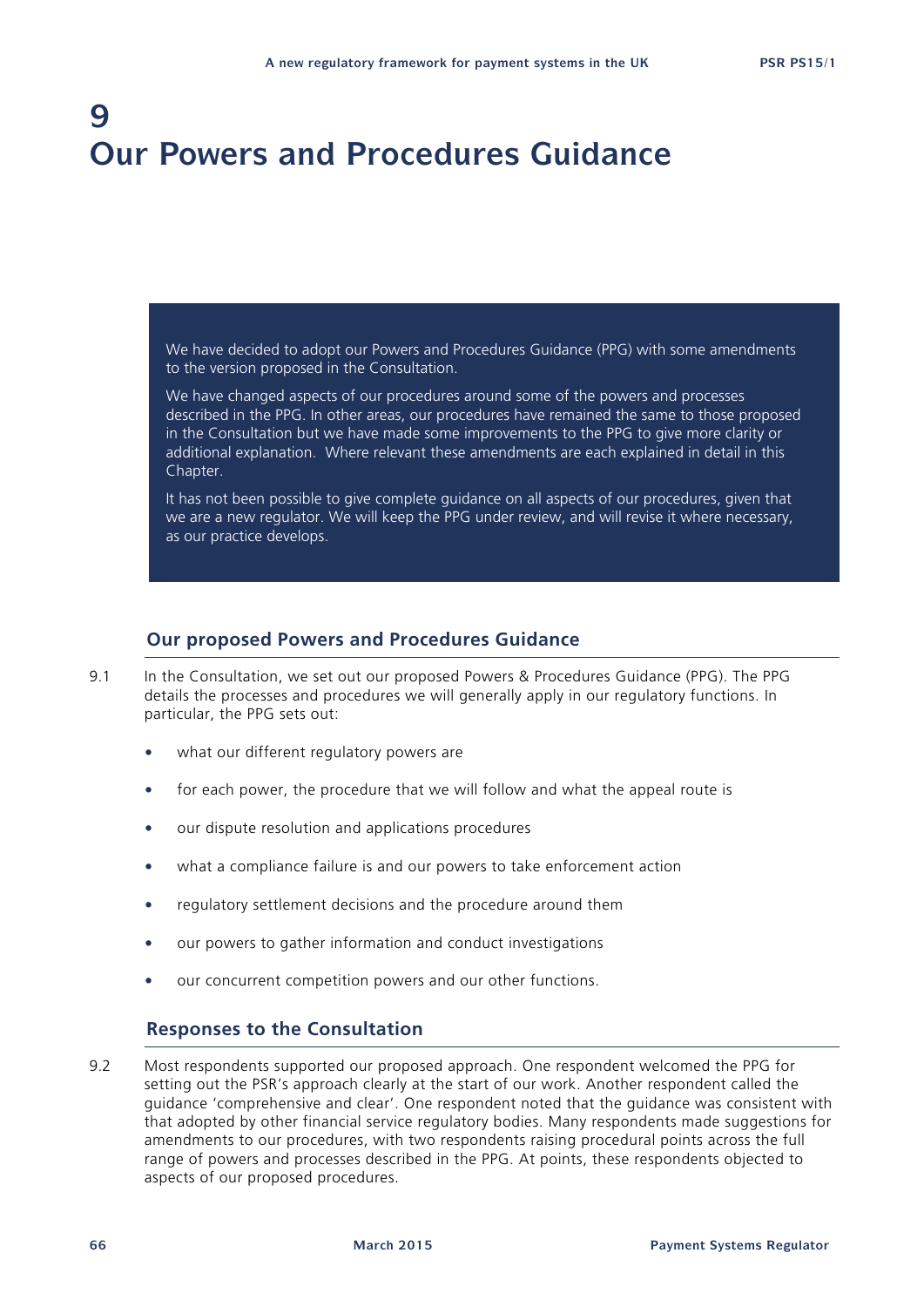# 9 Our Powers and Procedures Guidance

We have decided to adopt our Powers and Procedures Guidance (PPG) with some amendments to the version proposed in the Consultation.

We have changed aspects of our procedures around some of the powers and processes described in the PPG. In other areas, our procedures have remained the same to those proposed in the Consultation but we have made some improvements to the PPG to give more clarity or additional explanation. Where relevant these amendments are each explained in detail in this Chapter.

It has not been possible to give complete guidance on all aspects of our procedures, given that we are a new regulator. We will keep the PPG under review, and will revise it where necessary, as our practice develops.

## Our proposed Powers and Procedures Guidance

9.1 In the Consultation, we set out our proposed Powers & Procedures Guidance (PPG). The PPG details the processes and procedures we will generally apply in our regulatory functions. In particular, the PPG sets out:

- what our different regulatory powers are
- for each power, the procedure that we will follow and what the appeal route is
- our dispute resolution and applications procedures
- what a compliance failure is and our powers to take enforcement action
- regulatory settlement decisions and the procedure around them
- our powers to gather information and conduct investigations
- our concurrent competition powers and our other functions.

## Responses to the Consultation

9.2 Most respondents supported our proposed approach. One respondent welcomed the PPG for setting out the PSR's approach clearly at the start of our work. Another respondent called the guidance 'comprehensive and clear'. One respondent noted that the guidance was consistent with that adopted by other financial service regulatory bodies. Many respondents made suggestions for amendments to our procedures, with two respondents raising procedural points across the full range of powers and processes described in the PPG. At points, these respondents objected to aspects of our proposed procedures.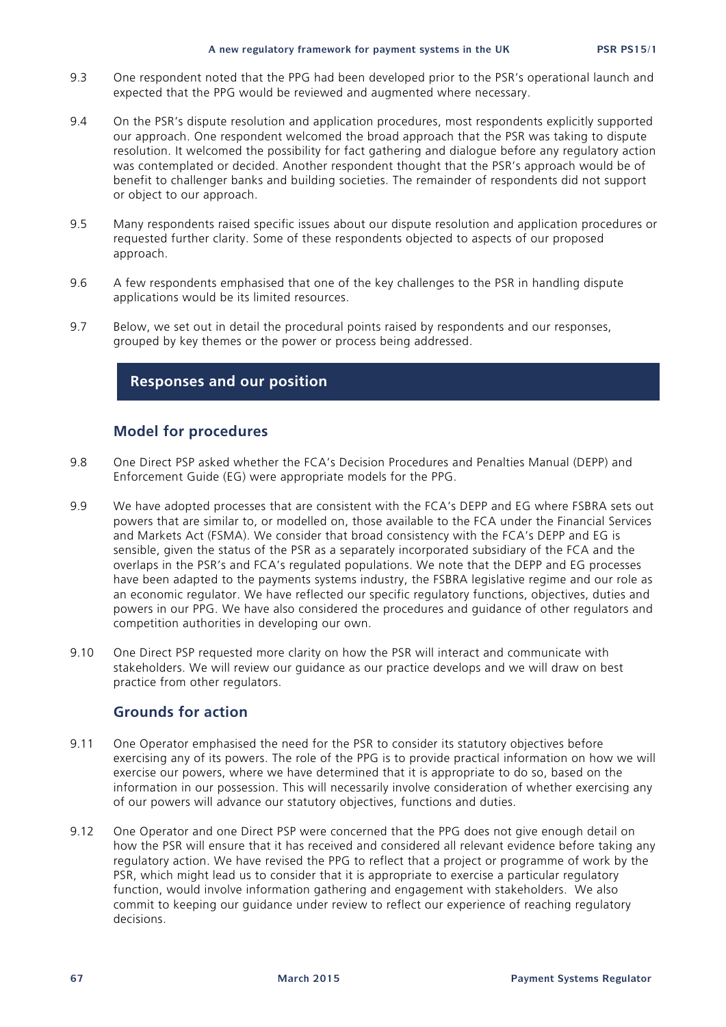9.3 One respondent noted that the PPG had been developed prior to the PSR's operational launch and expected that the PPG would be reviewed and augmented where necessary.

9.4 On the PSR's dispute resolution and application procedures, most respondents explicitly supported our approach. One respondent welcomed the broad approach that the PSR was taking to dispute resolution. It welcomed the possibility for fact gathering and dialogue before any regulatory action was contemplated or decided. Another respondent thought that the PSR's approach would be of benefit to challenger banks and building societies. The remainder of respondents did not support or object to our approach.

9.5 Many respondents raised specific issues about our dispute resolution and application procedures or requested further clarity. Some of these respondents objected to aspects of our proposed approach.

9.6 A few respondents emphasised that one of the key challenges to the PSR in handling dispute applications would be its limited resources.

9.7 Below, we set out in detail the procedural points raised by respondents and our responses, grouped by key themes or the power or process being addressed.

## Responses and our position

### Model for procedures

9.8 One Direct PSP asked whether the FCA's Decision Procedures and Penalties Manual (DEPP) and Enforcement Guide (EG) were appropriate models for the PPG.

9.9 We have adopted processes that are consistent with the FCA's DEPP and EG where FSBRA sets out powers that are similar to, or modelled on, those available to the FCA under the Financial Services and Markets Act (FSMA). We consider that broad consistency with the FCA's DEPP and EG is sensible, given the status of the PSR as a separately incorporated subsidiary of the FCA and the overlaps in the PSR's and FCA's regulated populations. We note that the DEPP and EG processes have been adapted to the payments systems industry, the FSBRA legislative regime and our role as an economic regulator. We have reflected our specific regulatory functions, objectives, duties and powers in our PPG. We have also considered the procedures and guidance of other regulators and competition authorities in developing our own.

9.10 One Direct PSP requested more clarity on how the PSR will interact and communicate with stakeholders. We will review our guidance as our practice develops and we will draw on best practice from other regulators.

### Grounds for action

9.11 One Operator emphasised the need for the PSR to consider its statutory objectives before exercising any of its powers. The role of the PPG is to provide practical information on how we will exercise our powers, where we have determined that it is appropriate to do so, based on the information in our possession. This will necessarily involve consideration of whether exercising any of our powers will advance our statutory objectives, functions and duties.

9.12 One Operator and one Direct PSP were concerned that the PPG does not give enough detail on how the PSR will ensure that it has received and considered all relevant evidence before taking any regulatory action. We have revised the PPG to reflect that a project or programme of work by the PSR, which might lead us to consider that it is appropriate to exercise a particular regulatory function, would involve information gathering and engagement with stakeholders. We also commit to keeping our guidance under review to reflect our experience of reaching regulatory decisions.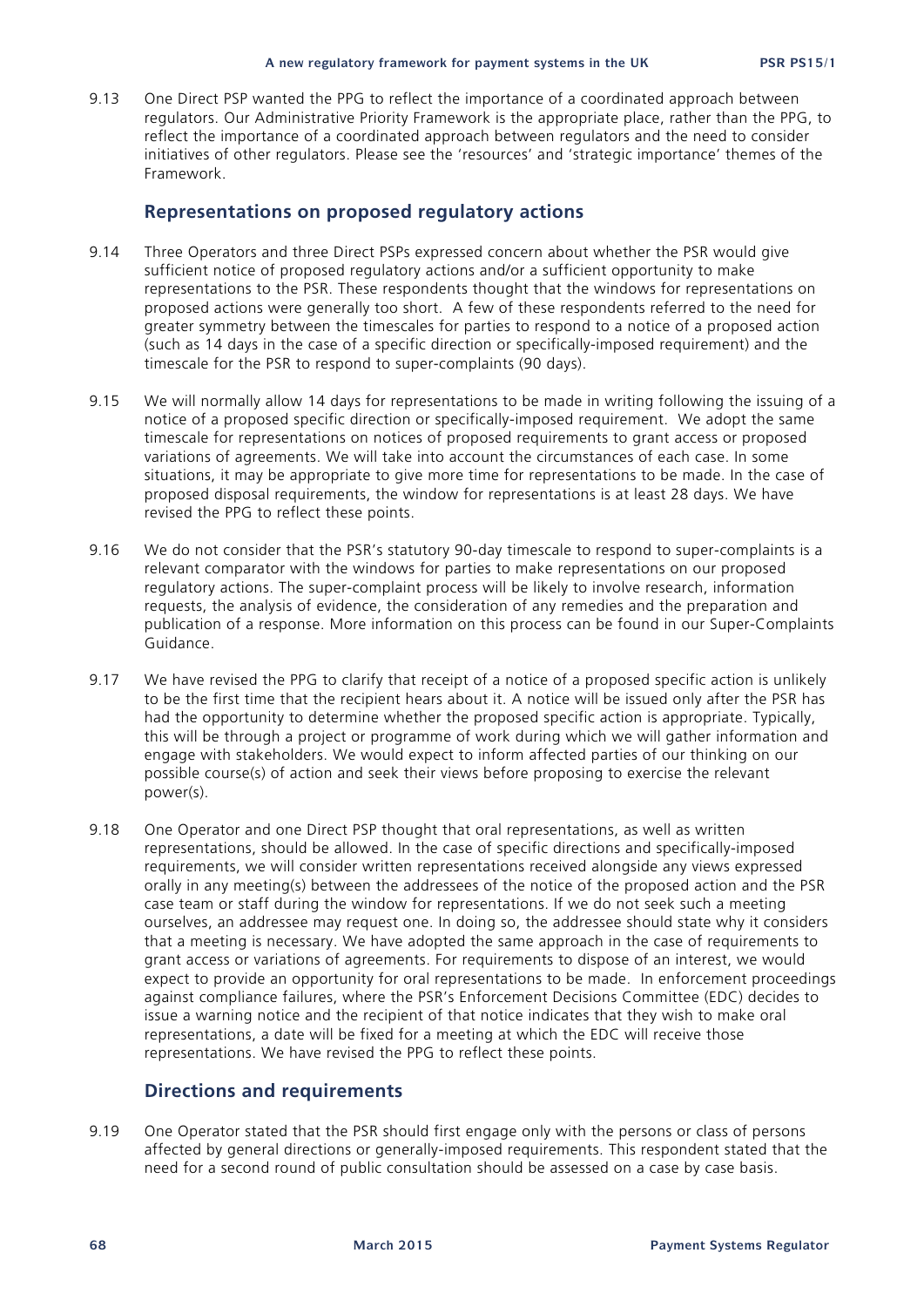9.13 One Direct PSP wanted the PPG to reflect the importance of a coordinated approach between regulators. Our Administrative Priority Framework is the appropriate place, rather than the PPG, to reflect the importance of a coordinated approach between regulators and the need to consider initiatives of other regulators. Please see the 'resources' and 'strategic importance' themes of the Framework.

### Representations on proposed regulatory actions

9.14 Three Operators and three Direct PSPs expressed concern about whether the PSR would give sufficient notice of proposed regulatory actions and/or a sufficient opportunity to make representations to the PSR. These respondents thought that the windows for representations on proposed actions were generally too short. A few of these respondents referred to the need for greater symmetry between the timescales for parties to respond to a notice of a proposed action (such as 14 days in the case of a specific direction or specifically-imposed requirement) and the timescale for the PSR to respond to super-complaints (90 days).

9.15 We will normally allow 14 days for representations to be made in writing following the issuing of a notice of a proposed specific direction or specifically-imposed requirement. We adopt the same timescale for representations on notices of proposed requirements to grant access or proposed variations of agreements. We will take into account the circumstances of each case. In some situations, it may be appropriate to give more time for representations to be made. In the case of proposed disposal requirements, the window for representations is at least 28 days. We have revised the PPG to reflect these points.

9.16 We do not consider that the PSR's statutory 90-day timescale to respond to super-complaints is a relevant comparator with the windows for parties to make representations on our proposed regulatory actions. The super-complaint process will be likely to involve research, information requests, the analysis of evidence, the consideration of any remedies and the preparation and publication of a response. More information on this process can be found in our Super-Complaints Guidance.

9.17 We have revised the PPG to clarify that receipt of a notice of a proposed specific action is unlikely to be the first time that the recipient hears about it. A notice will be issued only after the PSR has had the opportunity to determine whether the proposed specific action is appropriate. Typically, this will be through a project or programme of work during which we will gather information and engage with stakeholders. We would expect to inform affected parties of our thinking on our possible course(s) of action and seek their views before proposing to exercise the relevant power(s).

9.18 One Operator and one Direct PSP thought that oral representations, as well as written representations, should be allowed. In the case of specific directions and specifically-imposed requirements, we will consider written representations received alongside any views expressed orally in any meeting(s) between the addressees of the notice of the proposed action and the PSR case team or staff during the window for representations. If we do not seek such a meeting ourselves, an addressee may request one. In doing so, the addressee should state why it considers that a meeting is necessary. We have adopted the same approach in the case of requirements to grant access or variations of agreements. For requirements to dispose of an interest, we would expect to provide an opportunity for oral representations to be made. In enforcement proceedings against compliance failures, where the PSR's Enforcement Decisions Committee (EDC) decides to issue a warning notice and the recipient of that notice indicates that they wish to make oral representations, a date will be fixed for a meeting at which the EDC will receive those representations. We have revised the PPG to reflect these points.

### Directions and requirements

9.19 One Operator stated that the PSR should first engage only with the persons or class of persons affected by general directions or generally-imposed requirements. This respondent stated that the need for a second round of public consultation should be assessed on a case by case basis.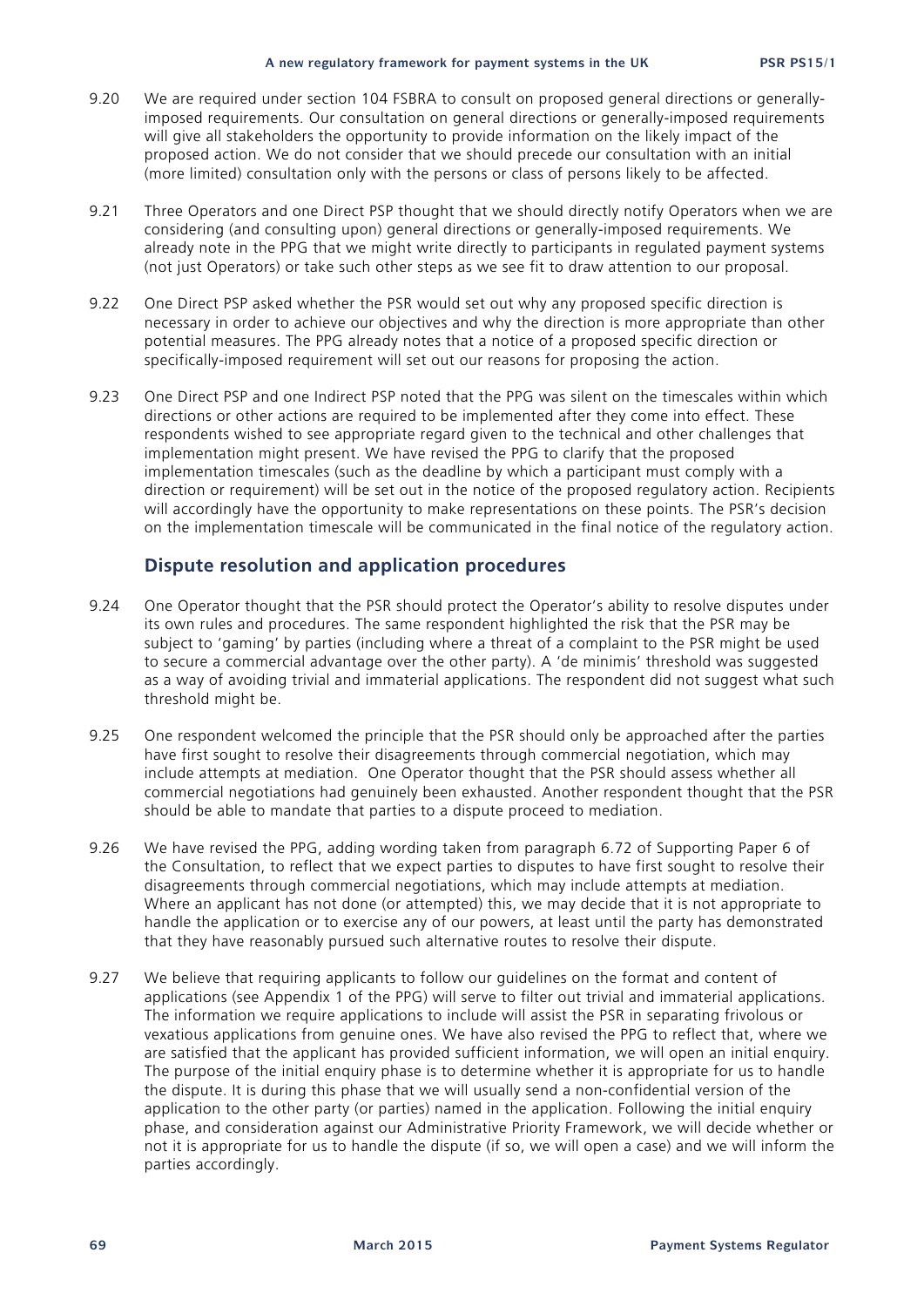9.20 We are required under section 104 FSBRA to consult on proposed general directions or generally-imposed requirements. Our consultation on general directions or generally-imposed requirements will give all stakeholders the opportunity to provide information on the likely impact of the proposed action. We do not consider that we should precede our consultation with an initial (more limited) consultation only with the persons or class of persons likely to be affected.

9.21 Three Operators and one Direct PSP thought that we should directly notify Operators when we are considering (and consulting upon) general directions or generally-imposed requirements. We already note in the PPG that we might write directly to participants in regulated payment systems (not just Operators) or take such other steps as we see fit to draw attention to our proposal.

9.22 One Direct PSP asked whether the PSR would set out why any proposed specific direction is necessary in order to achieve our objectives and why the direction is more appropriate than other potential measures. The PPG already notes that a notice of a proposed specific direction or specifically-imposed requirement will set out our reasons for proposing the action.

9.23 One Direct PSP and one Indirect PSP noted that the PPG was silent on the timescales within which directions or other actions are required to be implemented after they come into effect. These respondents wished to see appropriate regard given to the technical and other challenges that implementation might present. We have revised the PPG to clarify that the proposed implementation timescales (such as the deadline by which a participant must comply with a direction or requirement) will be set out in the notice of the proposed regulatory action. Recipients will accordingly have the opportunity to make representations on these points. The PSR's decision on the implementation timescale will be communicated in the final notice of the regulatory action.

## Dispute resolution and application procedures

9.24 One Operator thought that the PSR should protect the Operator's ability to resolve disputes under its own rules and procedures. The same respondent highlighted the risk that the PSR may be subject to 'gaming' by parties (including where a threat of a complaint to the PSR might be used to secure a commercial advantage over the other party). A 'de minimis' threshold was suggested as a way of avoiding trivial and immaterial applications. The respondent did not suggest what such threshold might be.

9.25 One respondent welcomed the principle that the PSR should only be approached after the parties have first sought to resolve their disagreements through commercial negotiation, which may include attempts at mediation. One Operator thought that the PSR should assess whether all commercial negotiations had genuinely been exhausted. Another respondent thought that the PSR should be able to mandate that parties to a dispute proceed to mediation.

9.26 We have revised the PPG, adding wording taken from paragraph 6.72 of Supporting Paper 6 of the Consultation, to reflect that we expect parties to disputes to have first sought to resolve their disagreements through commercial negotiations, which may include attempts at mediation. Where an applicant has not done (or attempted) this, we may decide that it is not appropriate to handle the application or to exercise any of our powers, at least until the party has demonstrated that they have reasonably pursued such alternative routes to resolve their dispute.

9.27 We believe that requiring applicants to follow our guidelines on the format and content of applications (see Appendix 1 of the PPG) will serve to filter out trivial and immaterial applications. The information we require applications to include will assist the PSR in separating frivolous or vexatious applications from genuine ones. We have also revised the PPG to reflect that, where we are satisfied that the applicant has provided sufficient information, we will open an initial enquiry. The purpose of the initial enquiry phase is to determine whether it is appropriate for us to handle the dispute. It is during this phase that we will usually send a non-confidential version of the application to the other party (or parties) named in the application. Following the initial enquiry phase, and consideration against our Administrative Priority Framework, we will decide whether or not it is appropriate for us to handle the dispute (if so, we will open a case) and we will inform the parties accordingly.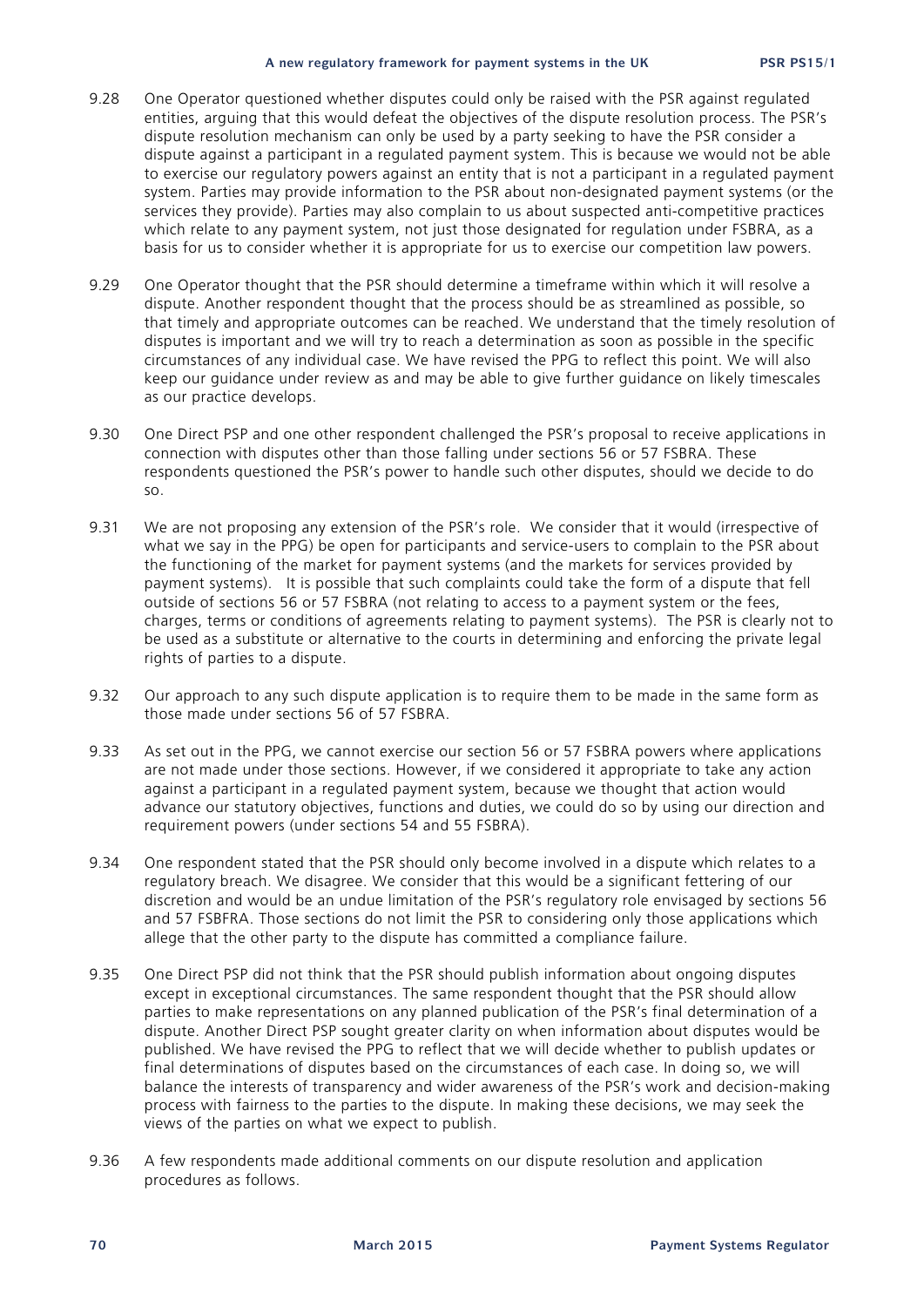9.28 One Operator questioned whether disputes could only be raised with the PSR against regulated entities, arguing that this would defeat the objectives of the dispute resolution process. The PSR's dispute resolution mechanism can only be used by a party seeking to have the PSR consider a dispute against a participant in a regulated payment system. This is because we would not be able to exercise our regulatory powers against an entity that is not a participant in a regulated payment system. Parties may provide information to the PSR about non-designated payment systems (or the services they provide). Parties may also complain to us about suspected anti-competitive practices which relate to any payment system, not just those designated for regulation under FSBRA, as a basis for us to consider whether it is appropriate for us to exercise our competition law powers.

9.29 One Operator thought that the PSR should determine a timeframe within which it will resolve a dispute. Another respondent thought that the process should be as streamlined as possible, so that timely and appropriate outcomes can be reached. We understand that the timely resolution of disputes is important and we will try to reach a determination as soon as possible in the specific circumstances of any individual case. We have revised the PPG to reflect this point. We will also keep our guidance under review as and may be able to give further guidance on likely timescales as our practice develops.

9.30 One Direct PSP and one other respondent challenged the PSR's proposal to receive applications in connection with disputes other than those falling under sections 56 or 57 FSBRA. These respondents questioned the PSR's power to handle such other disputes, should we decide to do so.

9.31 We are not proposing any extension of the PSR's role. We consider that it would (irrespective of what we say in the PPG) be open for participants and service-users to complain to the PSR about the functioning of the market for payment systems (and the markets for services provided by payment systems). It is possible that such complaints could take the form of a dispute that fell outside of sections 56 or 57 FSBRA (not relating to access to a payment system or the fees, charges, terms or conditions of agreements relating to payment systems). The PSR is clearly not to be used as a substitute or alternative to the courts in determining and enforcing the private legal rights of parties to a dispute.

9.32 Our approach to any such dispute application is to require them to be made in the same form as those made under sections 56 of 57 FSBRA.

9.33 As set out in the PPG, we cannot exercise our section 56 or 57 FSBRA powers where applications are not made under those sections. However, if we considered it appropriate to take any action against a participant in a regulated payment system, because we thought that action would advance our statutory objectives, functions and duties, we could do so by using our direction and requirement powers (under sections 54 and 55 FSBRA).

9.34 One respondent stated that the PSR should only become involved in a dispute which relates to a regulatory breach. We disagree. We consider that this would be a significant fettering of our discretion and would be an undue limitation of the PSR's regulatory role envisaged by sections 56 and 57 FSBFRA. Those sections do not limit the PSR to considering only those applications which allege that the other party to the dispute has committed a compliance failure.

9.35 One Direct PSP did not think that the PSR should publish information about ongoing disputes except in exceptional circumstances. The same respondent thought that the PSR should allow parties to make representations on any planned publication of the PSR's final determination of a dispute. Another Direct PSP sought greater clarity on when information about disputes would be published. We have revised the PPG to reflect that we will decide whether to publish updates or final determinations of disputes based on the circumstances of each case. In doing so, we will balance the interests of transparency and wider awareness of the PSR's work and decision-making process with fairness to the parties to the dispute. In making these decisions, we may seek the views of the parties on what we expect to publish.

9.36 A few respondents made additional comments on our dispute resolution and application procedures as follows.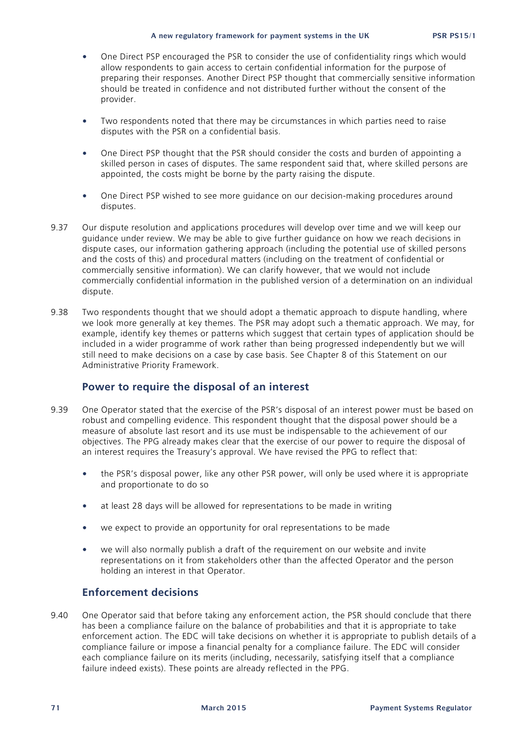- One Direct PSP encouraged the PSR to consider the use of confidentiality rings which would allow respondents to gain access to certain confidential information for the purpose of preparing their responses. Another Direct PSP thought that commercially sensitive information should be treated in confidence and not distributed further without the consent of the provider.
- Two respondents noted that there may be circumstances in which parties need to raise disputes with the PSR on a confidential basis.
- One Direct PSP thought that the PSR should consider the costs and burden of appointing a skilled person in cases of disputes. The same respondent said that, where skilled persons are appointed, the costs might be borne by the party raising the dispute.
- One Direct PSP wished to see more guidance on our decision-making procedures around disputes.

9.37 Our dispute resolution and applications procedures will develop over time and we will keep our guidance under review. We may be able to give further guidance on how we reach decisions in dispute cases, our information gathering approach (including the potential use of skilled persons and the costs of this) and procedural matters (including on the treatment of confidential or commercially sensitive information). We can clarify however, that we would not include commercially confidential information in the published version of a determination on an individual dispute.

9.38 Two respondents thought that we should adopt a thematic approach to dispute handling, where we look more generally at key themes. The PSR may adopt such a thematic approach. We may, for example, identify key themes or patterns which suggest that certain types of application should be included in a wider programme of work rather than being progressed independently but we will still need to make decisions on a case by case basis. See Chapter 8 of this Statement on our Administrative Priority Framework.

## Power to require the disposal of an interest

9.39 One Operator stated that the exercise of the PSR's disposal of an interest power must be based on robust and compelling evidence. This respondent thought that the disposal power should be a measure of absolute last resort and its use must be indispensable to the achievement of our objectives. The PPG already makes clear that the exercise of our power to require the disposal of an interest requires the Treasury's approval. We have revised the PPG to reflect that:

- the PSR's disposal power, like any other PSR power, will only be used where it is appropriate and proportionate to do so
- at least 28 days will be allowed for representations to be made in writing
- we expect to provide an opportunity for oral representations to be made
- we will also normally publish a draft of the requirement on our website and invite representations on it from stakeholders other than the affected Operator and the person holding an interest in that Operator.

## Enforcement decisions

9.40 One Operator said that before taking any enforcement action, the PSR should conclude that there has been a compliance failure on the balance of probabilities and that it is appropriate to take enforcement action. The EDC will take decisions on whether it is appropriate to publish details of a compliance failure or impose a financial penalty for a compliance failure. The EDC will consider each compliance failure on its merits (including, necessarily, satisfying itself that a compliance failure indeed exists). These points are already reflected in the PPG.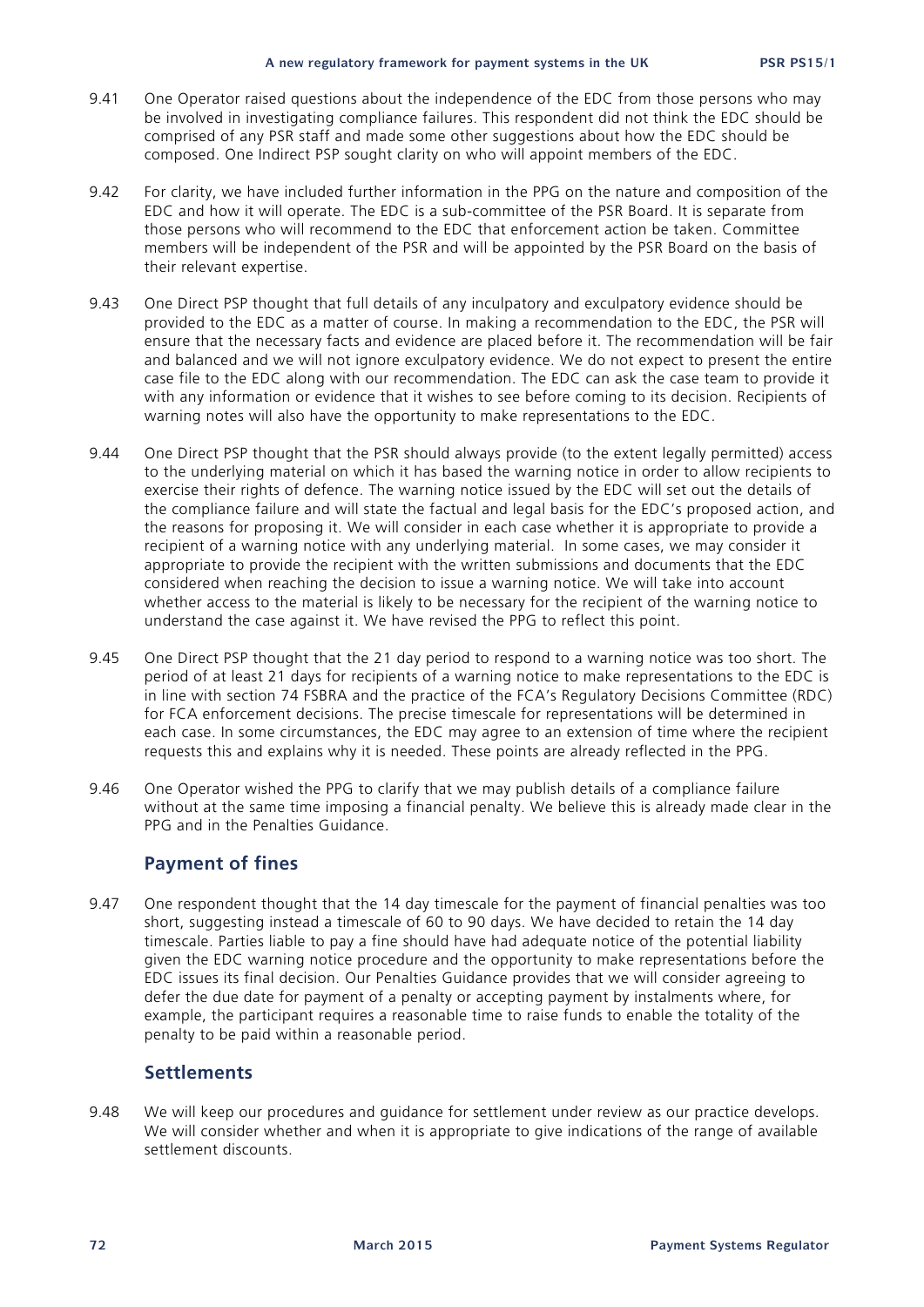9.41 One Operator raised questions about the independence of the EDC from those persons who may be involved in investigating compliance failures. This respondent did not think the EDC should be comprised of any PSR staff and made some other suggestions about how the EDC should be composed. One Indirect PSP sought clarity on who will appoint members of the EDC.

9.42 For clarity, we have included further information in the PPG on the nature and composition of the EDC and how it will operate. The EDC is a sub-committee of the PSR Board. It is separate from those persons who will recommend to the EDC that enforcement action be taken. Committee members will be independent of the PSR and will be appointed by the PSR Board on the basis of their relevant expertise.

9.43 One Direct PSP thought that full details of any inculpatory and exculpatory evidence should be provided to the EDC as a matter of course. In making a recommendation to the EDC, the PSR will ensure that the necessary facts and evidence are placed before it. The recommendation will be fair and balanced and we will not ignore exculpatory evidence. We do not expect to present the entire case file to the EDC along with our recommendation. The EDC can ask the case team to provide it with any information or evidence that it wishes to see before coming to its decision. Recipients of warning notes will also have the opportunity to make representations to the EDC.

9.44 One Direct PSP thought that the PSR should always provide (to the extent legally permitted) access to the underlying material on which it has based the warning notice in order to allow recipients to exercise their rights of defence. The warning notice issued by the EDC will set out the details of the compliance failure and will state the factual and legal basis for the EDC's proposed action, and the reasons for proposing it. We will consider in each case whether it is appropriate to provide a recipient of a warning notice with any underlying material. In some cases, we may consider it appropriate to provide the recipient with the written submissions and documents that the EDC considered when reaching the decision to issue a warning notice. We will take into account whether access to the material is likely to be necessary for the recipient of the warning notice to understand the case against it. We have revised the PPG to reflect this point.

9.45 One Direct PSP thought that the 21 day period to respond to a warning notice was too short. The period of at least 21 days for recipients of a warning notice to make representations to the EDC is in line with section 74 FSBRA and the practice of the FCA's Regulatory Decisions Committee (RDC) for FCA enforcement decisions. The precise timescale for representations will be determined in each case. In some circumstances, the EDC may agree to an extension of time where the recipient requests this and explains why it is needed. These points are already reflected in the PPG.

9.46 One Operator wished the PPG to clarify that we may publish details of a compliance failure without at the same time imposing a financial penalty. We believe this is already made clear in the PPG and in the Penalties Guidance.

## Payment of fines

9.47 One respondent thought that the 14 day timescale for the payment of financial penalties was too short, suggesting instead a timescale of 60 to 90 days. We have decided to retain the 14 day timescale. Parties liable to pay a fine should have had adequate notice of the potential liability given the EDC warning notice procedure and the opportunity to make representations before the EDC issues its final decision. Our Penalties Guidance provides that we will consider agreeing to defer the due date for payment of a penalty or accepting payment by instalments where, for example, the participant requires a reasonable time to raise funds to enable the totality of the penalty to be paid within a reasonable period.

## Settlements

9.48 We will keep our procedures and guidance for settlement under review as our practice develops. We will consider whether and when it is appropriate to give indications of the range of available settlement discounts.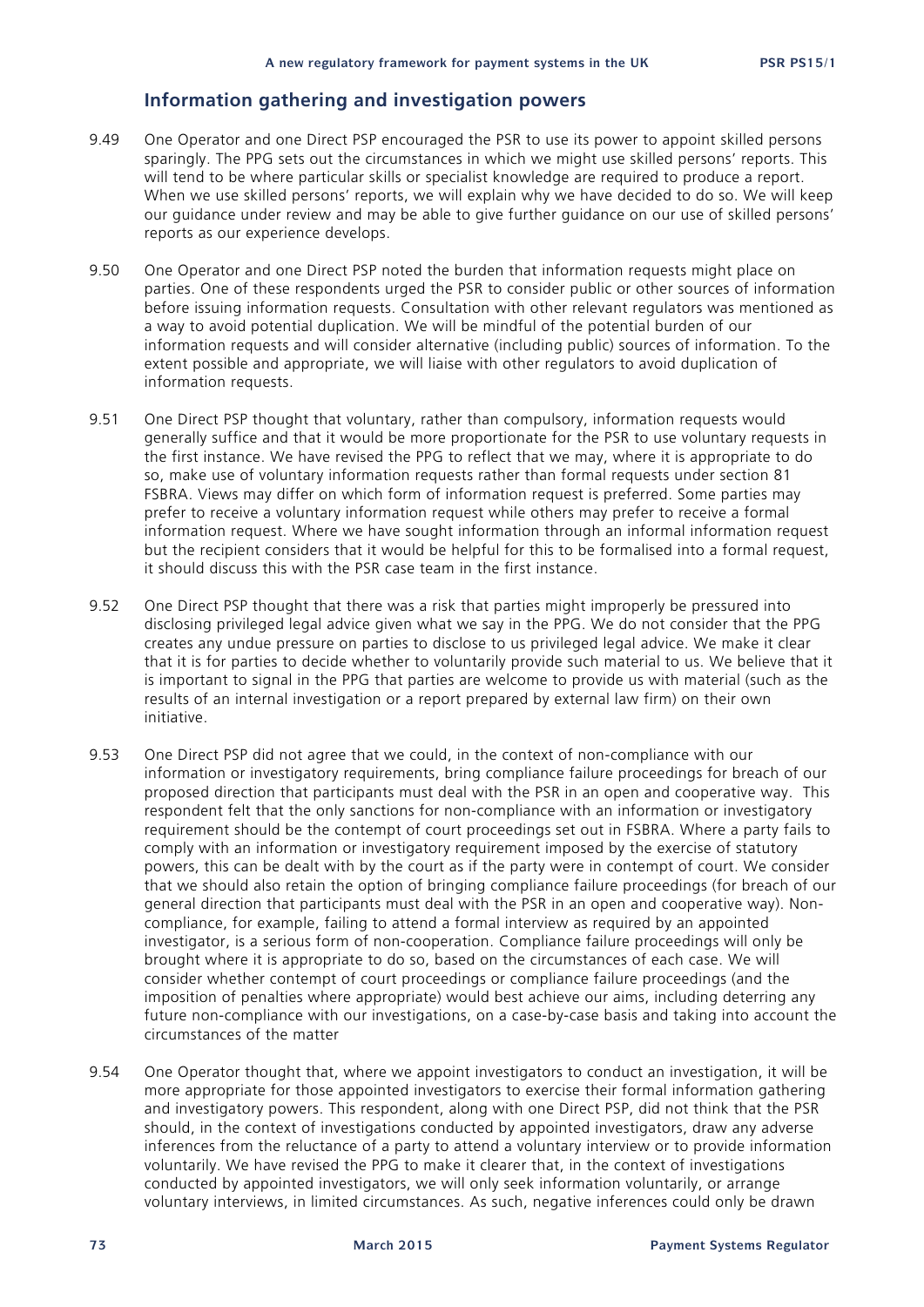## Information gathering and investigation powers

9.49 One Operator and one Direct PSP encouraged the PSR to use its power to appoint skilled persons sparingly. The PPG sets out the circumstances in which we might use skilled persons' reports. This will tend to be where particular skills or specialist knowledge are required to produce a report. When we use skilled persons' reports, we will explain why we have decided to do so. We will keep our guidance under review and may be able to give further guidance on our use of skilled persons' reports as our experience develops.

9.50 One Operator and one Direct PSP noted the burden that information requests might place on parties. One of these respondents urged the PSR to consider public or other sources of information before issuing information requests. Consultation with other relevant regulators was mentioned as a way to avoid potential duplication. We will be mindful of the potential burden of our information requests and will consider alternative (including public) sources of information. To the extent possible and appropriate, we will liaise with other regulators to avoid duplication of information requests.

9.51 One Direct PSP thought that voluntary, rather than compulsory, information requests would generally suffice and that it would be more proportionate for the PSR to use voluntary requests in the first instance. We have revised the PPG to reflect that we may, where it is appropriate to do so, make use of voluntary information requests rather than formal requests under section 81 FSBRA. Views may differ on which form of information request is preferred. Some parties may prefer to receive a voluntary information request while others may prefer to receive a formal information request. Where we have sought information through an informal information request but the recipient considers that it would be helpful for this to be formalised into a formal request, it should discuss this with the PSR case team in the first instance.

9.52 One Direct PSP thought that there was a risk that parties might improperly be pressured into disclosing privileged legal advice given what we say in the PPG. We do not consider that the PPG creates any undue pressure on parties to disclose to us privileged legal advice. We make it clear that it is for parties to decide whether to voluntarily provide such material to us. We believe that it is important to signal in the PPG that parties are welcome to provide us with material (such as the results of an internal investigation or a report prepared by external law firm) on their own initiative.

9.53 One Direct PSP did not agree that we could, in the context of non-compliance with our information or investigatory requirements, bring compliance failure proceedings for breach of our proposed direction that participants must deal with the PSR in an open and cooperative way. This respondent felt that the only sanctions for non-compliance with an information or investigatory requirement should be the contempt of court proceedings set out in FSBRA. Where a party fails to comply with an information or investigatory requirement imposed by the exercise of statutory powers, this can be dealt with by the court as if the party were in contempt of court. We consider that we should also retain the option of bringing compliance failure proceedings (for breach of our general direction that participants must deal with the PSR in an open and cooperative way). Non-compliance, for example, failing to attend a formal interview as required by an appointed investigator, is a serious form of non-cooperation. Compliance failure proceedings will only be brought where it is appropriate to do so, based on the circumstances of each case. We will consider whether contempt of court proceedings or compliance failure proceedings (and the imposition of penalties where appropriate) would best achieve our aims, including deterring any future non-compliance with our investigations, on a case-by-case basis and taking into account the circumstances of the matter

9.54 One Operator thought that, where we appoint investigators to conduct an investigation, it will be more appropriate for those appointed investigators to exercise their formal information gathering and investigatory powers. This respondent, along with one Direct PSP, did not think that the PSR should, in the context of investigations conducted by appointed investigators, draw any adverse inferences from the reluctance of a party to attend a voluntary interview or to provide information voluntarily. We have revised the PPG to make it clearer that, in the context of investigations conducted by appointed investigators, we will only seek information voluntarily, or arrange voluntary interviews, in limited circumstances. As such, negative inferences could only be drawn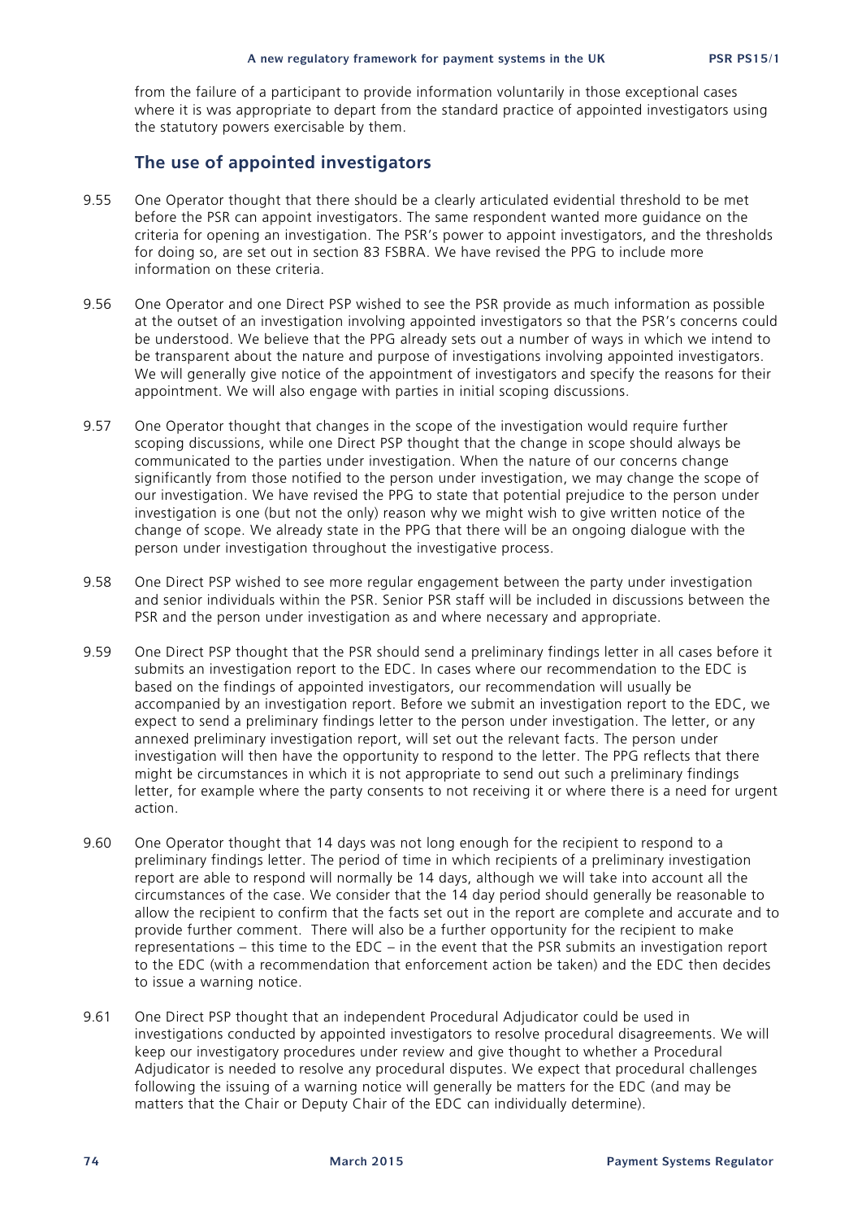from the failure of a participant to provide information voluntarily in those exceptional cases where it is was appropriate to depart from the standard practice of appointed investigators using the statutory powers exercisable by them.

## The use of appointed investigators

9.55 One Operator thought that there should be a clearly articulated evidential threshold to be met before the PSR can appoint investigators. The same respondent wanted more guidance on the criteria for opening an investigation. The PSR's power to appoint investigators, and the thresholds for doing so, are set out in section 83 FSBRA. We have revised the PPG to include more information on these criteria.

9.56 One Operator and one Direct PSP wished to see the PSR provide as much information as possible at the outset of an investigation involving appointed investigators so that the PSR's concerns could be understood. We believe that the PPG already sets out a number of ways in which we intend to be transparent about the nature and purpose of investigations involving appointed investigators. We will generally give notice of the appointment of investigators and specify the reasons for their appointment. We will also engage with parties in initial scoping discussions.

9.57 One Operator thought that changes in the scope of the investigation would require further scoping discussions, while one Direct PSP thought that the change in scope should always be communicated to the parties under investigation. When the nature of our concerns change significantly from those notified to the person under investigation, we may change the scope of our investigation. We have revised the PPG to state that potential prejudice to the person under investigation is one (but not the only) reason why we might wish to give written notice of the change of scope. We already state in the PPG that there will be an ongoing dialogue with the person under investigation throughout the investigative process.

9.58 One Direct PSP wished to see more regular engagement between the party under investigation and senior individuals within the PSR. Senior PSR staff will be included in discussions between the PSR and the person under investigation as and where necessary and appropriate.

9.59 One Direct PSP thought that the PSR should send a preliminary findings letter in all cases before it submits an investigation report to the EDC. In cases where our recommendation to the EDC is based on the findings of appointed investigators, our recommendation will usually be accompanied by an investigation report. Before we submit an investigation report to the EDC, we expect to send a preliminary findings letter to the person under investigation. The letter, or any annexed preliminary investigation report, will set out the relevant facts. The person under investigation will then have the opportunity to respond to the letter. The PPG reflects that there might be circumstances in which it is not appropriate to send out such a preliminary findings letter, for example where the party consents to not receiving it or where there is a need for urgent action.

9.60 One Operator thought that 14 days was not long enough for the recipient to respond to a preliminary findings letter. The period of time in which recipients of a preliminary investigation report are able to respond will normally be 14 days, although we will take into account all the circumstances of the case. We consider that the 14 day period should generally be reasonable to allow the recipient to confirm that the facts set out in the report are complete and accurate and to provide further comment. There will also be a further opportunity for the recipient to make representations – this time to the EDC – in the event that the PSR submits an investigation report to the EDC (with a recommendation that enforcement action be taken) and the EDC then decides to issue a warning notice.

9.61 One Direct PSP thought that an independent Procedural Adjudicator could be used in investigations conducted by appointed investigators to resolve procedural disagreements. We will keep our investigatory procedures under review and give thought to whether a Procedural Adjudicator is needed to resolve any procedural disputes. We expect that procedural challenges following the issuing of a warning notice will generally be matters for the EDC (and may be matters that the Chair or Deputy Chair of the EDC can individually determine).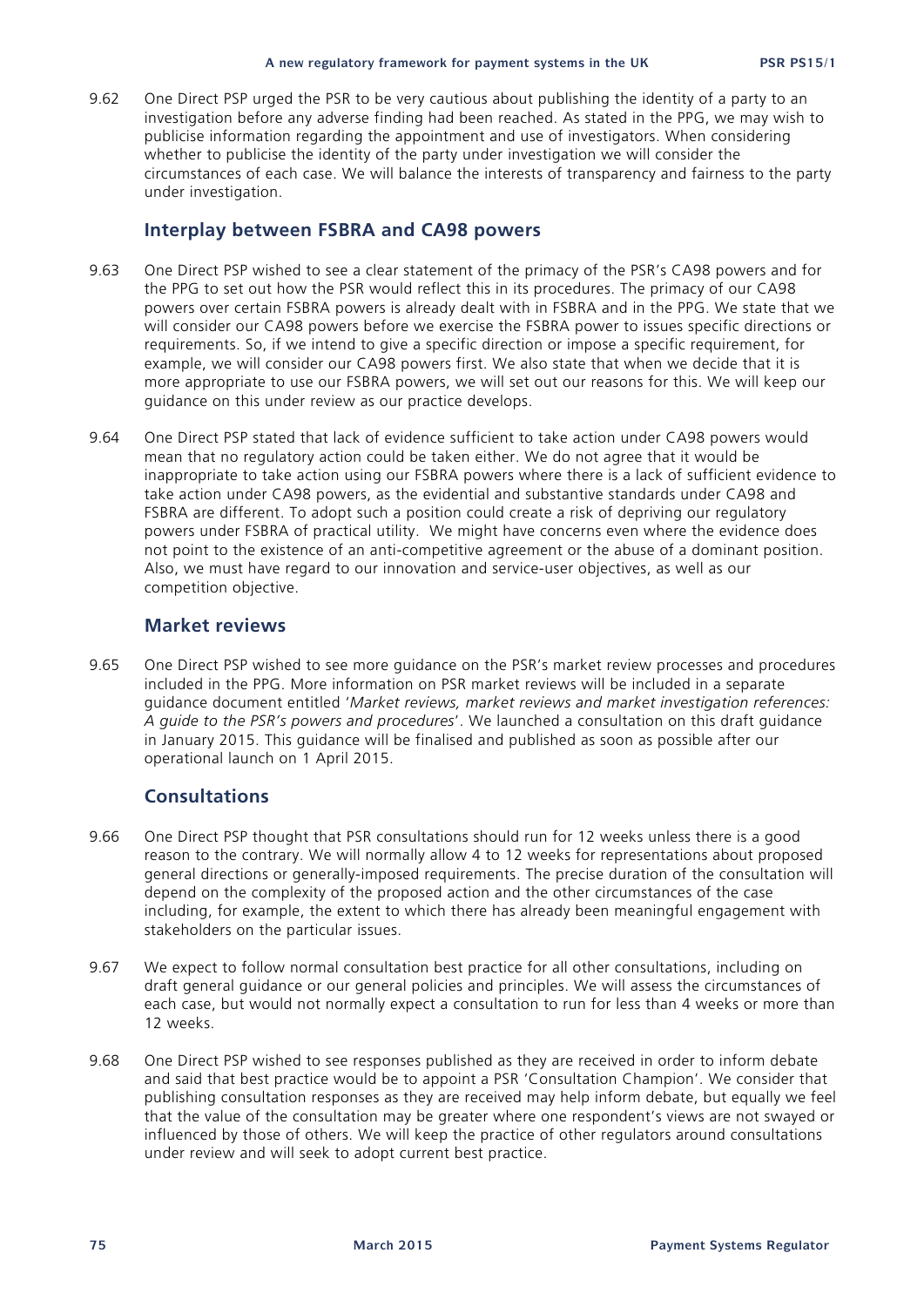9.62 One Direct PSP urged the PSR to be very cautious about publishing the identity of a party to an investigation before any adverse finding had been reached. As stated in the PPG, we may wish to publicise information regarding the appointment and use of investigators. When considering whether to publicise the identity of the party under investigation we will consider the circumstances of each case. We will balance the interests of transparency and fairness to the party under investigation.

## Interplay between FSBRA and CA98 powers

9.63 One Direct PSP wished to see a clear statement of the primacy of the PSR's CA98 powers and for the PPG to set out how the PSR would reflect this in its procedures. The primacy of our CA98 powers over certain FSBRA powers is already dealt with in FSBRA and in the PPG. We state that we will consider our CA98 powers before we exercise the FSBRA power to issues specific directions or requirements. So, if we intend to give a specific direction or impose a specific requirement, for example, we will consider our CA98 powers first. We also state that when we decide that it is more appropriate to use our FSBRA powers, we will set out our reasons for this. We will keep our guidance on this under review as our practice develops.

9.64 One Direct PSP stated that lack of evidence sufficient to take action under CA98 powers would mean that no regulatory action could be taken either. We do not agree that it would be inappropriate to take action using our FSBRA powers where there is a lack of sufficient evidence to take action under CA98 powers, as the evidential and substantive standards under CA98 and FSBRA are different. To adopt such a position could create a risk of depriving our regulatory powers under FSBRA of practical utility. We might have concerns even where the evidence does not point to the existence of an anti-competitive agreement or the abuse of a dominant position. Also, we must have regard to our innovation and service-user objectives, as well as our competition objective.

## Market reviews

9.65 One Direct PSP wished to see more guidance on the PSR's market review processes and procedures included in the PPG. More information on PSR market reviews will be included in a separate guidance document entitled '*Market reviews, market reviews and market investigation references: A guide to the PSR's powers and procedures*'. We launched a consultation on this draft guidance in January 2015. This guidance will be finalised and published as soon as possible after our operational launch on 1 April 2015.

## Consultations

9.66 One Direct PSP thought that PSR consultations should run for 12 weeks unless there is a good reason to the contrary. We will normally allow 4 to 12 weeks for representations about proposed general directions or generally-imposed requirements. The precise duration of the consultation will depend on the complexity of the proposed action and the other circumstances of the case including, for example, the extent to which there has already been meaningful engagement with stakeholders on the particular issues.

9.67 We expect to follow normal consultation best practice for all other consultations, including on draft general guidance or our general policies and principles. We will assess the circumstances of each case, but would not normally expect a consultation to run for less than 4 weeks or more than 12 weeks.

9.68 One Direct PSP wished to see responses published as they are received in order to inform debate and said that best practice would be to appoint a PSR 'Consultation Champion'. We consider that publishing consultation responses as they are received may help inform debate, but equally we feel that the value of the consultation may be greater where one respondent's views are not swayed or influenced by those of others. We will keep the practice of other regulators around consultations under review and will seek to adopt current best practice.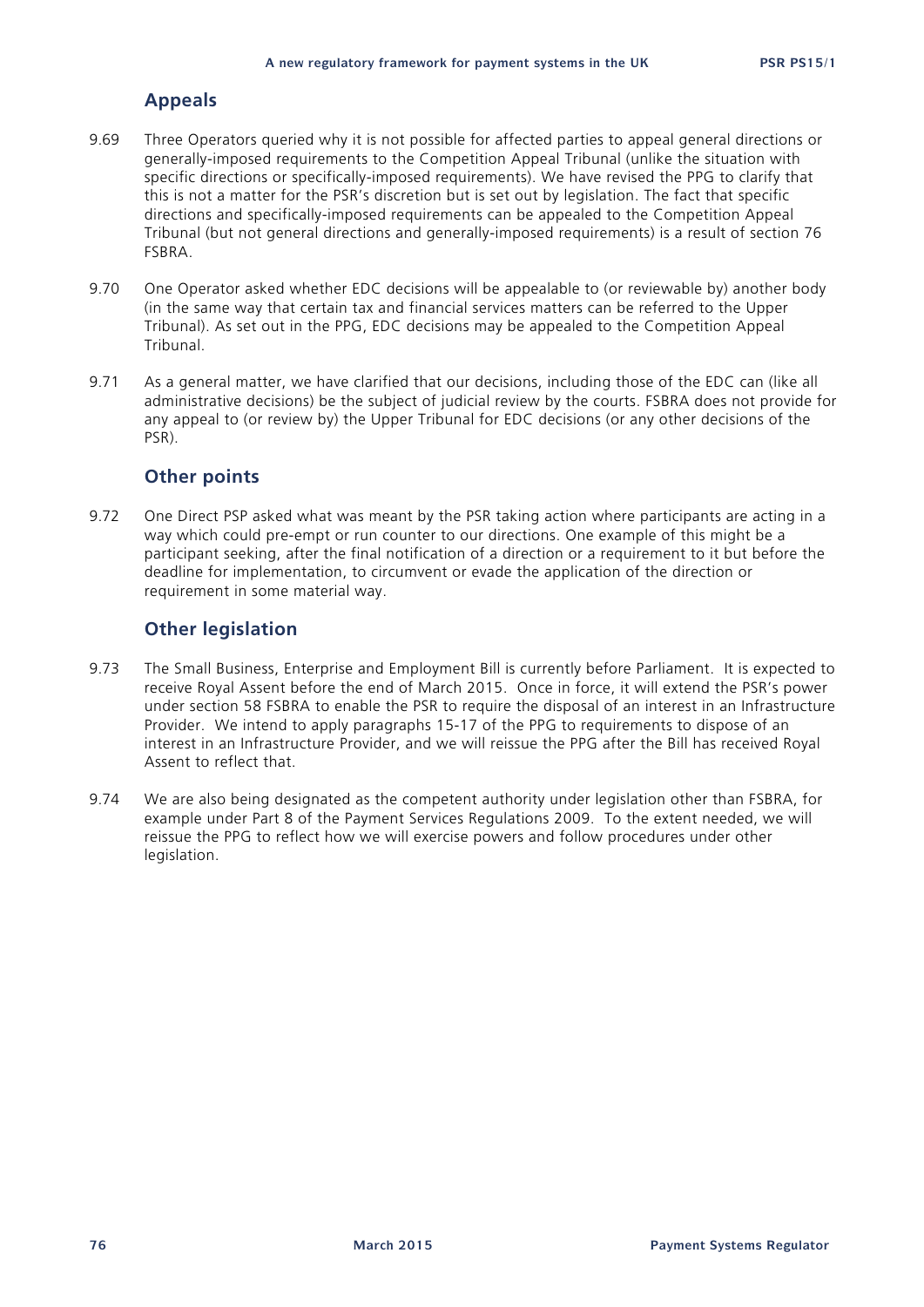## Appeals

9.69 Three Operators queried why it is not possible for affected parties to appeal general directions or generally-imposed requirements to the Competition Appeal Tribunal (unlike the situation with specific directions or specifically-imposed requirements). We have revised the PPG to clarify that this is not a matter for the PSR's discretion but is set out by legislation. The fact that specific directions and specifically-imposed requirements can be appealed to the Competition Appeal Tribunal (but not general directions and generally-imposed requirements) is a result of section 76 FSBRA.

9.70 One Operator asked whether EDC decisions will be appealable to (or reviewable by) another body (in the same way that certain tax and financial services matters can be referred to the Upper Tribunal). As set out in the PPG, EDC decisions may be appealed to the Competition Appeal Tribunal.

9.71 As a general matter, we have clarified that our decisions, including those of the EDC can (like all administrative decisions) be the subject of judicial review by the courts. FSBRA does not provide for any appeal to (or review by) the Upper Tribunal for EDC decisions (or any other decisions of the PSR).

## Other points

9.72 One Direct PSP asked what was meant by the PSR taking action where participants are acting in a way which could pre-empt or run counter to our directions. One example of this might be a participant seeking, after the final notification of a direction or a requirement to it but before the deadline for implementation, to circumvent or evade the application of the direction or requirement in some material way.

## Other legislation

9.73 The Small Business, Enterprise and Employment Bill is currently before Parliament. It is expected to receive Royal Assent before the end of March 2015. Once in force, it will extend the PSR's power under section 58 FSBRA to enable the PSR to require the disposal of an interest in an Infrastructure Provider. We intend to apply paragraphs 15-17 of the PPG to requirements to dispose of an interest in an Infrastructure Provider, and we will reissue the PPG after the Bill has received Royal Assent to reflect that.

9.74 We are also being designated as the competent authority under legislation other than FSBRA, for example under Part 8 of the Payment Services Regulations 2009. To the extent needed, we will reissue the PPG to reflect how we will exercise powers and follow procedures under other legislation.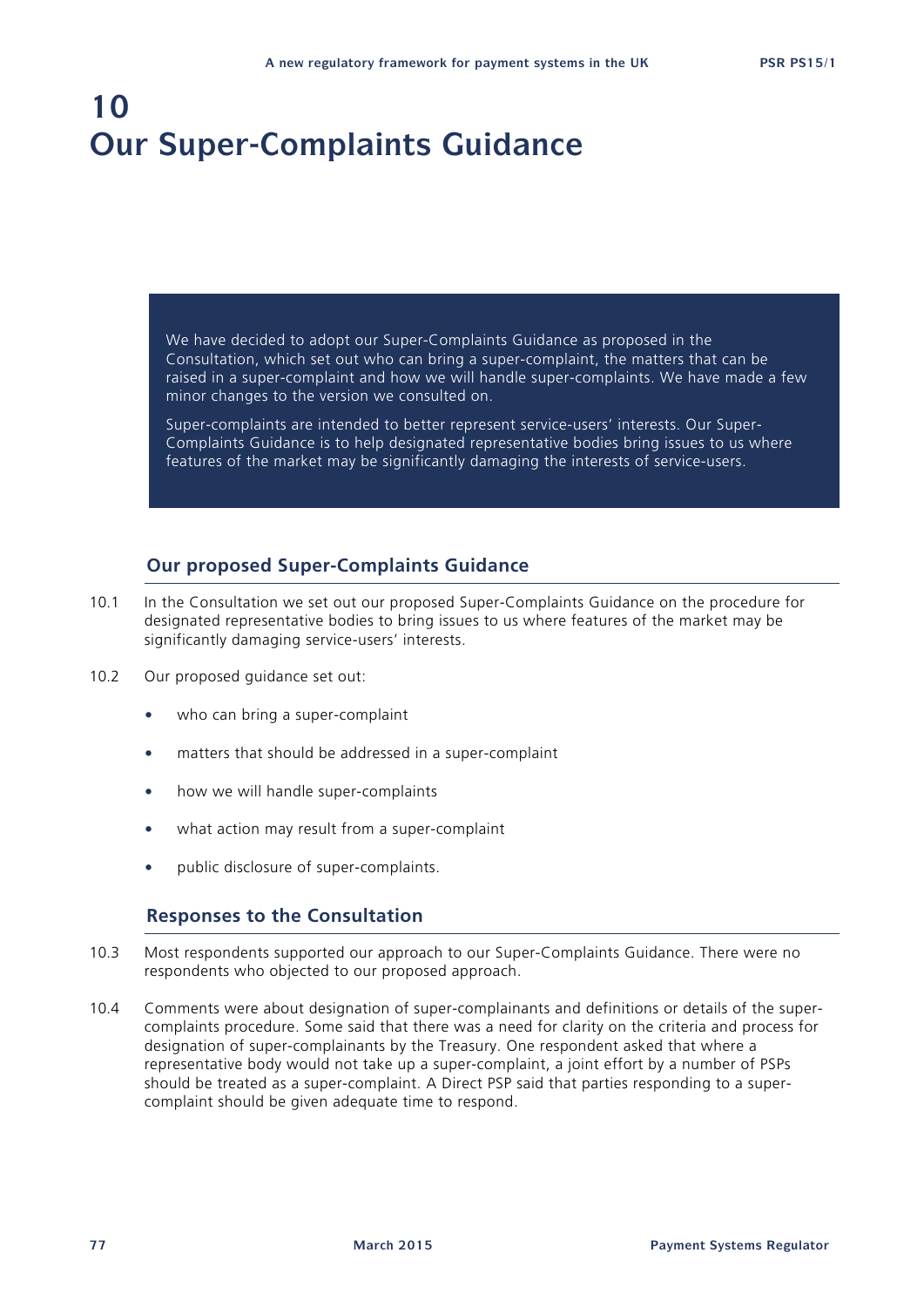# 10 Our Super-Complaints Guidance

We have decided to adopt our Super-Complaints Guidance as proposed in the Consultation, which set out who can bring a super-complaint, the matters that can be raised in a super-complaint and how we will handle super-complaints. We have made a few minor changes to the version we consulted on.

Super-complaints are intended to better represent service-users' interests. Our Super-Complaints Guidance is to help designated representative bodies bring issues to us where features of the market may be significantly damaging the interests of service-users.

## Our proposed Super-Complaints Guidance

10.1 In the Consultation we set out our proposed Super-Complaints Guidance on the procedure for designated representative bodies to bring issues to us where features of the market may be significantly damaging service-users' interests.

10.2 Our proposed guidance set out:

- who can bring a super-complaint
- matters that should be addressed in a super-complaint
- how we will handle super-complaints
- what action may result from a super-complaint
- public disclosure of super-complaints.

## Responses to the Consultation

10.3 Most respondents supported our approach to our Super-Complaints Guidance. There were no respondents who objected to our proposed approach.

10.4 Comments were about designation of super-complainants and definitions or details of the super-complaints procedure. Some said that there was a need for clarity on the criteria and process for designation of super-complainants by the Treasury. One respondent asked that where a representative body would not take up a super-complaint, a joint effort by a number of PSPs should be treated as a super-complaint. A Direct PSP said that parties responding to a super-complaint should be given adequate time to respond.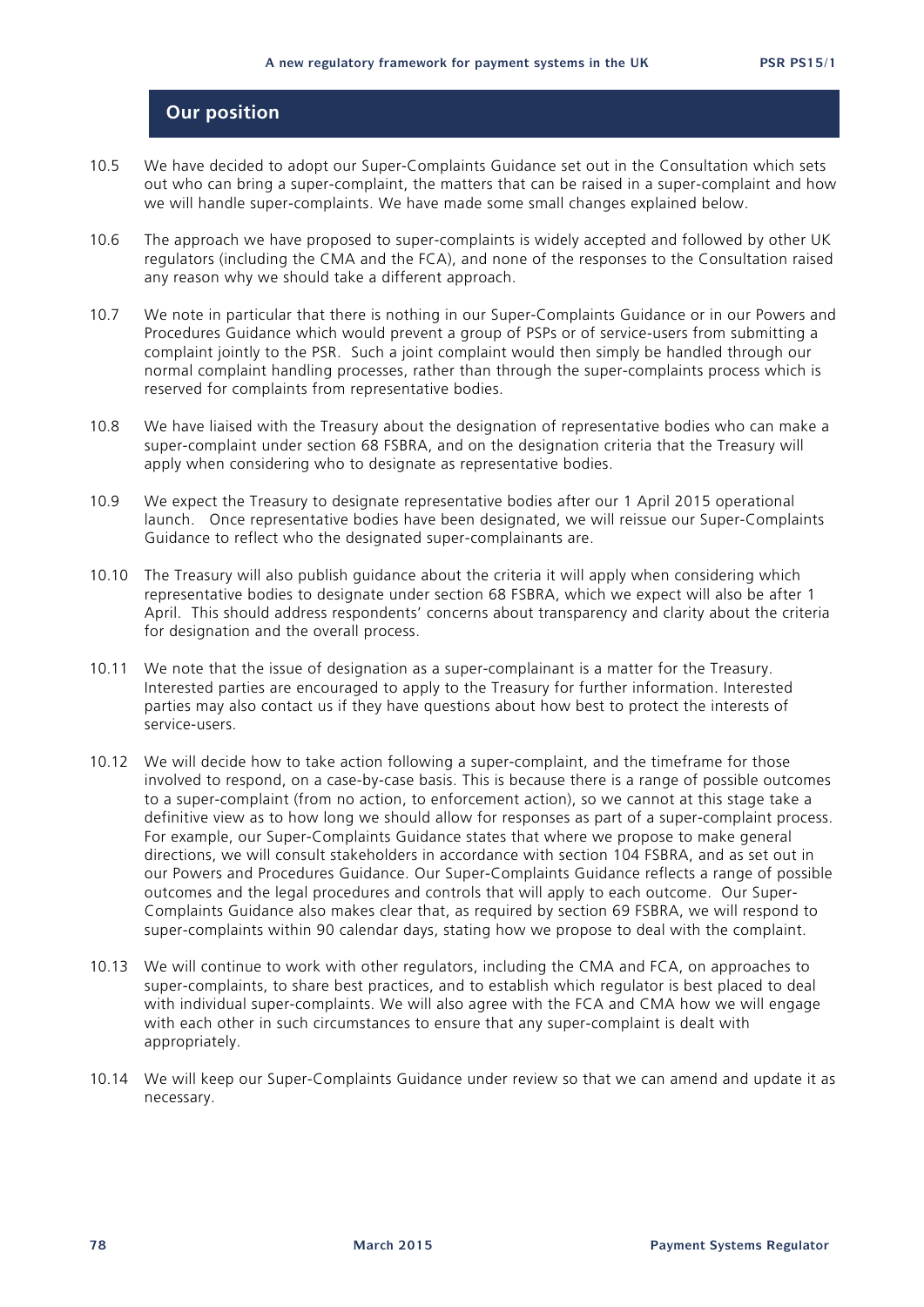## Our position

10.5 We have decided to adopt our Super-Complaints Guidance set out in the Consultation which sets out who can bring a super-complaint, the matters that can be raised in a super-complaint and how we will handle super-complaints. We have made some small changes explained below.

10.6 The approach we have proposed to super-complaints is widely accepted and followed by other UK regulators (including the CMA and the FCA), and none of the responses to the Consultation raised any reason why we should take a different approach.

10.7 We note in particular that there is nothing in our Super-Complaints Guidance or in our Powers and Procedures Guidance which would prevent a group of PSPs or of service-users from submitting a complaint jointly to the PSR. Such a joint complaint would then simply be handled through our normal complaint handling processes, rather than through the super-complaints process which is reserved for complaints from representative bodies.

10.8 We have liaised with the Treasury about the designation of representative bodies who can make a super-complaint under section 68 FSBRA, and on the designation criteria that the Treasury will apply when considering who to designate as representative bodies.

10.9 We expect the Treasury to designate representative bodies after our 1 April 2015 operational launch. Once representative bodies have been designated, we will reissue our Super-Complaints Guidance to reflect who the designated super-complainants are.

10.10 The Treasury will also publish guidance about the criteria it will apply when considering which representative bodies to designate under section 68 FSBRA, which we expect will also be after 1 April. This should address respondents' concerns about transparency and clarity about the criteria for designation and the overall process.

10.11 We note that the issue of designation as a super-complainant is a matter for the Treasury. Interested parties are encouraged to apply to the Treasury for further information. Interested parties may also contact us if they have questions about how best to protect the interests of service-users.

10.12 We will decide how to take action following a super-complaint, and the timeframe for those involved to respond, on a case-by-case basis. This is because there is a range of possible outcomes to a super-complaint (from no action, to enforcement action), so we cannot at this stage take a definitive view as to how long we should allow for responses as part of a super-complaint process. For example, our Super-Complaints Guidance states that where we propose to make general directions, we will consult stakeholders in accordance with section 104 FSBRA, and as set out in our Powers and Procedures Guidance. Our Super-Complaints Guidance reflects a range of possible outcomes and the legal procedures and controls that will apply to each outcome. Our Super-Complaints Guidance also makes clear that, as required by section 69 FSBRA, we will respond to super-complaints within 90 calendar days, stating how we propose to deal with the complaint.

10.13 We will continue to work with other regulators, including the CMA and FCA, on approaches to super-complaints, to share best practices, and to establish which regulator is best placed to deal with individual super-complaints. We will also agree with the FCA and CMA how we will engage with each other in such circumstances to ensure that any super-complaint is dealt with appropriately.

10.14 We will keep our Super-Complaints Guidance under review so that we can amend and update it as necessary.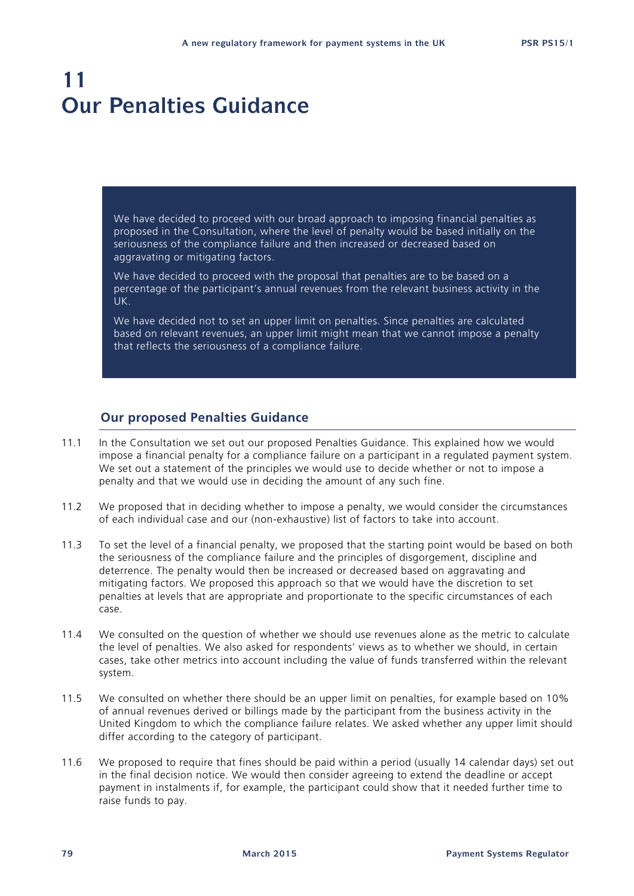# 11 Our Penalties Guidance

We have decided to proceed with our broad approach to imposing financial penalties as proposed in the Consultation, where the level of penalty would be based initially on the seriousness of the compliance failure and then increased or decreased based on aggravating or mitigating factors.

We have decided to proceed with the proposal that penalties are to be based on a percentage of the participant's annual revenues from the relevant business activity in the UK.

We have decided not to set an upper limit on penalties. Since penalties are calculated based on relevant revenues, an upper limit might mean that we cannot impose a penalty that reflects the seriousness of a compliance failure.

## Our proposed Penalties Guidance

11.1 In the Consultation we set out our proposed Penalties Guidance. This explained how we would impose a financial penalty for a compliance failure on a participant in a regulated payment system. We set out a statement of the principles we would use to decide whether or not to impose a penalty and that we would use in deciding the amount of any such fine.

11.2 We proposed that in deciding whether to impose a penalty, we would consider the circumstances of each individual case and our (non-exhaustive) list of factors to take into account.

11.3 To set the level of a financial penalty, we proposed that the starting point would be based on both the seriousness of the compliance failure and the principles of disgorgement, discipline and deterrence. The penalty would then be increased or decreased based on aggravating and mitigating factors. We proposed this approach so that we would have the discretion to set penalties at levels that are appropriate and proportionate to the specific circumstances of each case.

11.4 We consulted on the question of whether we should use revenues alone as the metric to calculate the level of penalties. We also asked for respondents' views as to whether we should, in certain cases, take other metrics into account including the value of funds transferred within the relevant system.

11.5 We consulted on whether there should be an upper limit on penalties, for example based on 10% of annual revenues derived or billings made by the participant from the business activity in the United Kingdom to which the compliance failure relates. We asked whether any upper limit should differ according to the category of participant.

11.6 We proposed to require that fines should be paid within a period (usually 14 calendar days) set out in the final decision notice. We would then consider agreeing to extend the deadline or accept payment in instalments if, for example, the participant could show that it needed further time to raise funds to pay.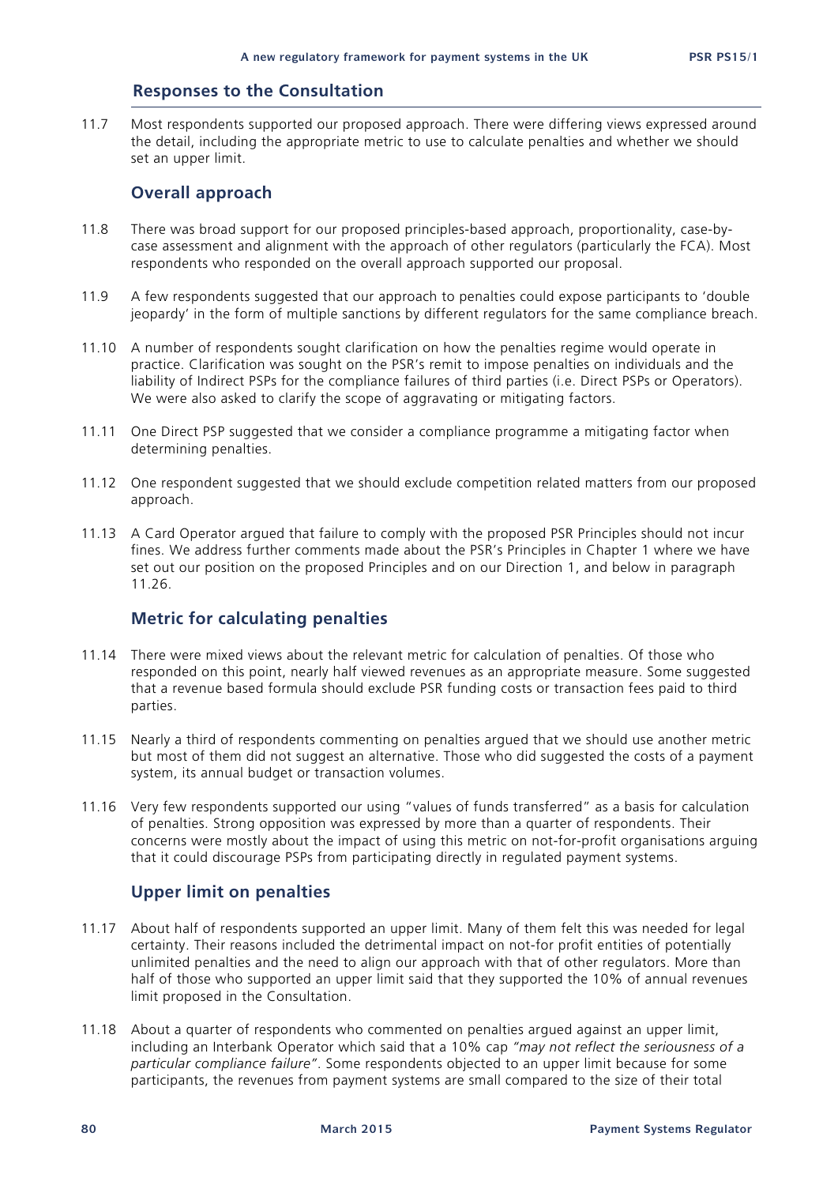## Responses to the Consultation

11.7 Most respondents supported our proposed approach. There were differing views expressed around the detail, including the appropriate metric to use to calculate penalties and whether we should set an upper limit.

### Overall approach

11.8 There was broad support for our proposed principles-based approach, proportionality, case-by-case assessment and alignment with the approach of other regulators (particularly the FCA). Most respondents who responded on the overall approach supported our proposal.

11.9 A few respondents suggested that our approach to penalties could expose participants to 'double jeopardy' in the form of multiple sanctions by different regulators for the same compliance breach.

11.10 A number of respondents sought clarification on how the penalties regime would operate in practice. Clarification was sought on the PSR's remit to impose penalties on individuals and the liability of Indirect PSPs for the compliance failures of third parties (i.e. Direct PSPs or Operators). We were also asked to clarify the scope of aggravating or mitigating factors.

11.11 One Direct PSP suggested that we consider a compliance programme a mitigating factor when determining penalties.

11.12 One respondent suggested that we should exclude competition related matters from our proposed approach.

11.13 A Card Operator argued that failure to comply with the proposed PSR Principles should not incur fines. We address further comments made about the PSR's Principles in Chapter 1 where we have set out our position on the proposed Principles and on our Direction 1, and below in paragraph 11.26.

### Metric for calculating penalties

11.14 There were mixed views about the relevant metric for calculation of penalties. Of those who responded on this point, nearly half viewed revenues as an appropriate measure. Some suggested that a revenue based formula should exclude PSR funding costs or transaction fees paid to third parties.

11.15 Nearly a third of respondents commenting on penalties argued that we should use another metric but most of them did not suggest an alternative. Those who did suggested the costs of a payment system, its annual budget or transaction volumes.

11.16 Very few respondents supported our using "values of funds transferred" as a basis for calculation of penalties. Strong opposition was expressed by more than a quarter of respondents. Their concerns were mostly about the impact of using this metric on not-for-profit organisations arguing that it could discourage PSPs from participating directly in regulated payment systems.

### Upper limit on penalties

11.17 About half of respondents supported an upper limit. Many of them felt this was needed for legal certainty. Their reasons included the detrimental impact on not-for profit entities of potentially unlimited penalties and the need to align our approach with that of other regulators. More than half of those who supported an upper limit said that they supported the 10% of annual revenues limit proposed in the Consultation.

11.18 About a quarter of respondents who commented on penalties argued against an upper limit, including an Interbank Operator which said that a 10% cap *"may not reflect the seriousness of a particular compliance failure"*. Some respondents objected to an upper limit because for some participants, the revenues from payment systems are small compared to the size of their total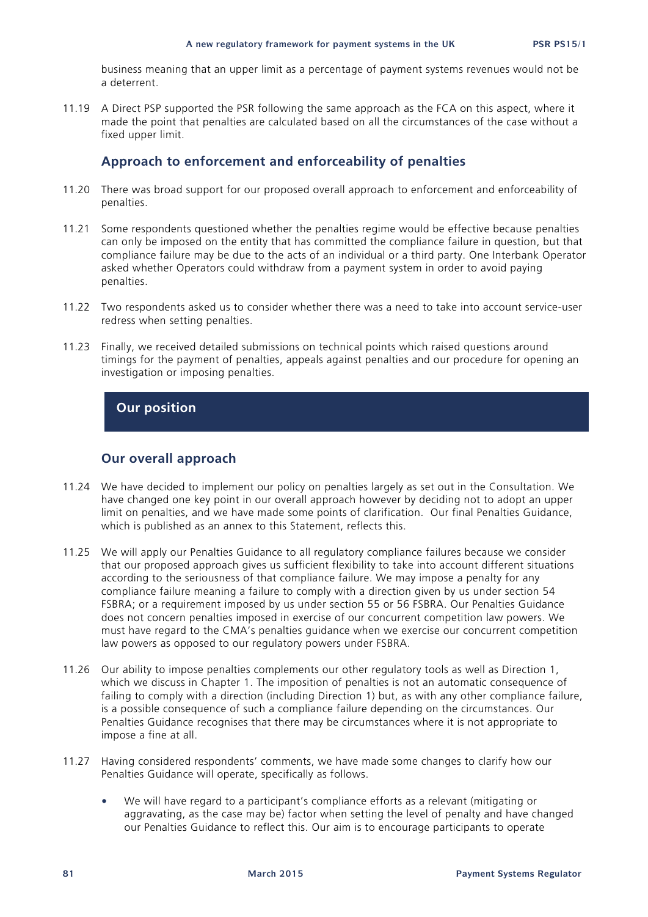business meaning that an upper limit as a percentage of payment systems revenues would not be a deterrent.

11.19 A Direct PSP supported the PSR following the same approach as the FCA on this aspect, where it made the point that penalties are calculated based on all the circumstances of the case without a fixed upper limit.

### Approach to enforcement and enforceability of penalties

11.20 There was broad support for our proposed overall approach to enforcement and enforceability of penalties.

11.21 Some respondents questioned whether the penalties regime would be effective because penalties can only be imposed on the entity that has committed the compliance failure in question, but that compliance failure may be due to the acts of an individual or a third party. One Interbank Operator asked whether Operators could withdraw from a payment system in order to avoid paying penalties.

11.22 Two respondents asked us to consider whether there was a need to take into account service-user redress when setting penalties.

11.23 Finally, we received detailed submissions on technical points which raised questions around timings for the payment of penalties, appeals against penalties and our procedure for opening an investigation or imposing penalties.

## Our position

### Our overall approach

11.24 We have decided to implement our policy on penalties largely as set out in the Consultation. We have changed one key point in our overall approach however by deciding not to adopt an upper limit on penalties, and we have made some points of clarification. Our final Penalties Guidance, which is published as an annex to this Statement, reflects this.

11.25 We will apply our Penalties Guidance to all regulatory compliance failures because we consider that our proposed approach gives us sufficient flexibility to take into account different situations according to the seriousness of that compliance failure. We may impose a penalty for any compliance failure meaning a failure to comply with a direction given by us under section 54 FSBRA; or a requirement imposed by us under section 55 or 56 FSBRA. Our Penalties Guidance does not concern penalties imposed in exercise of our concurrent competition law powers. We must have regard to the CMA's penalties guidance when we exercise our concurrent competition law powers as opposed to our regulatory powers under FSBRA.

11.26 Our ability to impose penalties complements our other regulatory tools as well as Direction 1, which we discuss in Chapter 1. The imposition of penalties is not an automatic consequence of failing to comply with a direction (including Direction 1) but, as with any other compliance failure, is a possible consequence of such a compliance failure depending on the circumstances. Our Penalties Guidance recognises that there may be circumstances where it is not appropriate to impose a fine at all.

11.27 Having considered respondents' comments, we have made some changes to clarify how our Penalties Guidance will operate, specifically as follows.

- We will have regard to a participant's compliance efforts as a relevant (mitigating or aggravating, as the case may be) factor when setting the level of penalty and have changed our Penalties Guidance to reflect this. Our aim is to encourage participants to operate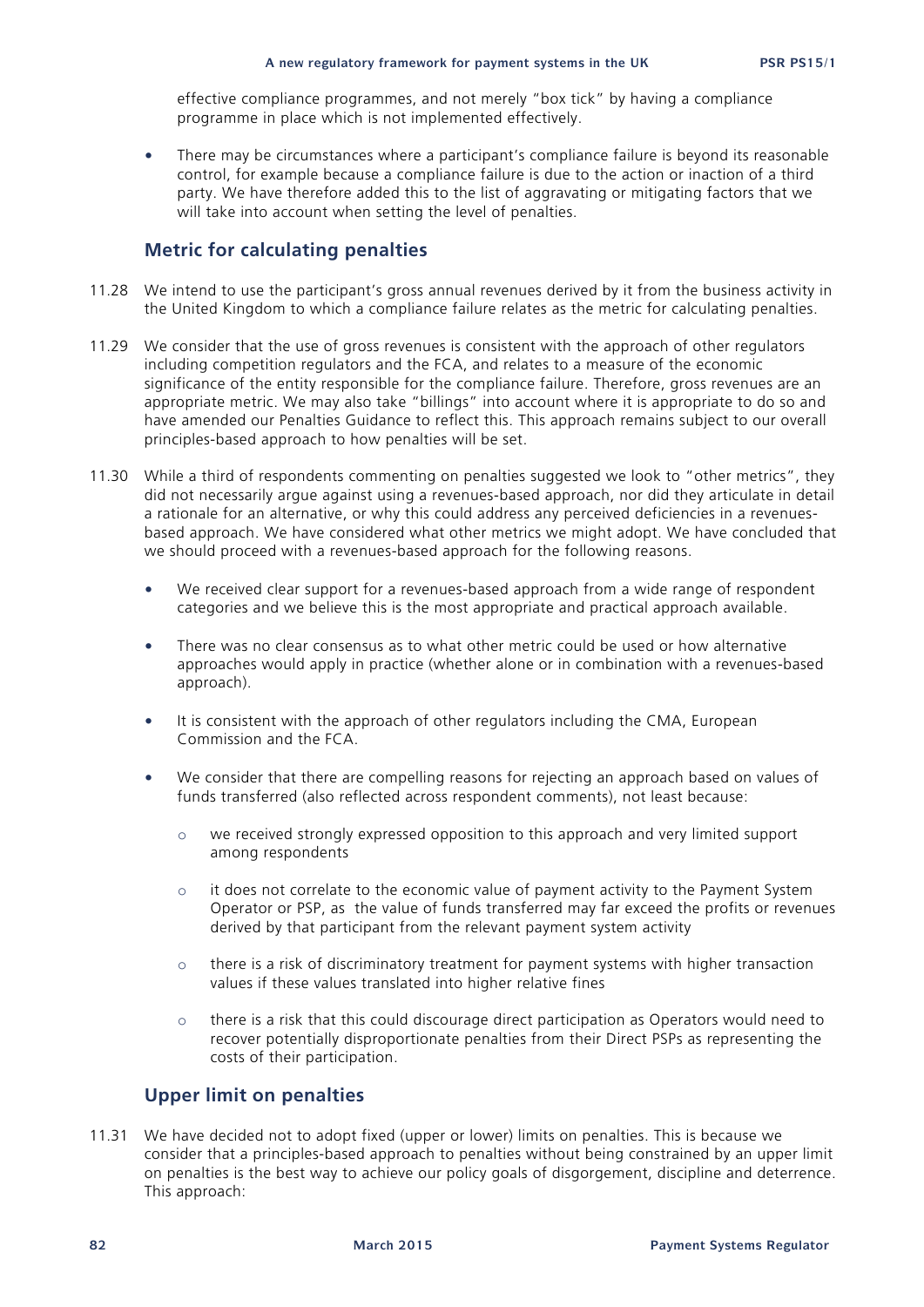effective compliance programmes, and not merely "box tick" by having a compliance programme in place which is not implemented effectively.

- There may be circumstances where a participant's compliance failure is beyond its reasonable control, for example because a compliance failure is due to the action or inaction of a third party. We have therefore added this to the list of aggravating or mitigating factors that we will take into account when setting the level of penalties.

### Metric for calculating penalties

11.28 We intend to use the participant's gross annual revenues derived by it from the business activity in the United Kingdom to which a compliance failure relates as the metric for calculating penalties.

11.29 We consider that the use of gross revenues is consistent with the approach of other regulators including competition regulators and the FCA, and relates to a measure of the economic significance of the entity responsible for the compliance failure. Therefore, gross revenues are an appropriate metric. We may also take "billings" into account where it is appropriate to do so and have amended our Penalties Guidance to reflect this. This approach remains subject to our overall principles-based approach to how penalties will be set.

11.30 While a third of respondents commenting on penalties suggested we look to "other metrics", they did not necessarily argue against using a revenues-based approach, nor did they articulate in detail a rationale for an alternative, or why this could address any perceived deficiencies in a revenues-based approach. We have considered what other metrics we might adopt. We have concluded that we should proceed with a revenues-based approach for the following reasons.

- We received clear support for a revenues-based approach from a wide range of respondent categories and we believe this is the most appropriate and practical approach available.
- There was no clear consensus as to what other metric could be used or how alternative approaches would apply in practice (whether alone or in combination with a revenues-based approach).
- It is consistent with the approach of other regulators including the CMA, European Commission and the FCA.
- We consider that there are compelling reasons for rejecting an approach based on values of funds transferred (also reflected across respondent comments), not least because:
  - we received strongly expressed opposition to this approach and very limited support among respondents
  - it does not correlate to the economic value of payment activity to the Payment System Operator or PSP, as the value of funds transferred may far exceed the profits or revenues derived by that participant from the relevant payment system activity
  - there is a risk of discriminatory treatment for payment systems with higher transaction values if these values translated into higher relative fines
  - there is a risk that this could discourage direct participation as Operators would need to recover potentially disproportionate penalties from their Direct PSPs as representing the costs of their participation.

### Upper limit on penalties

11.31 We have decided not to adopt fixed (upper or lower) limits on penalties. This is because we consider that a principles-based approach to penalties without being constrained by an upper limit on penalties is the best way to achieve our policy goals of disgorgement, discipline and deterrence. This approach: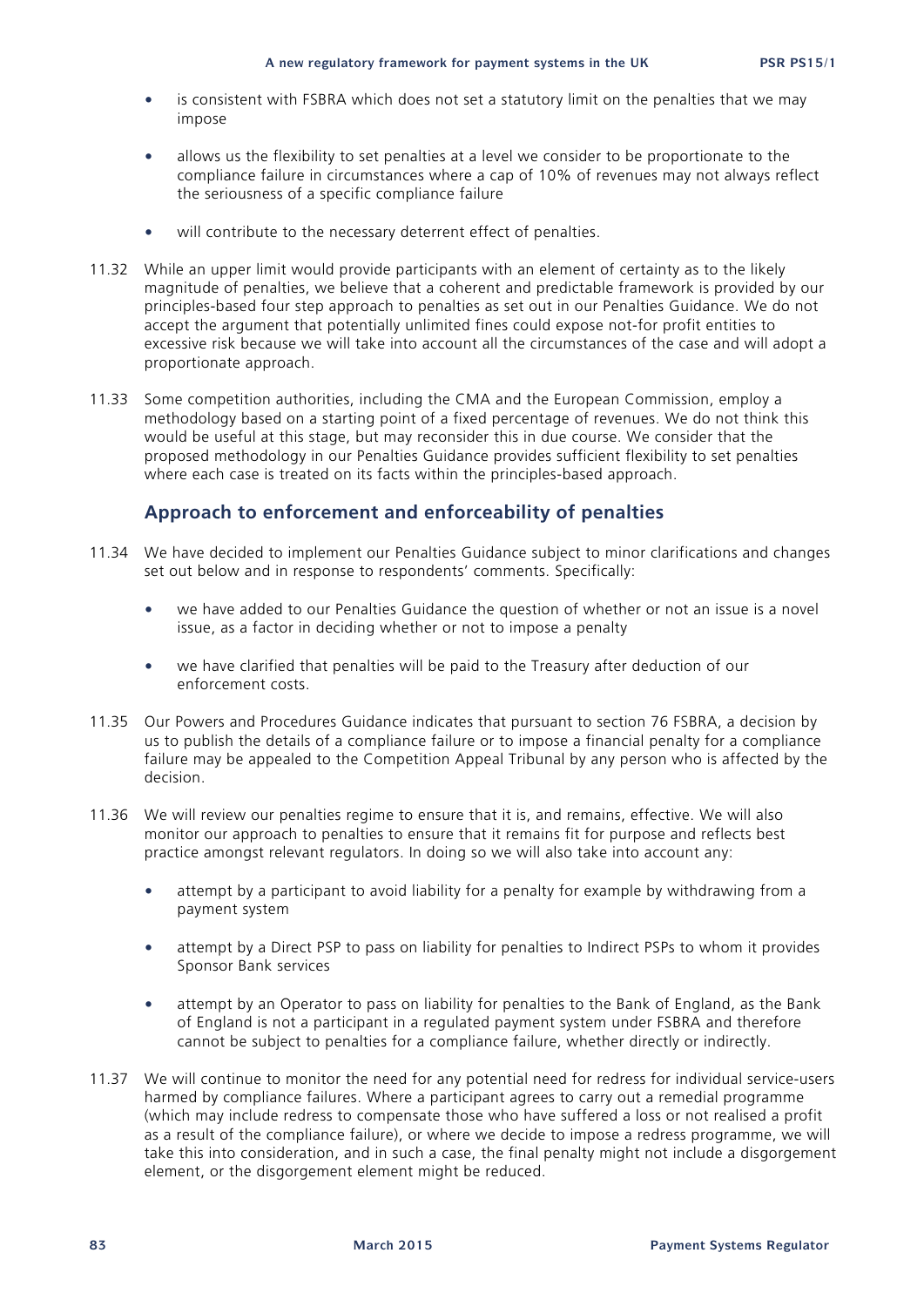- is consistent with FSBRA which does not set a statutory limit on the penalties that we may impose
- allows us the flexibility to set penalties at a level we consider to be proportionate to the compliance failure in circumstances where a cap of 10% of revenues may not always reflect the seriousness of a specific compliance failure
- will contribute to the necessary deterrent effect of penalties.

11.32 While an upper limit would provide participants with an element of certainty as to the likely magnitude of penalties, we believe that a coherent and predictable framework is provided by our principles-based four step approach to penalties as set out in our Penalties Guidance. We do not accept the argument that potentially unlimited fines could expose not-for profit entities to excessive risk because we will take into account all the circumstances of the case and will adopt a proportionate approach.

11.33 Some competition authorities, including the CMA and the European Commission, employ a methodology based on a starting point of a fixed percentage of revenues. We do not think this would be useful at this stage, but may reconsider this in due course. We consider that the proposed methodology in our Penalties Guidance provides sufficient flexibility to set penalties where each case is treated on its facts within the principles-based approach.

## Approach to enforcement and enforceability of penalties

11.34 We have decided to implement our Penalties Guidance subject to minor clarifications and changes set out below and in response to respondents' comments. Specifically:

- we have added to our Penalties Guidance the question of whether or not an issue is a novel issue, as a factor in deciding whether or not to impose a penalty
- we have clarified that penalties will be paid to the Treasury after deduction of our enforcement costs.

11.35 Our Powers and Procedures Guidance indicates that pursuant to section 76 FSBRA, a decision by us to publish the details of a compliance failure or to impose a financial penalty for a compliance failure may be appealed to the Competition Appeal Tribunal by any person who is affected by the decision.

11.36 We will review our penalties regime to ensure that it is, and remains, effective. We will also monitor our approach to penalties to ensure that it remains fit for purpose and reflects best practice amongst relevant regulators. In doing so we will also take into account any:

- attempt by a participant to avoid liability for a penalty for example by withdrawing from a payment system
- attempt by a Direct PSP to pass on liability for penalties to Indirect PSPs to whom it provides Sponsor Bank services
- attempt by an Operator to pass on liability for penalties to the Bank of England, as the Bank of England is not a participant in a regulated payment system under FSBRA and therefore cannot be subject to penalties for a compliance failure, whether directly or indirectly.

11.37 We will continue to monitor the need for any potential need for redress for individual service-users harmed by compliance failures. Where a participant agrees to carry out a remedial programme (which may include redress to compensate those who have suffered a loss or not realised a profit as a result of the compliance failure), or where we decide to impose a redress programme, we will take this into consideration, and in such a case, the final penalty might not include a disgorgement element, or the disgorgement element might be reduced.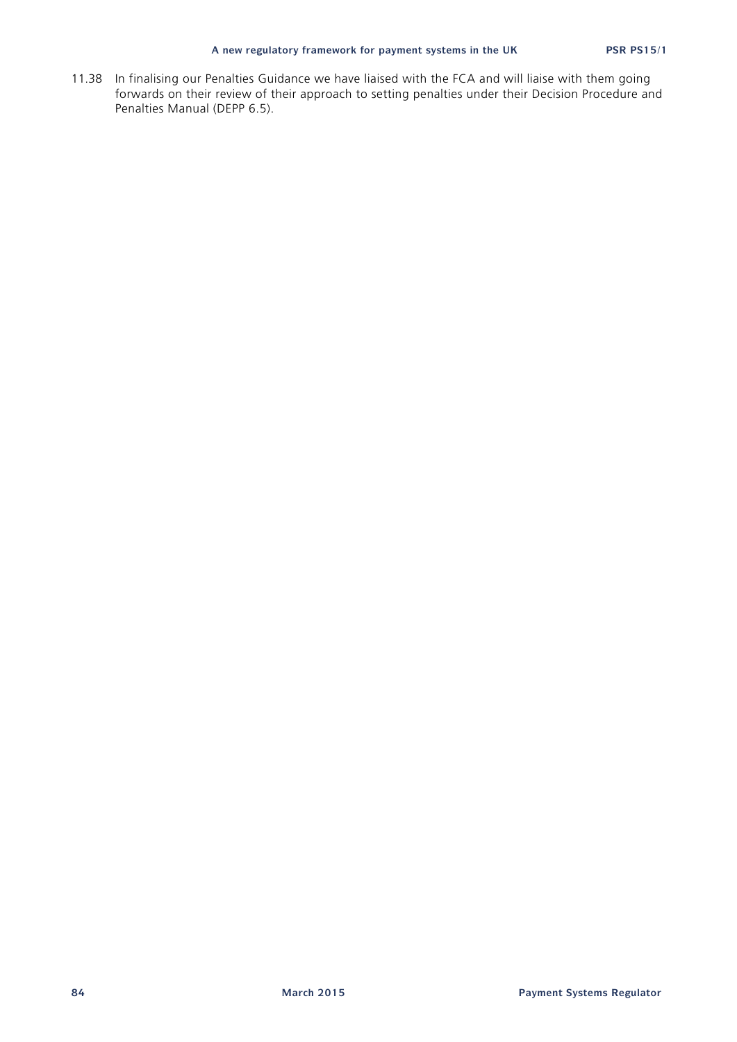11.38 In finalising our Penalties Guidance we have liaised with the FCA and will liaise with them going forwards on their review of their approach to setting penalties under their Decision Procedure and Penalties Manual (DEPP 6.5).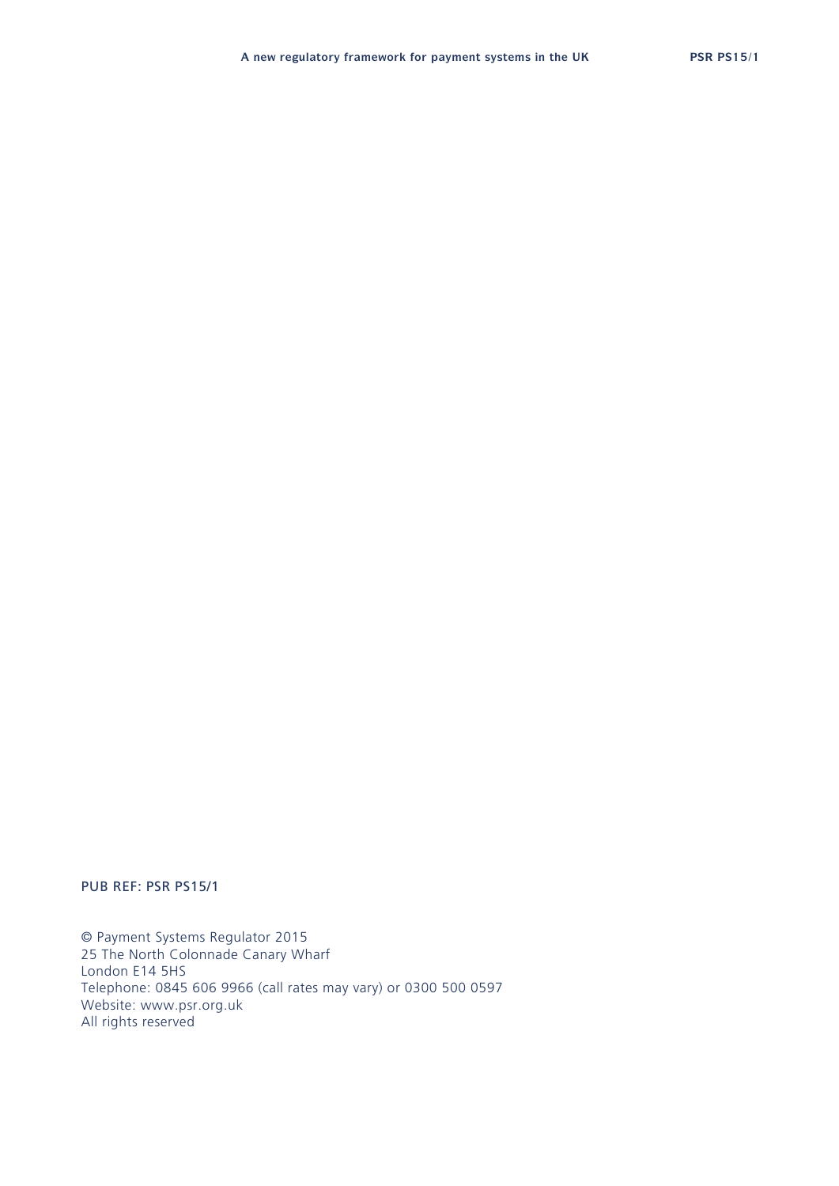PUB REF: PSR PS15/1

© Payment Systems Regulator 2015
25 The North Colonnade Canary Wharf
London E14 5HS
Telephone: 0845 606 9966 (call rates may vary) or 0300 500 0597
Website: www.psr.org.uk
All rights reserved